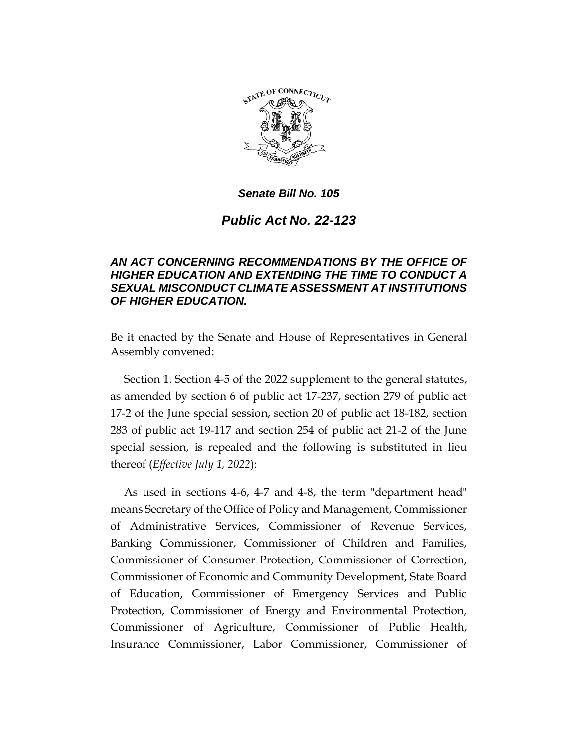*Senate Bill No. 105*

# *Public Act No. 22-123*

## *AN ACT CONCERNING RECOMMENDATIONS BY THE OFFICE OF HIGHER EDUCATION AND EXTENDING THE TIME TO CONDUCT A SEXUAL MISCONDUCT CLIMATE ASSESSMENT AT INSTITUTIONS OF HIGHER EDUCATION.*

Be it enacted by the Senate and House of Representatives in General Assembly convened:

Section 1. Section 4-5 of the 2022 supplement to the general statutes, as amended by section 6 of public act 17-237, section 279 of public act 17-2 of the June special session, section 20 of public act 18-182, section 283 of public act 19-117 and section 254 of public act 21-2 of the June special session, is repealed and the following is substituted in lieu thereof (*Effective July 1, 2022*):

As used in sections 4-6, 4-7 and 4-8, the term "department head" means Secretary of the Office of Policy and Management, Commissioner of Administrative Services, Commissioner of Revenue Services, Banking Commissioner, Commissioner of Children and Families, Commissioner of Consumer Protection, Commissioner of Correction, Commissioner of Economic and Community Development, State Board of Education, Commissioner of Emergency Services and Public Protection, Commissioner of Energy and Environmental Protection, Commissioner of Agriculture, Commissioner of Public Health, Insurance Commissioner, Labor Commissioner, Commissioner of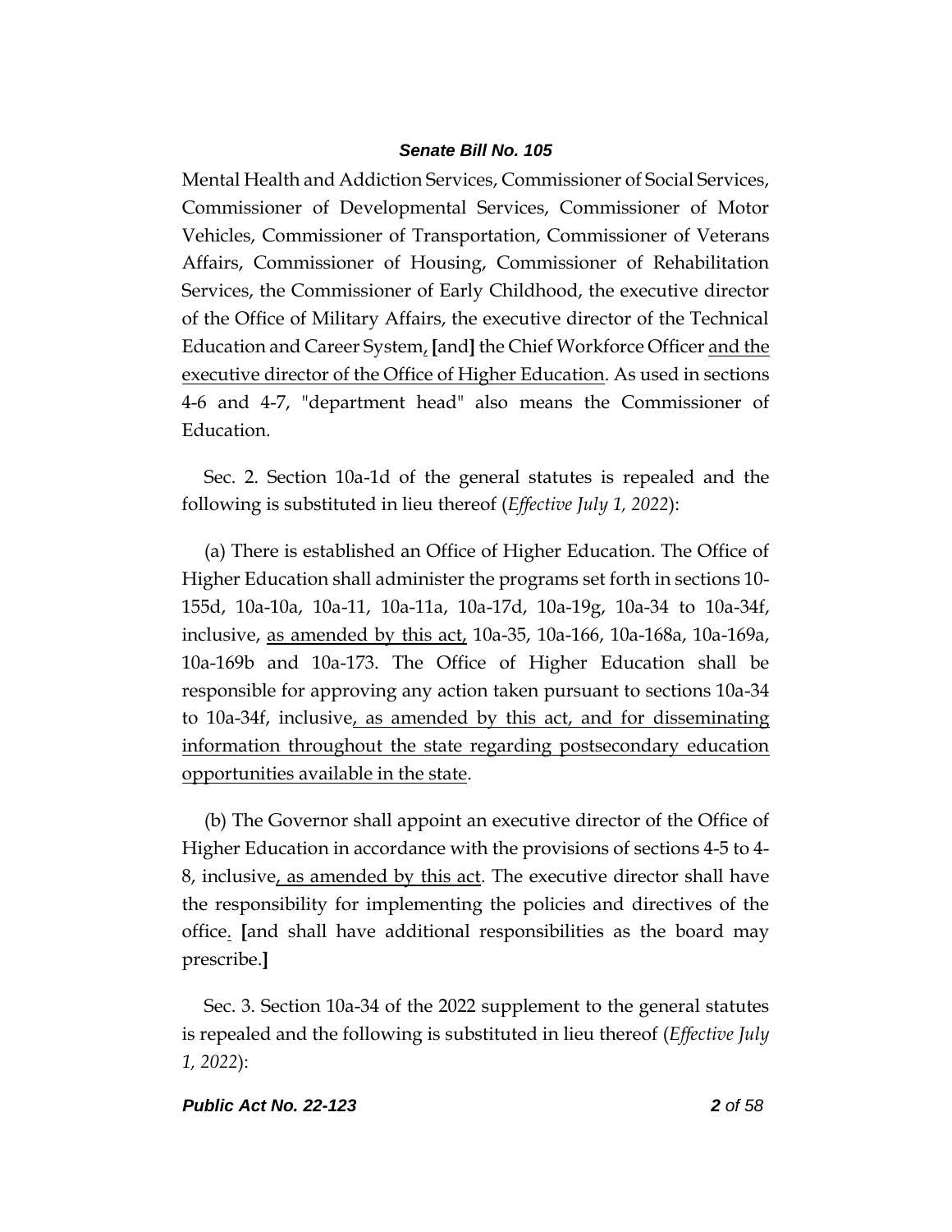Mental Health and Addiction Services, Commissioner of Social Services, Commissioner of Developmental Services, Commissioner of Motor Vehicles, Commissioner of Transportation, Commissioner of Veterans Affairs, Commissioner of Housing, Commissioner of Rehabilitation Services, the Commissioner of Early Childhood, the executive director of the Office of Military Affairs, the executive director of the Technical Education and Career System, **[**and**]** the Chief Workforce Officer <u>and the executive director of the Office of Higher Education</u>. As used in sections 4-6 and 4-7, "department head" also means the Commissioner of Education.

Sec. 2. Section 10a-1d of the general statutes is repealed and the following is substituted in lieu thereof (*Effective July 1, 2022*):

(a) There is established an Office of Higher Education. The Office of Higher Education shall administer the programs set forth in sections 10-155d, 10a-10a, 10a-11, 10a-11a, 10a-17d, 10a-19g, 10a-34 to 10a-34f, inclusive, <u>as amended by this act,</u> 10a-35, 10a-166, 10a-168a, 10a-169a, 10a-169b and 10a-173. The Office of Higher Education shall be responsible for approving any action taken pursuant to sections 10a-34 to 10a-34f, inclusive<u>, as amended by this act, and for disseminating information throughout the state regarding postsecondary education opportunities available in the state</u>.

(b) The Governor shall appoint an executive director of the Office of Higher Education in accordance with the provisions of sections 4-5 to 4-8, inclusive<u>, as amended by this act</u>. The executive director shall have the responsibility for implementing the policies and directives of the office<u>.</u> **[**and shall have additional responsibilities as the board may prescribe.**]**

Sec. 3. Section 10a-34 of the 2022 supplement to the general statutes is repealed and the following is substituted in lieu thereof (*Effective July 1, 2022*):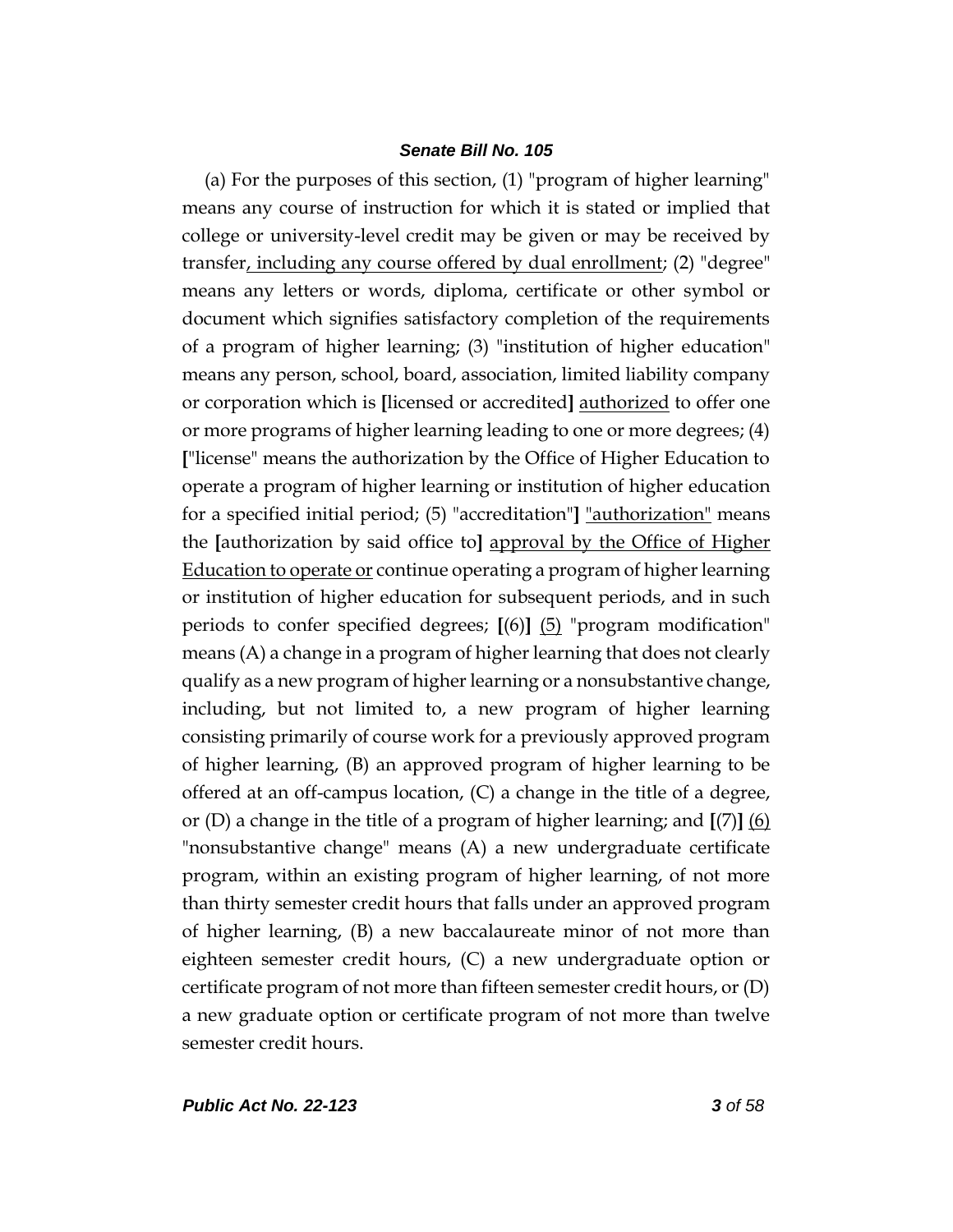(a) For the purposes of this section, (1) "program of higher learning" means any course of instruction for which it is stated or implied that college or university-level credit may be given or may be received by transfer<u>, including any course offered by dual enrollment</u>; (2) "degree" means any letters or words, diploma, certificate or other symbol or document which signifies satisfactory completion of the requirements of a program of higher learning; (3) "institution of higher education" means any person, school, board, association, limited liability company or corporation which is **[**licensed or accredited**]** <u>authorized</u> to offer one or more programs of higher learning leading to one or more degrees; (4) **[**"license" means the authorization by the Office of Higher Education to operate a program of higher learning or institution of higher education for a specified initial period; (5) "accreditation"**]** <u>"authorization"</u> means the **[**authorization by said office to**]** <u>approval by the Office of Higher Education to operate or</u> continue operating a program of higher learning or institution of higher education for subsequent periods, and in such periods to confer specified degrees; **[**(6)**]** <u>(5)</u> "program modification" means (A) a change in a program of higher learning that does not clearly qualify as a new program of higher learning or a nonsubstantive change, including, but not limited to, a new program of higher learning consisting primarily of course work for a previously approved program of higher learning, (B) an approved program of higher learning to be offered at an off-campus location, (C) a change in the title of a degree, or (D) a change in the title of a program of higher learning; and **[**(7)**]** <u>(6)</u> "nonsubstantive change" means (A) a new undergraduate certificate program, within an existing program of higher learning, of not more than thirty semester credit hours that falls under an approved program of higher learning, (B) a new baccalaureate minor of not more than eighteen semester credit hours, (C) a new undergraduate option or certificate program of not more than fifteen semester credit hours, or (D) a new graduate option or certificate program of not more than twelve semester credit hours.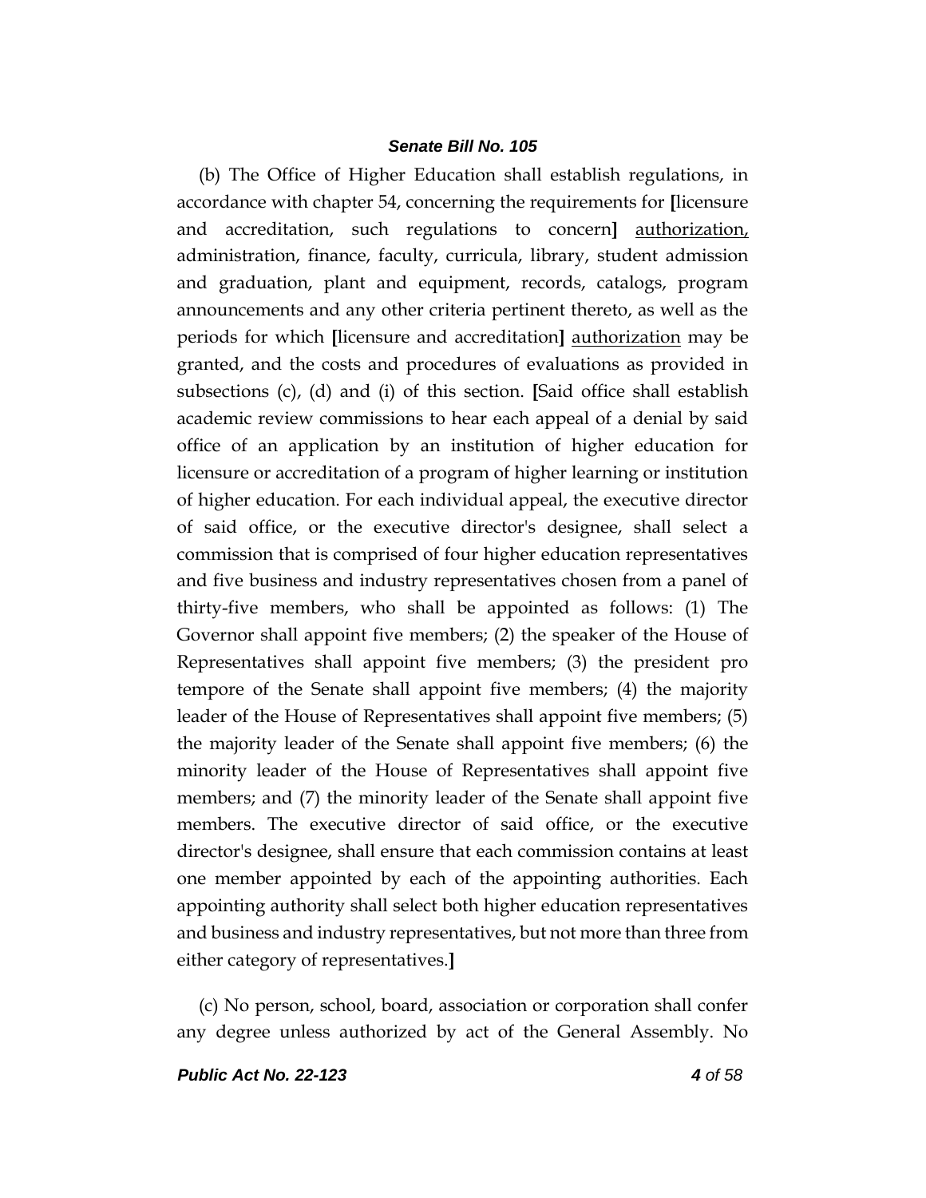(b) The Office of Higher Education shall establish regulations, in accordance with chapter 54, concerning the requirements for **[**licensure and accreditation, such regulations to concern**]** <u>authorization,</u> administration, finance, faculty, curricula, library, student admission and graduation, plant and equipment, records, catalogs, program announcements and any other criteria pertinent thereto, as well as the periods for which **[**licensure and accreditation**]** <u>authorization</u> may be granted, and the costs and procedures of evaluations as provided in subsections (c), (d) and (i) of this section. **[**Said office shall establish academic review commissions to hear each appeal of a denial by said office of an application by an institution of higher education for licensure or accreditation of a program of higher learning or institution of higher education. For each individual appeal, the executive director of said office, or the executive director's designee, shall select a commission that is comprised of four higher education representatives and five business and industry representatives chosen from a panel of thirty-five members, who shall be appointed as follows: (1) The Governor shall appoint five members; (2) the speaker of the House of Representatives shall appoint five members; (3) the president pro tempore of the Senate shall appoint five members; (4) the majority leader of the House of Representatives shall appoint five members; (5) the majority leader of the Senate shall appoint five members; (6) the minority leader of the House of Representatives shall appoint five members; and (7) the minority leader of the Senate shall appoint five members. The executive director of said office, or the executive director's designee, shall ensure that each commission contains at least one member appointed by each of the appointing authorities. Each appointing authority shall select both higher education representatives and business and industry representatives, but not more than three from either category of representatives.**]**

(c) No person, school, board, association or corporation shall confer any degree unless authorized by act of the General Assembly. No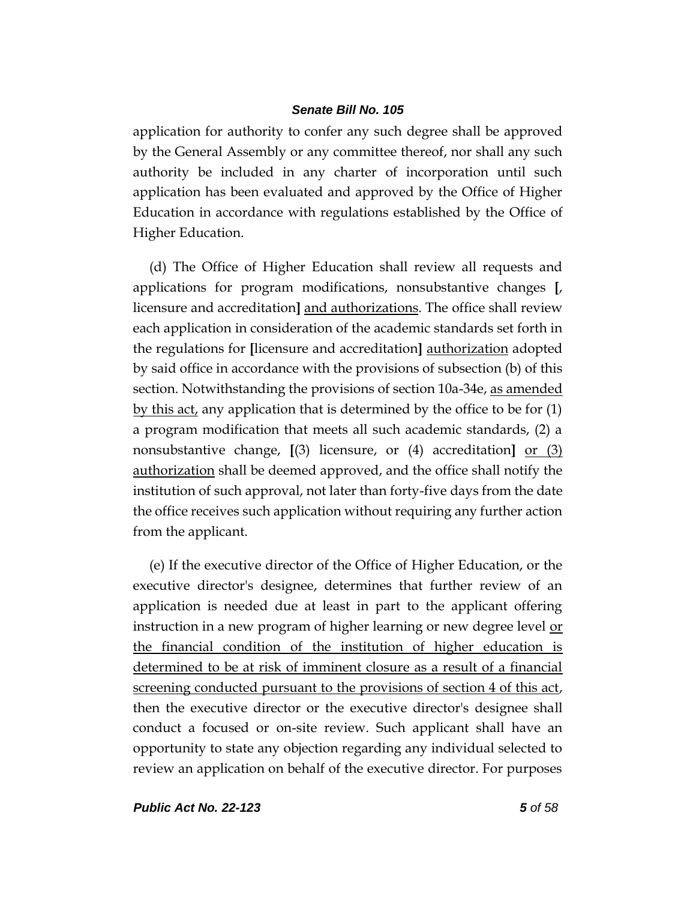application for authority to confer any such degree shall be approved by the General Assembly or any committee thereof, nor shall any such authority be included in any charter of incorporation until such application has been evaluated and approved by the Office of Higher Education in accordance with regulations established by the Office of Higher Education.

(d) The Office of Higher Education shall review all requests and applications for program modifications, nonsubstantive changes **[**, licensure and accreditation**]** <u>and authorizations</u>. The office shall review each application in consideration of the academic standards set forth in the regulations for **[**licensure and accreditation**]** <u>authorization</u> adopted by said office in accordance with the provisions of subsection (b) of this section. Notwithstanding the provisions of section 10a-34e, <u>as amended by this act,</u> any application that is determined by the office to be for (1) a program modification that meets all such academic standards, (2) a nonsubstantive change, **[**(3) licensure, or (4) accreditation**]** <u>or (3) authorization</u> shall be deemed approved, and the office shall notify the institution of such approval, not later than forty-five days from the date the office receives such application without requiring any further action from the applicant.

(e) If the executive director of the Office of Higher Education, or the executive director's designee, determines that further review of an application is needed due at least in part to the applicant offering instruction in a new program of higher learning or new degree level <u>or the financial condition of the institution of higher education is determined to be at risk of imminent closure as a result of a financial screening conducted pursuant to the provisions of section 4 of this act</u>, then the executive director or the executive director's designee shall conduct a focused or on-site review. Such applicant shall have an opportunity to state any objection regarding any individual selected to review an application on behalf of the executive director. For purposes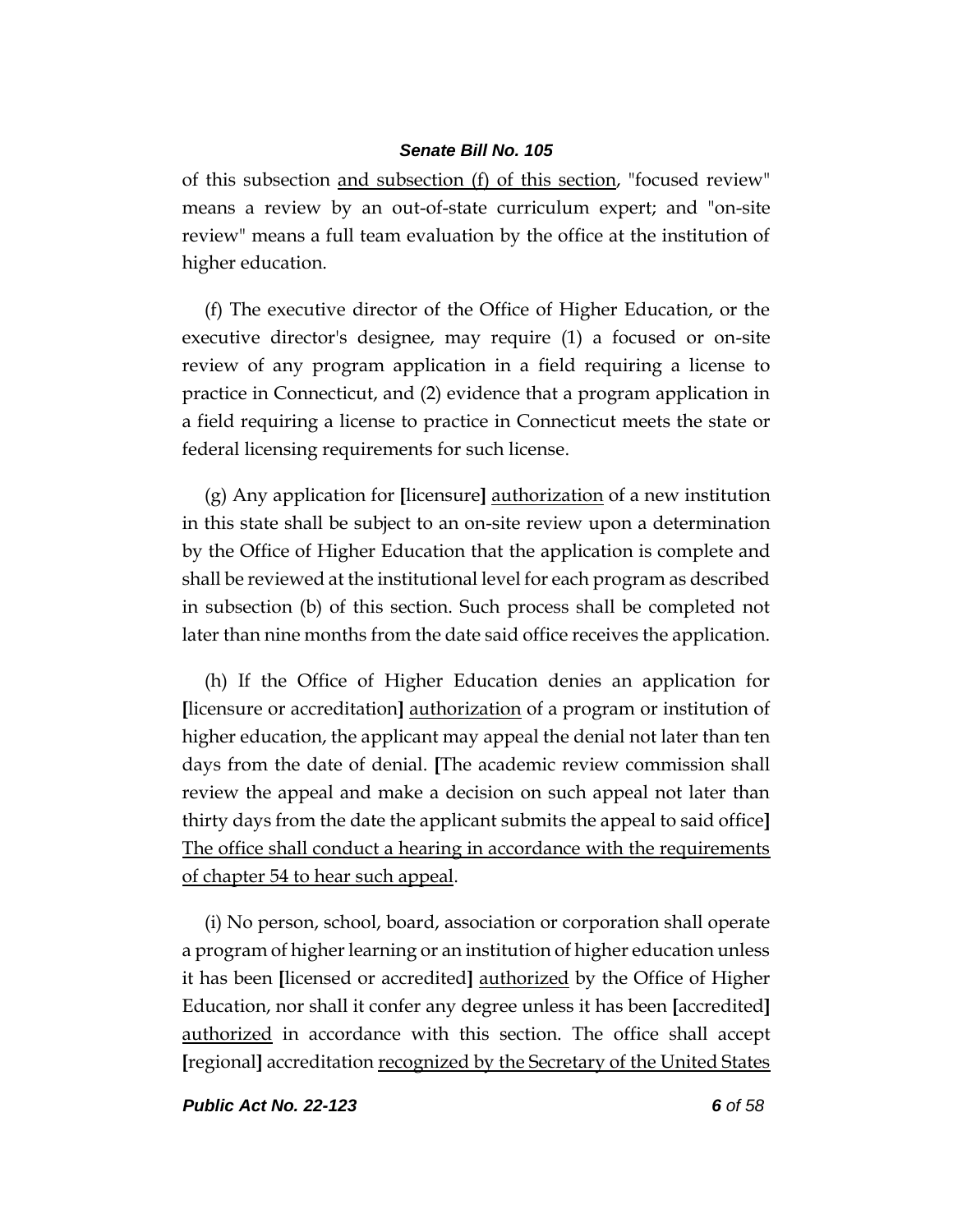of this subsection <u>and subsection (f) of this section</u>, "focused review" means a review by an out-of-state curriculum expert; and "on-site review" means a full team evaluation by the office at the institution of higher education.

(f) The executive director of the Office of Higher Education, or the executive director's designee, may require (1) a focused or on-site review of any program application in a field requiring a license to practice in Connecticut, and (2) evidence that a program application in a field requiring a license to practice in Connecticut meets the state or federal licensing requirements for such license.

(g) Any application for **[**licensure**]** <u>authorization</u> of a new institution in this state shall be subject to an on-site review upon a determination by the Office of Higher Education that the application is complete and shall be reviewed at the institutional level for each program as described in subsection (b) of this section. Such process shall be completed not later than nine months from the date said office receives the application.

(h) If the Office of Higher Education denies an application for **[**licensure or accreditation**]** <u>authorization</u> of a program or institution of higher education, the applicant may appeal the denial not later than ten days from the date of denial. **[**The academic review commission shall review the appeal and make a decision on such appeal not later than thirty days from the date the applicant submits the appeal to said office**]** <u>The office shall conduct a hearing in accordance with the requirements of chapter 54 to hear such appeal</u>.

(i) No person, school, board, association or corporation shall operate a program of higher learning or an institution of higher education unless it has been **[**licensed or accredited**]** <u>authorized</u> by the Office of Higher Education, nor shall it confer any degree unless it has been **[**accredited**]** <u>authorized</u> in accordance with this section. The office shall accept **[**regional**]** accreditation <u>recognized by the Secretary of the United States</u>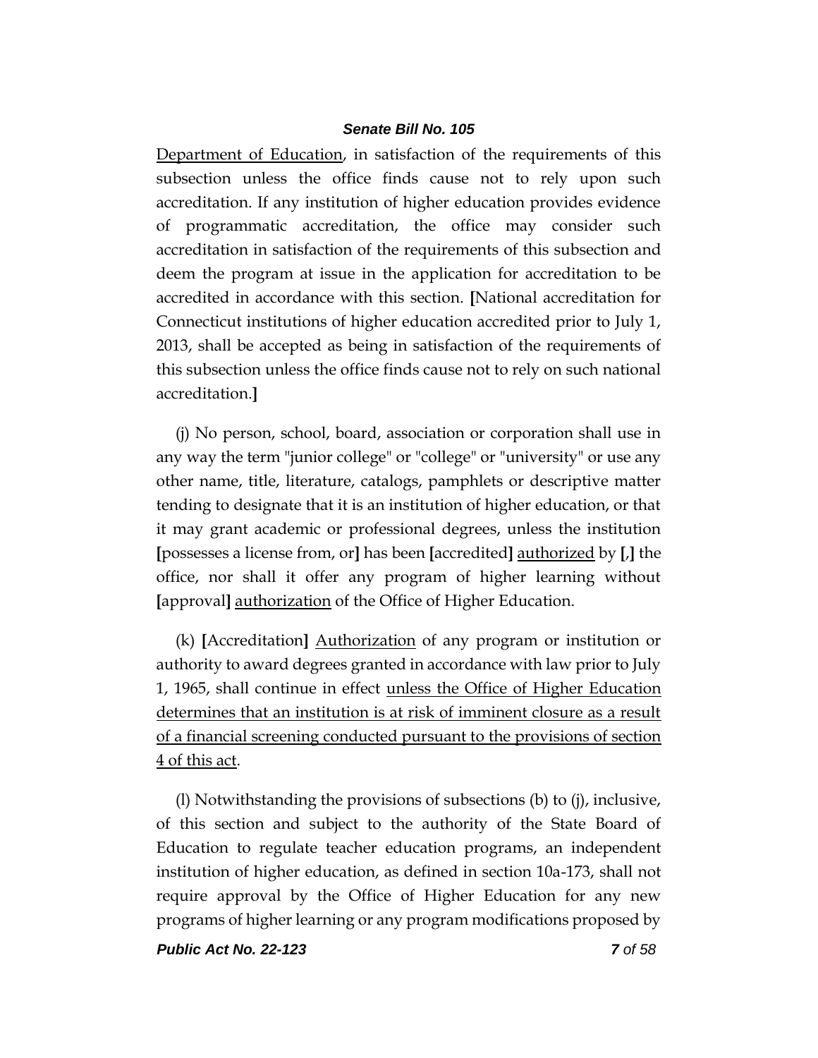Department of Education, in satisfaction of the requirements of this subsection unless the office finds cause not to rely upon such accreditation. If any institution of higher education provides evidence of programmatic accreditation, the office may consider such accreditation in satisfaction of the requirements of this subsection and deem the program at issue in the application for accreditation to be accredited in accordance with this section. [National accreditation for Connecticut institutions of higher education accredited prior to July 1, 2013, shall be accepted as being in satisfaction of the requirements of this subsection unless the office finds cause not to rely on such national accreditation.]

(j) No person, school, board, association or corporation shall use in any way the term "junior college" or "college" or "university" or use any other name, title, literature, catalogs, pamphlets or descriptive matter tending to designate that it is an institution of higher education, or that it may grant academic or professional degrees, unless the institution [possesses a license from, or] has been [accredited] authorized by [,] the office, nor shall it offer any program of higher learning without [approval] authorization of the Office of Higher Education.

(k) [Accreditation] Authorization of any program or institution or authority to award degrees granted in accordance with law prior to July 1, 1965, shall continue in effect unless the Office of Higher Education determines that an institution is at risk of imminent closure as a result of a financial screening conducted pursuant to the provisions of section 4 of this act.

(l) Notwithstanding the provisions of subsections (b) to (j), inclusive, of this section and subject to the authority of the State Board of Education to regulate teacher education programs, an independent institution of higher education, as defined in section 10a-173, shall not require approval by the Office of Higher Education for any new programs of higher learning or any program modifications proposed by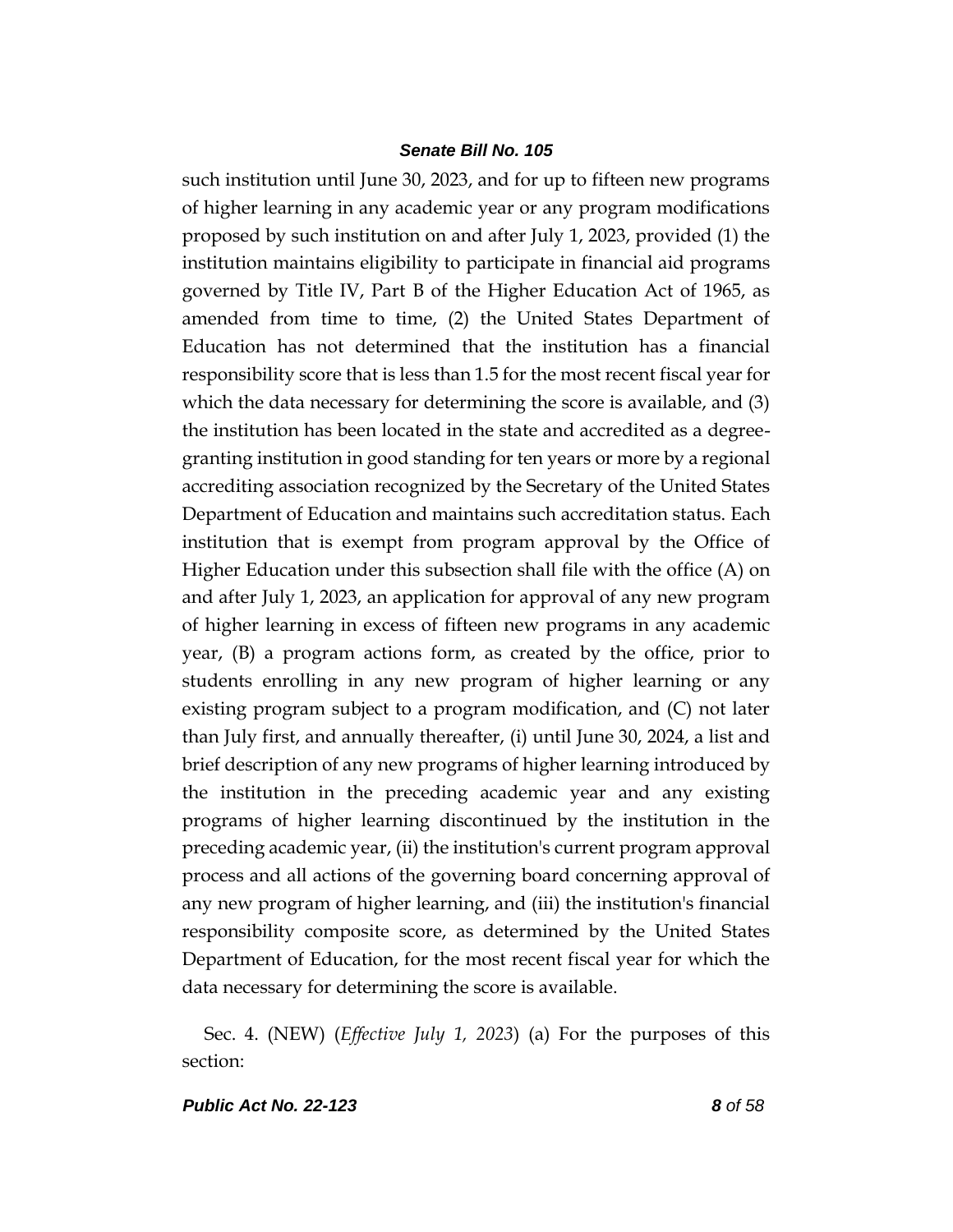such institution until June 30, 2023, and for up to fifteen new programs of higher learning in any academic year or any program modifications proposed by such institution on and after July 1, 2023, provided (1) the institution maintains eligibility to participate in financial aid programs governed by Title IV, Part B of the Higher Education Act of 1965, as amended from time to time, (2) the United States Department of Education has not determined that the institution has a financial responsibility score that is less than 1.5 for the most recent fiscal year for which the data necessary for determining the score is available, and (3) the institution has been located in the state and accredited as a degree-granting institution in good standing for ten years or more by a regional accrediting association recognized by the Secretary of the United States Department of Education and maintains such accreditation status. Each institution that is exempt from program approval by the Office of Higher Education under this subsection shall file with the office (A) on and after July 1, 2023, an application for approval of any new program of higher learning in excess of fifteen new programs in any academic year, (B) a program actions form, as created by the office, prior to students enrolling in any new program of higher learning or any existing program subject to a program modification, and (C) not later than July first, and annually thereafter, (i) until June 30, 2024, a list and brief description of any new programs of higher learning introduced by the institution in the preceding academic year and any existing programs of higher learning discontinued by the institution in the preceding academic year, (ii) the institution's current program approval process and all actions of the governing board concerning approval of any new program of higher learning, and (iii) the institution's financial responsibility composite score, as determined by the United States Department of Education, for the most recent fiscal year for which the data necessary for determining the score is available.

Sec. 4. (NEW) (*Effective July 1, 2023*) (a) For the purposes of this section: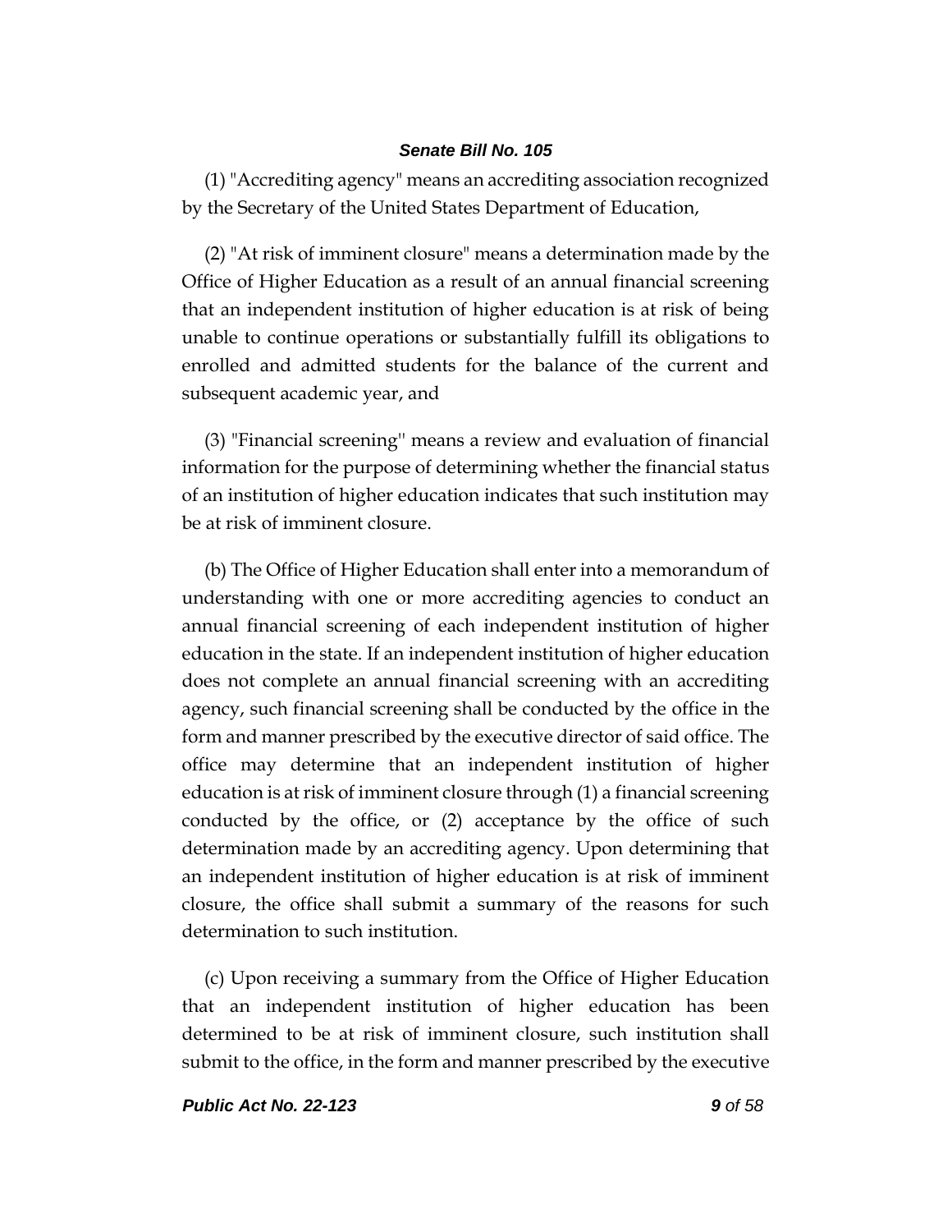(1) "Accrediting agency" means an accrediting association recognized by the Secretary of the United States Department of Education,

(2) "At risk of imminent closure" means a determination made by the Office of Higher Education as a result of an annual financial screening that an independent institution of higher education is at risk of being unable to continue operations or substantially fulfill its obligations to enrolled and admitted students for the balance of the current and subsequent academic year, and

(3) "Financial screening" means a review and evaluation of financial information for the purpose of determining whether the financial status of an institution of higher education indicates that such institution may be at risk of imminent closure.

(b) The Office of Higher Education shall enter into a memorandum of understanding with one or more accrediting agencies to conduct an annual financial screening of each independent institution of higher education in the state. If an independent institution of higher education does not complete an annual financial screening with an accrediting agency, such financial screening shall be conducted by the office in the form and manner prescribed by the executive director of said office. The office may determine that an independent institution of higher education is at risk of imminent closure through (1) a financial screening conducted by the office, or (2) acceptance by the office of such determination made by an accrediting agency. Upon determining that an independent institution of higher education is at risk of imminent closure, the office shall submit a summary of the reasons for such determination to such institution.

(c) Upon receiving a summary from the Office of Higher Education that an independent institution of higher education has been determined to be at risk of imminent closure, such institution shall submit to the office, in the form and manner prescribed by the executive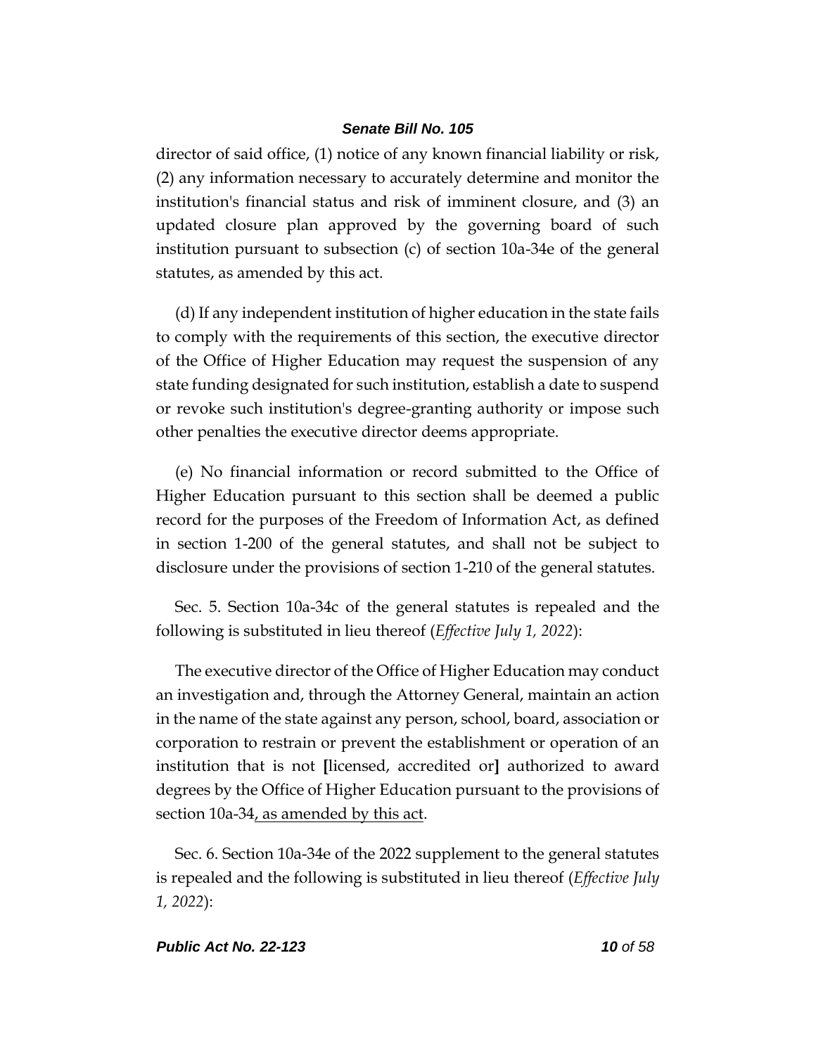director of said office, (1) notice of any known financial liability or risk, (2) any information necessary to accurately determine and monitor the institution's financial status and risk of imminent closure, and (3) an updated closure plan approved by the governing board of such institution pursuant to subsection (c) of section 10a-34e of the general statutes, as amended by this act.

(d) If any independent institution of higher education in the state fails to comply with the requirements of this section, the executive director of the Office of Higher Education may request the suspension of any state funding designated for such institution, establish a date to suspend or revoke such institution's degree-granting authority or impose such other penalties the executive director deems appropriate.

(e) No financial information or record submitted to the Office of Higher Education pursuant to this section shall be deemed a public record for the purposes of the Freedom of Information Act, as defined in section 1-200 of the general statutes, and shall not be subject to disclosure under the provisions of section 1-210 of the general statutes.

Sec. 5. Section 10a-34c of the general statutes is repealed and the following is substituted in lieu thereof (*Effective July 1, 2022*):

The executive director of the Office of Higher Education may conduct an investigation and, through the Attorney General, maintain an action in the name of the state against any person, school, board, association or corporation to restrain or prevent the establishment or operation of an institution that is not **[**licensed, accredited or**]** authorized to award degrees by the Office of Higher Education pursuant to the provisions of section 10a-34<u>, as amended by this act</u>.

Sec. 6. Section 10a-34e of the 2022 supplement to the general statutes is repealed and the following is substituted in lieu thereof (*Effective July 1, 2022*):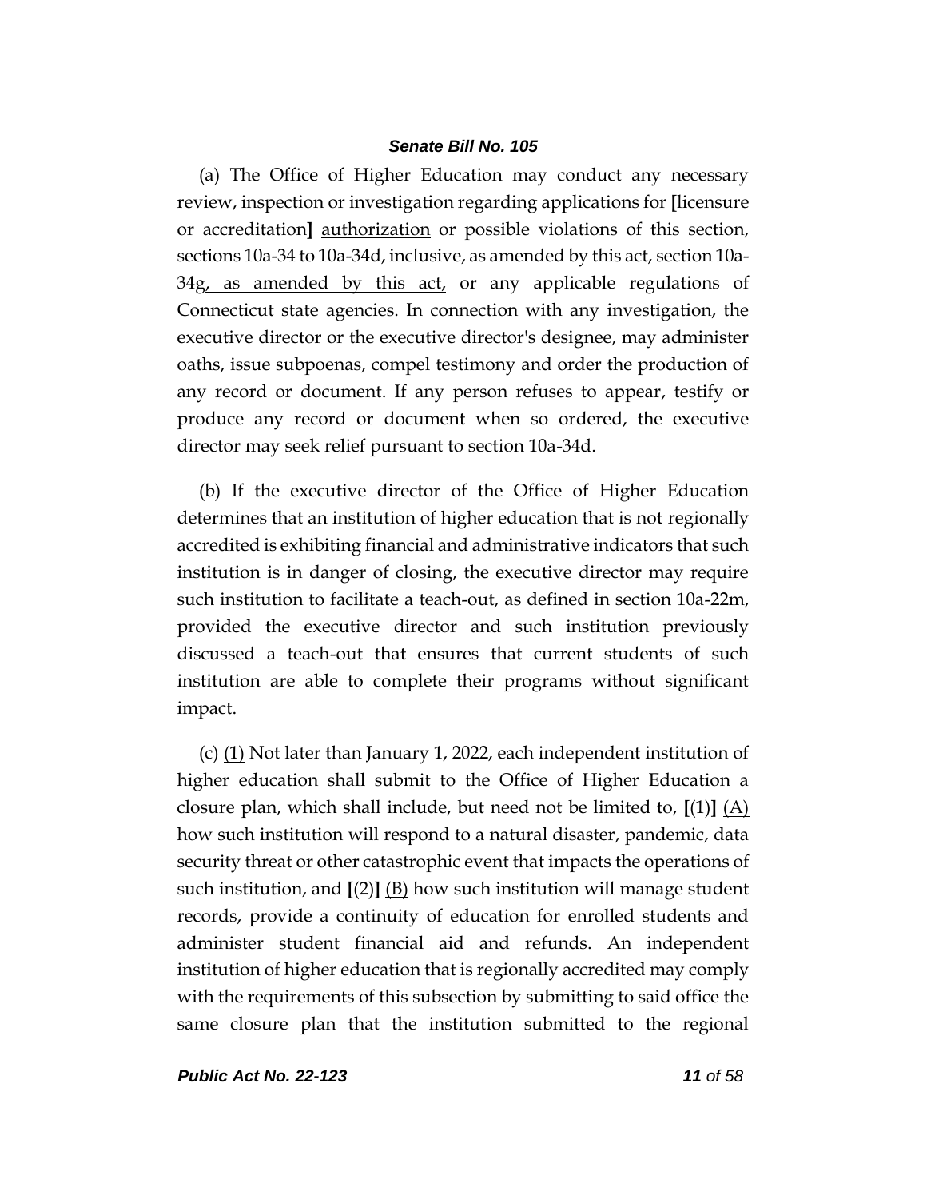(a) The Office of Higher Education may conduct any necessary review, inspection or investigation regarding applications for [licensure or accreditation] <u>authorization</u> or possible violations of this section, sections 10a-34 to 10a-34d, inclusive, <u>as amended by this act,</u> section 10a-34g<u>, as amended by this act,</u> or any applicable regulations of Connecticut state agencies. In connection with any investigation, the executive director or the executive director's designee, may administer oaths, issue subpoenas, compel testimony and order the production of any record or document. If any person refuses to appear, testify or produce any record or document when so ordered, the executive director may seek relief pursuant to section 10a-34d.

(b) If the executive director of the Office of Higher Education determines that an institution of higher education that is not regionally accredited is exhibiting financial and administrative indicators that such institution is in danger of closing, the executive director may require such institution to facilitate a teach-out, as defined in section 10a-22m, provided the executive director and such institution previously discussed a teach-out that ensures that current students of such institution are able to complete their programs without significant impact.

(c) <u>(1)</u> Not later than January 1, 2022, each independent institution of higher education shall submit to the Office of Higher Education a closure plan, which shall include, but need not be limited to, [(1)] <u>(A)</u> how such institution will respond to a natural disaster, pandemic, data security threat or other catastrophic event that impacts the operations of such institution, and [(2)] <u>(B)</u> how such institution will manage student records, provide a continuity of education for enrolled students and administer student financial aid and refunds. An independent institution of higher education that is regionally accredited may comply with the requirements of this subsection by submitting to said office the same closure plan that the institution submitted to the regional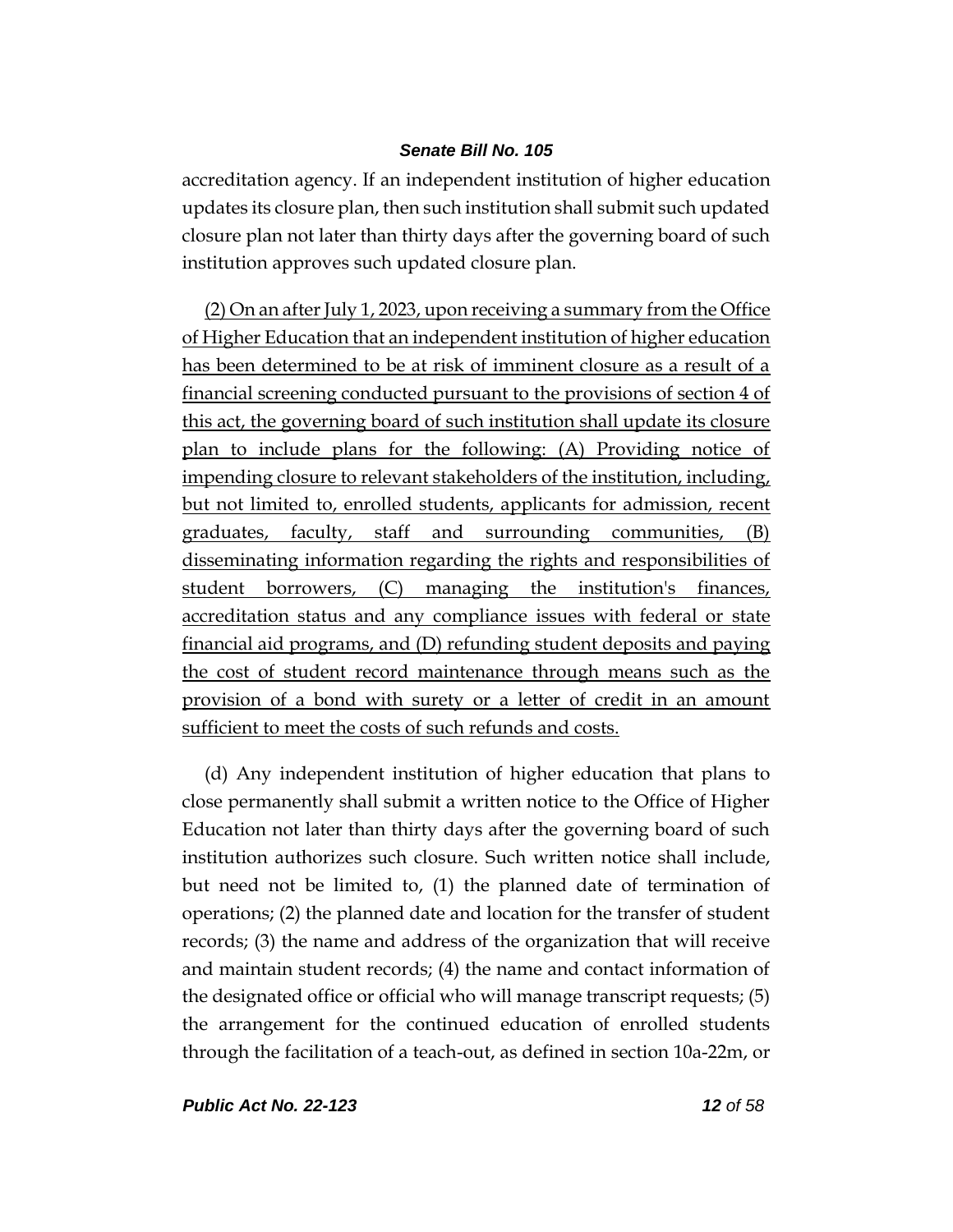accreditation agency. If an independent institution of higher education updates its closure plan, then such institution shall submit such updated closure plan not later than thirty days after the governing board of such institution approves such updated closure plan.

<u>(2) On an after July 1, 2023, upon receiving a summary from the Office of Higher Education that an independent institution of higher education has been determined to be at risk of imminent closure as a result of a financial screening conducted pursuant to the provisions of section 4 of this act, the governing board of such institution shall update its closure plan to include plans for the following: (A) Providing notice of impending closure to relevant stakeholders of the institution, including, but not limited to, enrolled students, applicants for admission, recent graduates, faculty, staff and surrounding communities, (B) disseminating information regarding the rights and responsibilities of student borrowers, (C) managing the institution's finances, accreditation status and any compliance issues with federal or state financial aid programs, and (D) refunding student deposits and paying the cost of student record maintenance through means such as the provision of a bond with surety or a letter of credit in an amount sufficient to meet the costs of such refunds and costs.</u>

(d) Any independent institution of higher education that plans to close permanently shall submit a written notice to the Office of Higher Education not later than thirty days after the governing board of such institution authorizes such closure. Such written notice shall include, but need not be limited to, (1) the planned date of termination of operations; (2) the planned date and location for the transfer of student records; (3) the name and address of the organization that will receive and maintain student records; (4) the name and contact information of the designated office or official who will manage transcript requests; (5) the arrangement for the continued education of enrolled students through the facilitation of a teach-out, as defined in section 10a-22m, or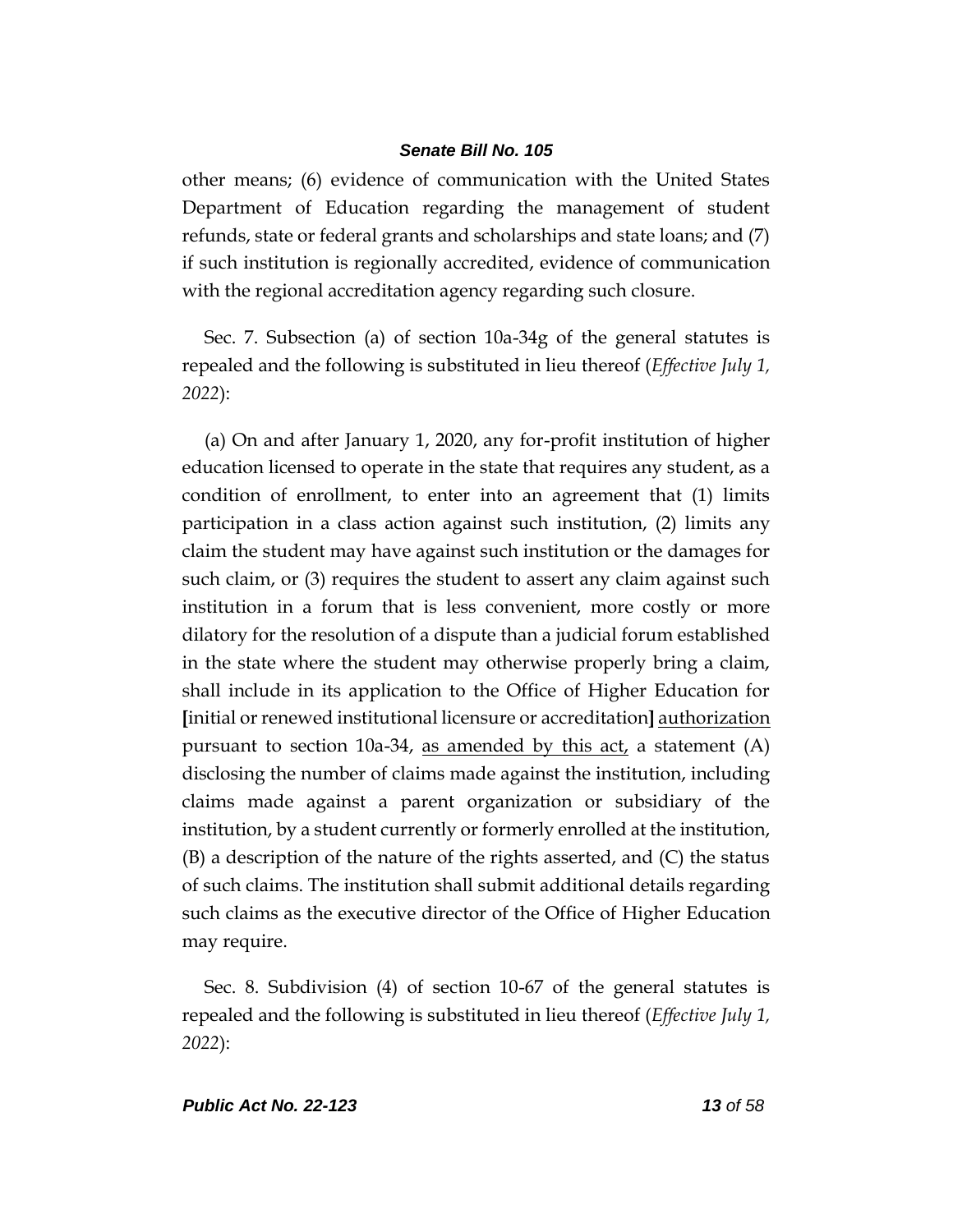other means; (6) evidence of communication with the United States Department of Education regarding the management of student refunds, state or federal grants and scholarships and state loans; and (7) if such institution is regionally accredited, evidence of communication with the regional accreditation agency regarding such closure.

Sec. 7. Subsection (a) of section 10a-34g of the general statutes is repealed and the following is substituted in lieu thereof (*Effective July 1, 2022*):

(a) On and after January 1, 2020, any for-profit institution of higher education licensed to operate in the state that requires any student, as a condition of enrollment, to enter into an agreement that (1) limits participation in a class action against such institution, (2) limits any claim the student may have against such institution or the damages for such claim, or (3) requires the student to assert any claim against such institution in a forum that is less convenient, more costly or more dilatory for the resolution of a dispute than a judicial forum established in the state where the student may otherwise properly bring a claim, shall include in its application to the Office of Higher Education for **[**initial or renewed institutional licensure or accreditation**]** <u>authorization</u> pursuant to section 10a-34, <u>as amended by this act,</u> a statement (A) disclosing the number of claims made against the institution, including claims made against a parent organization or subsidiary of the institution, by a student currently or formerly enrolled at the institution, (B) a description of the nature of the rights asserted, and (C) the status of such claims. The institution shall submit additional details regarding such claims as the executive director of the Office of Higher Education may require.

Sec. 8. Subdivision (4) of section 10-67 of the general statutes is repealed and the following is substituted in lieu thereof (*Effective July 1, 2022*):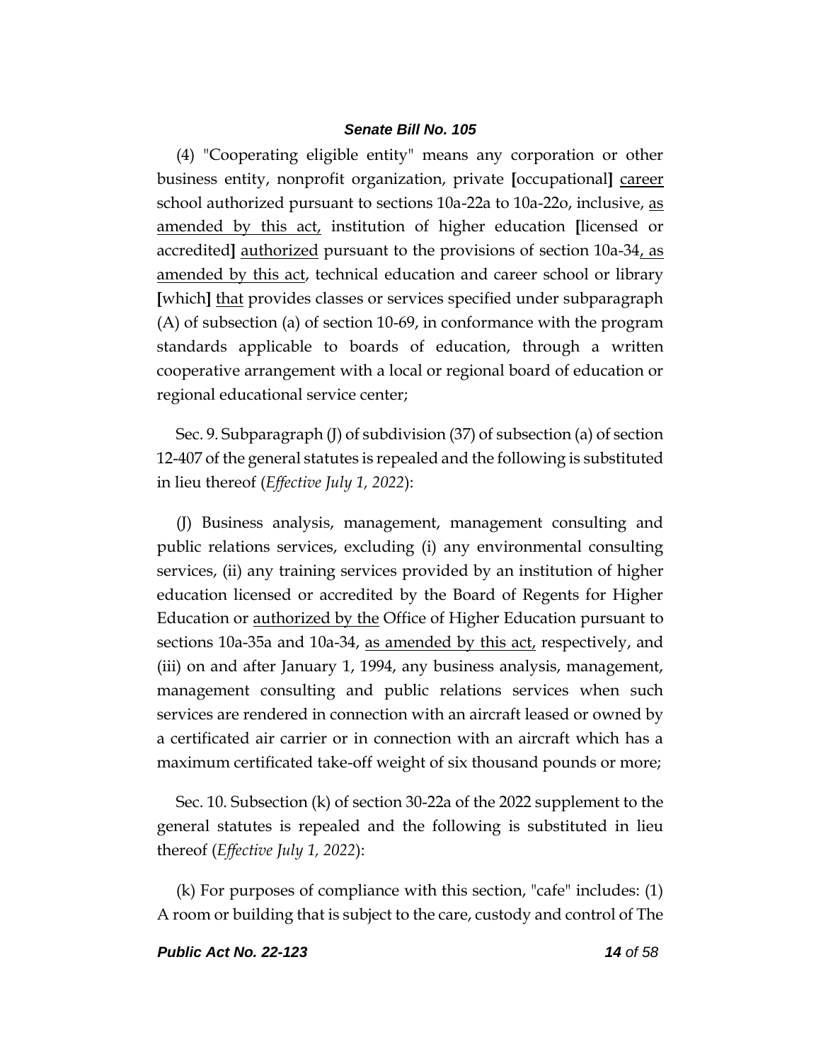(4) "Cooperating eligible entity" means any corporation or other business entity, nonprofit organization, private [occupational] <u>career</u> school authorized pursuant to sections 10a-22a to 10a-22o, inclusive, <u>as amended by this act,</u> institution of higher education [licensed or accredited] <u>authorized</u> pursuant to the provisions of section 10a-34<u>, as amended by this act</u>, technical education and career school or library [which] <u>that</u> provides classes or services specified under subparagraph (A) of subsection (a) of section 10-69, in conformance with the program standards applicable to boards of education, through a written cooperative arrangement with a local or regional board of education or regional educational service center;

Sec. 9. Subparagraph (J) of subdivision (37) of subsection (a) of section 12-407 of the general statutes is repealed and the following is substituted in lieu thereof (*Effective July 1, 2022*):

(J) Business analysis, management, management consulting and public relations services, excluding (i) any environmental consulting services, (ii) any training services provided by an institution of higher education licensed or accredited by the Board of Regents for Higher Education or <u>authorized by the</u> Office of Higher Education pursuant to sections 10a-35a and 10a-34, <u>as amended by this act,</u> respectively, and (iii) on and after January 1, 1994, any business analysis, management, management consulting and public relations services when such services are rendered in connection with an aircraft leased or owned by a certificated air carrier or in connection with an aircraft which has a maximum certificated take-off weight of six thousand pounds or more;

Sec. 10. Subsection (k) of section 30-22a of the 2022 supplement to the general statutes is repealed and the following is substituted in lieu thereof (*Effective July 1, 2022*):

(k) For purposes of compliance with this section, "cafe" includes: (1) A room or building that is subject to the care, custody and control of The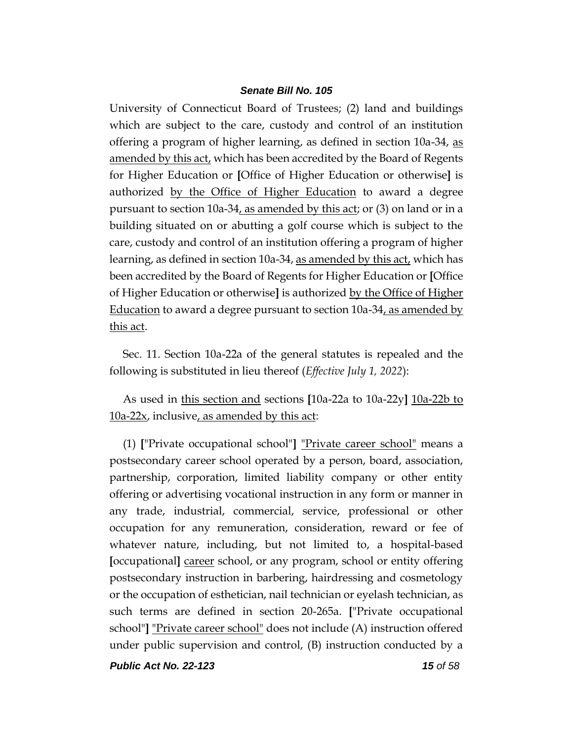University of Connecticut Board of Trustees; (2) land and buildings which are subject to the care, custody and control of an institution offering a program of higher learning, as defined in section 10a-34, <u>as amended by this act,</u> which has been accredited by the Board of Regents for Higher Education or **[**Office of Higher Education or otherwise**]** is authorized <u>by the Office of Higher Education</u> to award a degree pursuant to section 10a-34<u>, as amended by this act</u>; or (3) on land or in a building situated on or abutting a golf course which is subject to the care, custody and control of an institution offering a program of higher learning, as defined in section 10a-34, <u>as amended by this act,</u> which has been accredited by the Board of Regents for Higher Education or **[**Office of Higher Education or otherwise**]** is authorized <u>by the Office of Higher Education</u> to award a degree pursuant to section 10a-34<u>, as amended by this act</u>.

Sec. 11. Section 10a-22a of the general statutes is repealed and the following is substituted in lieu thereof (*Effective July 1, 2022*):

As used in <u>this section and</u> sections **[**10a-22a to 10a-22y**]** <u>10a-22b to 10a-22x</u>, inclusive<u>, as amended by this act</u>:

(1) **[**"Private occupational school"**]** <u>"Private career school"</u> means a postsecondary career school operated by a person, board, association, partnership, corporation, limited liability company or other entity offering or advertising vocational instruction in any form or manner in any trade, industrial, commercial, service, professional or other occupation for any remuneration, consideration, reward or fee of whatever nature, including, but not limited to, a hospital-based **[**occupational**]** <u>career</u> school, or any program, school or entity offering postsecondary instruction in barbering, hairdressing and cosmetology or the occupation of esthetician, nail technician or eyelash technician, as such terms are defined in section 20-265a. **[**"Private occupational school"**]** <u>"Private career school"</u> does not include (A) instruction offered under public supervision and control, (B) instruction conducted by a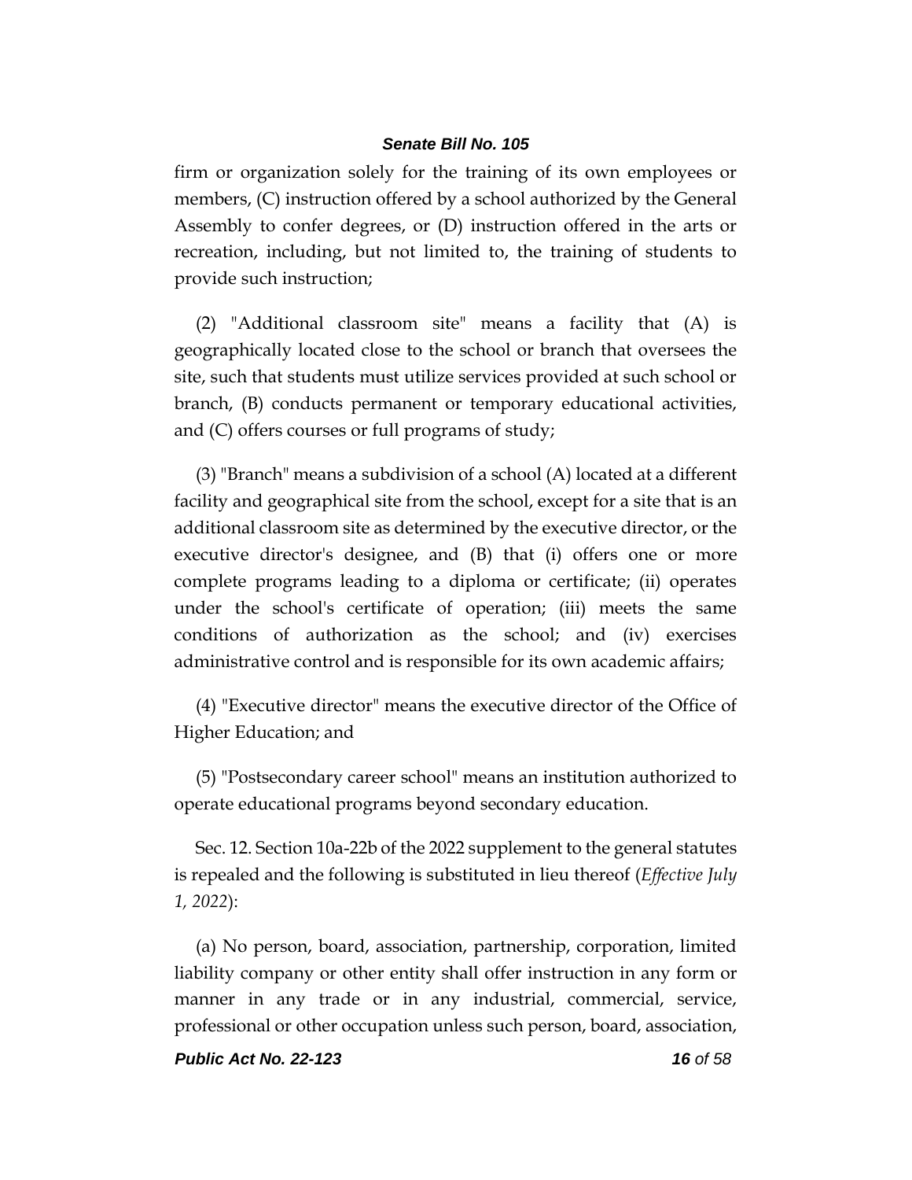firm or organization solely for the training of its own employees or members, (C) instruction offered by a school authorized by the General Assembly to confer degrees, or (D) instruction offered in the arts or recreation, including, but not limited to, the training of students to provide such instruction;

(2) "Additional classroom site" means a facility that (A) is geographically located close to the school or branch that oversees the site, such that students must utilize services provided at such school or branch, (B) conducts permanent or temporary educational activities, and (C) offers courses or full programs of study;

(3) "Branch" means a subdivision of a school (A) located at a different facility and geographical site from the school, except for a site that is an additional classroom site as determined by the executive director, or the executive director's designee, and (B) that (i) offers one or more complete programs leading to a diploma or certificate; (ii) operates under the school's certificate of operation; (iii) meets the same conditions of authorization as the school; and (iv) exercises administrative control and is responsible for its own academic affairs;

(4) "Executive director" means the executive director of the Office of Higher Education; and

(5) "Postsecondary career school" means an institution authorized to operate educational programs beyond secondary education.

Sec. 12. Section 10a-22b of the 2022 supplement to the general statutes is repealed and the following is substituted in lieu thereof (*Effective July 1, 2022*):

(a) No person, board, association, partnership, corporation, limited liability company or other entity shall offer instruction in any form or manner in any trade or in any industrial, commercial, service, professional or other occupation unless such person, board, association,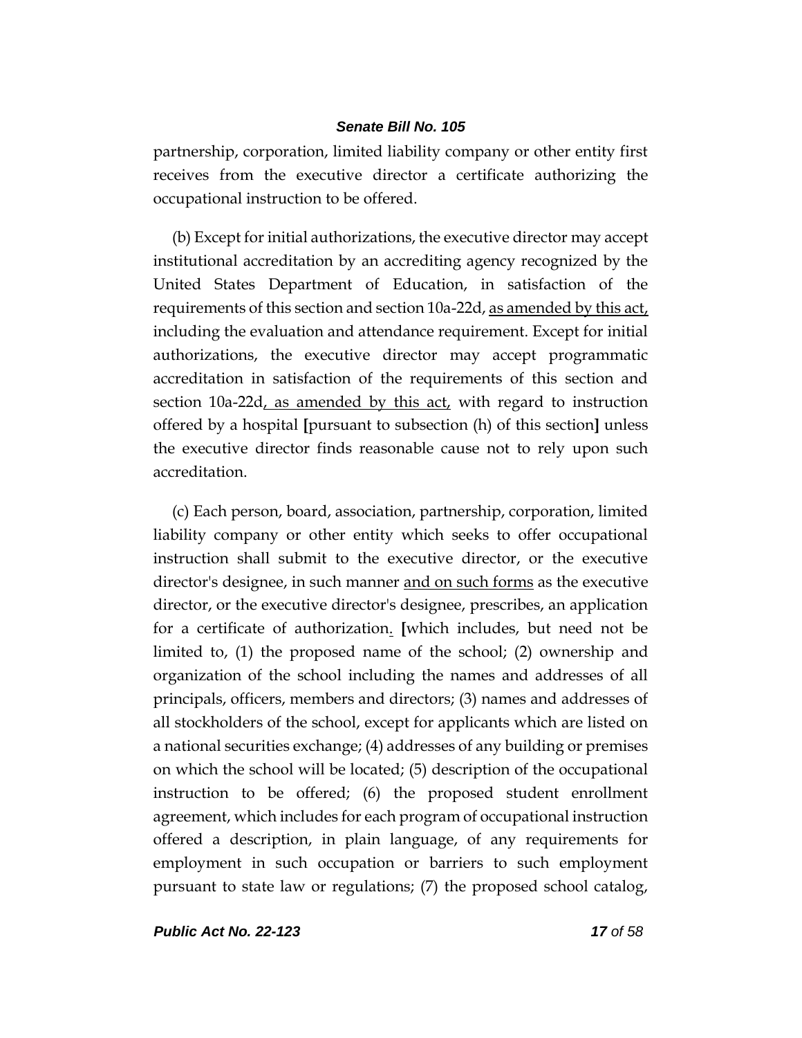partnership, corporation, limited liability company or other entity first receives from the executive director a certificate authorizing the occupational instruction to be offered.

(b) Except for initial authorizations, the executive director may accept institutional accreditation by an accrediting agency recognized by the United States Department of Education, in satisfaction of the requirements of this section and section 10a-22d, <u>as amended by this act,</u> including the evaluation and attendance requirement. Except for initial authorizations, the executive director may accept programmatic accreditation in satisfaction of the requirements of this section and section 10a-22d<u>, as amended by this act,</u> with regard to instruction offered by a hospital **[**pursuant to subsection (h) of this section**]** unless the executive director finds reasonable cause not to rely upon such accreditation.

(c) Each person, board, association, partnership, corporation, limited liability company or other entity which seeks to offer occupational instruction shall submit to the executive director, or the executive director's designee, in such manner <u>and on such forms</u> as the executive director, or the executive director's designee, prescribes, an application for a certificate of authorization<u>.</u> **[**which includes, but need not be limited to, (1) the proposed name of the school; (2) ownership and organization of the school including the names and addresses of all principals, officers, members and directors; (3) names and addresses of all stockholders of the school, except for applicants which are listed on a national securities exchange; (4) addresses of any building or premises on which the school will be located; (5) description of the occupational instruction to be offered; (6) the proposed student enrollment agreement, which includes for each program of occupational instruction offered a description, in plain language, of any requirements for employment in such occupation or barriers to such employment pursuant to state law or regulations; (7) the proposed school catalog,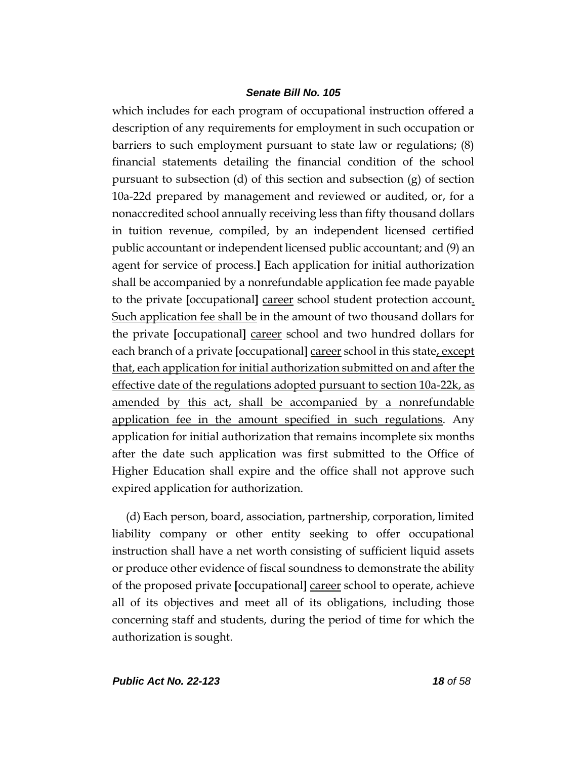which includes for each program of occupational instruction offered a description of any requirements for employment in such occupation or barriers to such employment pursuant to state law or regulations; (8) financial statements detailing the financial condition of the school pursuant to subsection (d) of this section and subsection (g) of section 10a-22d prepared by management and reviewed or audited, or, for a nonaccredited school annually receiving less than fifty thousand dollars in tuition revenue, compiled, by an independent licensed certified public accountant or independent licensed public accountant; and (9) an agent for service of process.] Each application for initial authorization shall be accompanied by a nonrefundable application fee made payable to the private [occupational] <u>career</u> school student protection account<u>. Such application fee shall be</u> in the amount of two thousand dollars for the private [occupational] <u>career</u> school and two hundred dollars for each branch of a private [occupational] <u>career</u> school in this state<u>, except that, each application for initial authorization submitted on and after the effective date of the regulations adopted pursuant to section 10a-22k, as amended by this act, shall be accompanied by a nonrefundable application fee in the amount specified in such regulations</u>. Any application for initial authorization that remains incomplete six months after the date such application was first submitted to the Office of Higher Education shall expire and the office shall not approve such expired application for authorization.

(d) Each person, board, association, partnership, corporation, limited liability company or other entity seeking to offer occupational instruction shall have a net worth consisting of sufficient liquid assets or produce other evidence of fiscal soundness to demonstrate the ability of the proposed private [occupational] <u>career</u> school to operate, achieve all of its objectives and meet all of its obligations, including those concerning staff and students, during the period of time for which the authorization is sought.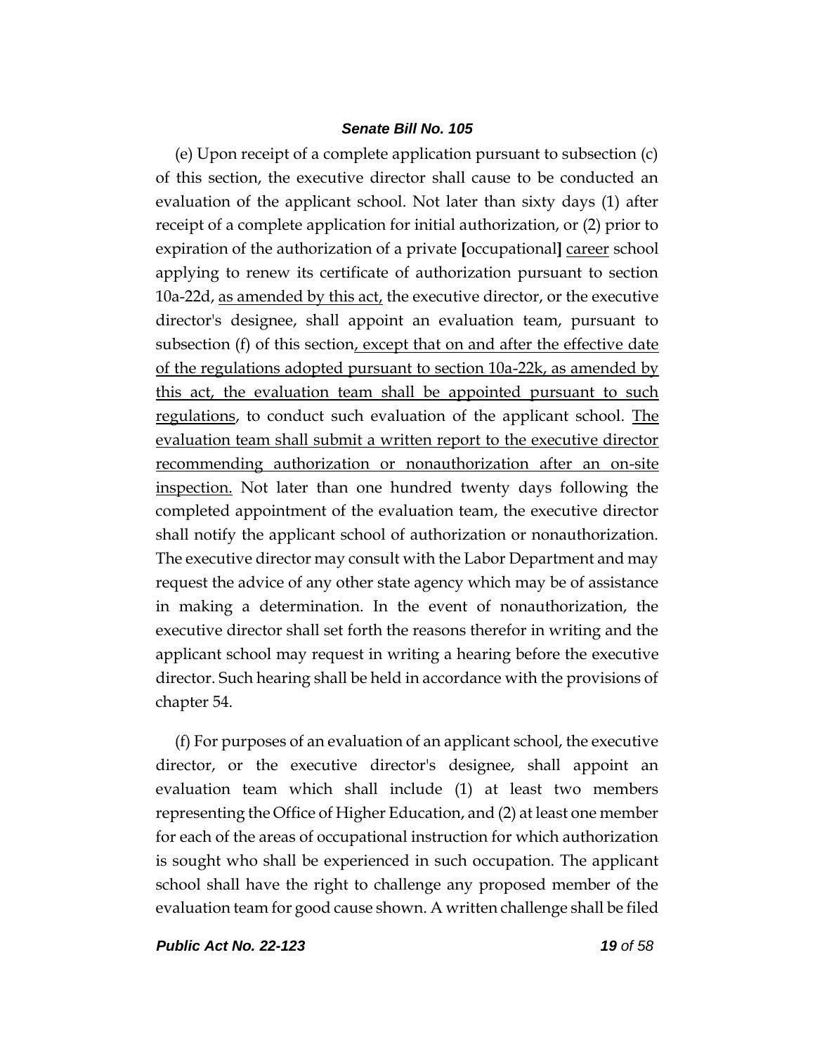(e) Upon receipt of a complete application pursuant to subsection (c) of this section, the executive director shall cause to be conducted an evaluation of the applicant school. Not later than sixty days (1) after receipt of a complete application for initial authorization, or (2) prior to expiration of the authorization of a private [occupational] <u>career</u> school applying to renew its certificate of authorization pursuant to section 10a-22d, <u>as amended by this act,</u> the executive director, or the executive director's designee, shall appoint an evaluation team, pursuant to subsection (f) of this section<u>, except that on and after the effective date of the regulations adopted pursuant to section 10a-22k, as amended by this act, the evaluation team shall be appointed pursuant to such regulations</u>, to conduct such evaluation of the applicant school. <u>The evaluation team shall submit a written report to the executive director recommending authorization or nonauthorization after an on-site inspection.</u> Not later than one hundred twenty days following the completed appointment of the evaluation team, the executive director shall notify the applicant school of authorization or nonauthorization. The executive director may consult with the Labor Department and may request the advice of any other state agency which may be of assistance in making a determination. In the event of nonauthorization, the executive director shall set forth the reasons therefor in writing and the applicant school may request in writing a hearing before the executive director. Such hearing shall be held in accordance with the provisions of chapter 54.

(f) For purposes of an evaluation of an applicant school, the executive director, or the executive director's designee, shall appoint an evaluation team which shall include (1) at least two members representing the Office of Higher Education, and (2) at least one member for each of the areas of occupational instruction for which authorization is sought who shall be experienced in such occupation. The applicant school shall have the right to challenge any proposed member of the evaluation team for good cause shown. A written challenge shall be filed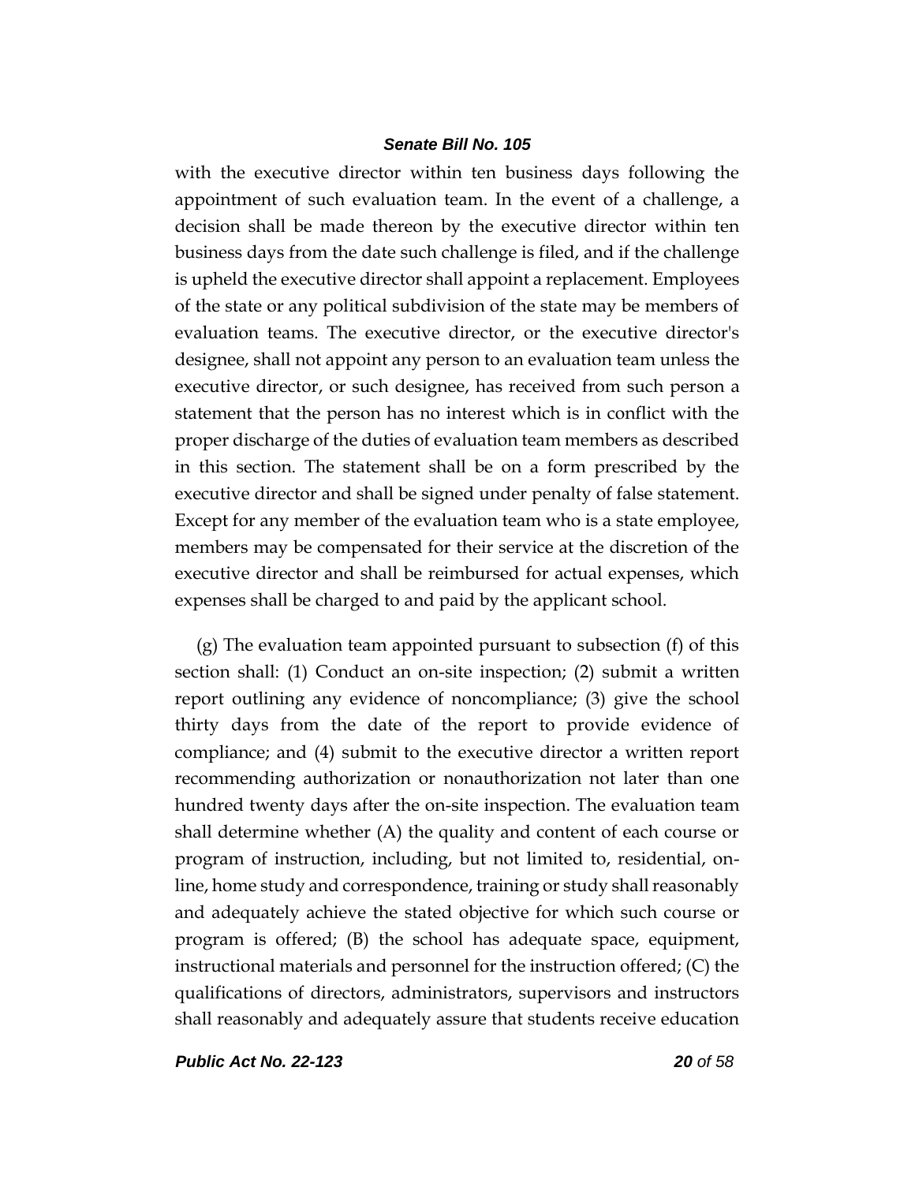with the executive director within ten business days following the appointment of such evaluation team. In the event of a challenge, a decision shall be made thereon by the executive director within ten business days from the date such challenge is filed, and if the challenge is upheld the executive director shall appoint a replacement. Employees of the state or any political subdivision of the state may be members of evaluation teams. The executive director, or the executive director's designee, shall not appoint any person to an evaluation team unless the executive director, or such designee, has received from such person a statement that the person has no interest which is in conflict with the proper discharge of the duties of evaluation team members as described in this section. The statement shall be on a form prescribed by the executive director and shall be signed under penalty of false statement. Except for any member of the evaluation team who is a state employee, members may be compensated for their service at the discretion of the executive director and shall be reimbursed for actual expenses, which expenses shall be charged to and paid by the applicant school.

(g) The evaluation team appointed pursuant to subsection (f) of this section shall: (1) Conduct an on-site inspection; (2) submit a written report outlining any evidence of noncompliance; (3) give the school thirty days from the date of the report to provide evidence of compliance; and (4) submit to the executive director a written report recommending authorization or nonauthorization not later than one hundred twenty days after the on-site inspection. The evaluation team shall determine whether (A) the quality and content of each course or program of instruction, including, but not limited to, residential, on-line, home study and correspondence, training or study shall reasonably and adequately achieve the stated objective for which such course or program is offered; (B) the school has adequate space, equipment, instructional materials and personnel for the instruction offered; (C) the qualifications of directors, administrators, supervisors and instructors shall reasonably and adequately assure that students receive education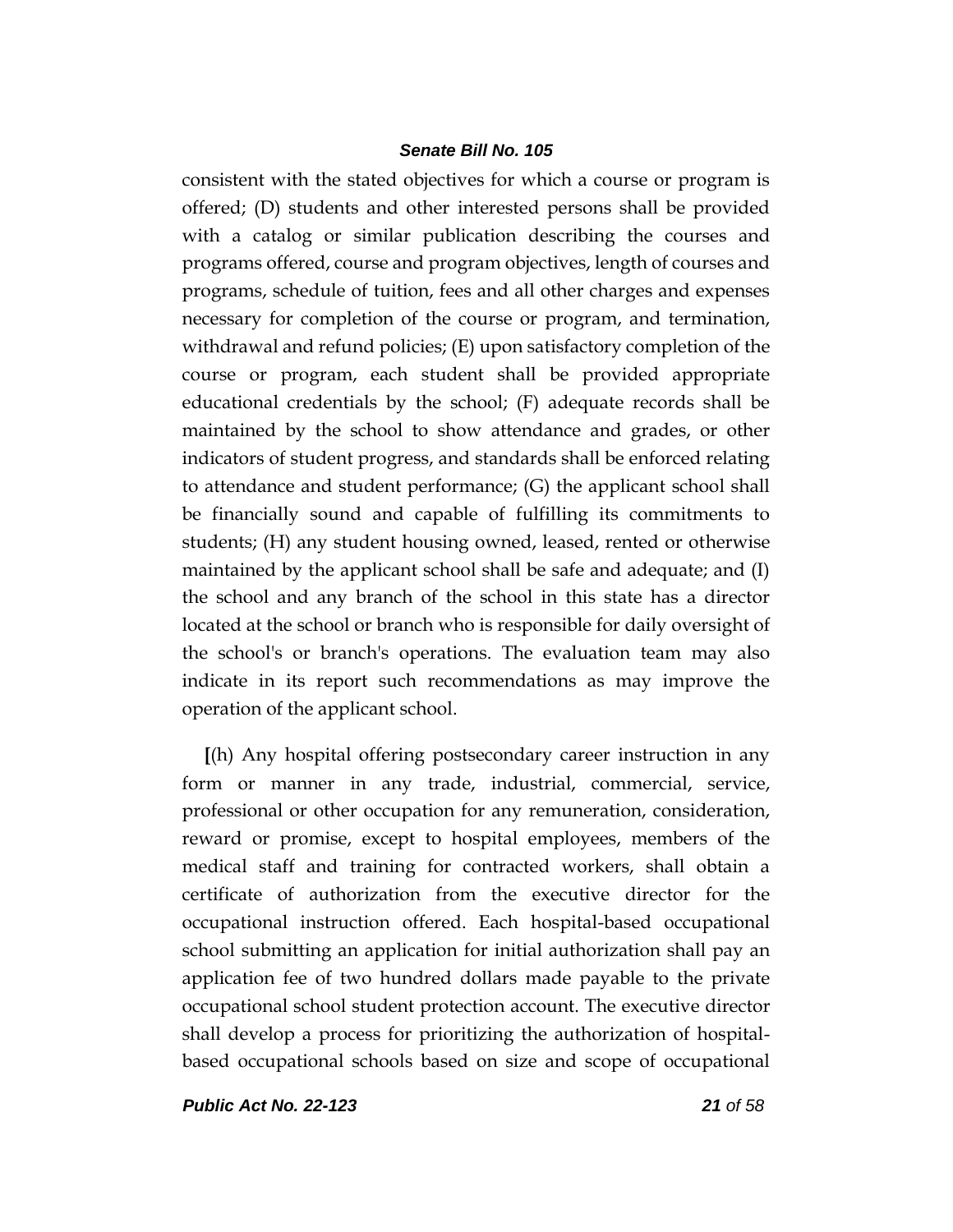consistent with the stated objectives for which a course or program is offered; (D) students and other interested persons shall be provided with a catalog or similar publication describing the courses and programs offered, course and program objectives, length of courses and programs, schedule of tuition, fees and all other charges and expenses necessary for completion of the course or program, and termination, withdrawal and refund policies; (E) upon satisfactory completion of the course or program, each student shall be provided appropriate educational credentials by the school; (F) adequate records shall be maintained by the school to show attendance and grades, or other indicators of student progress, and standards shall be enforced relating to attendance and student performance; (G) the applicant school shall be financially sound and capable of fulfilling its commitments to students; (H) any student housing owned, leased, rented or otherwise maintained by the applicant school shall be safe and adequate; and (I) the school and any branch of the school in this state has a director located at the school or branch who is responsible for daily oversight of the school's or branch's operations. The evaluation team may also indicate in its report such recommendations as may improve the operation of the applicant school.

**[**(h) Any hospital offering postsecondary career instruction in any form or manner in any trade, industrial, commercial, service, professional or other occupation for any remuneration, consideration, reward or promise, except to hospital employees, members of the medical staff and training for contracted workers, shall obtain a certificate of authorization from the executive director for the occupational instruction offered. Each hospital-based occupational school submitting an application for initial authorization shall pay an application fee of two hundred dollars made payable to the private occupational school student protection account. The executive director shall develop a process for prioritizing the authorization of hospital-based occupational schools based on size and scope of occupational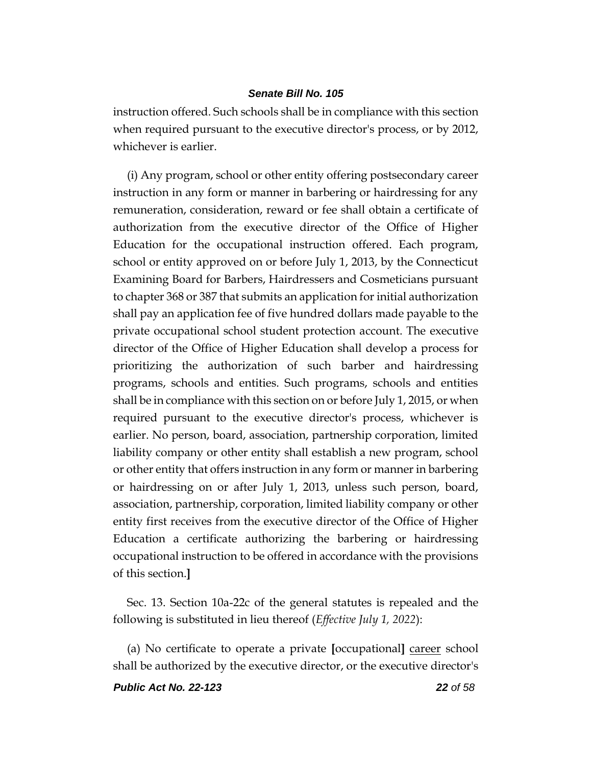instruction offered. Such schools shall be in compliance with this section when required pursuant to the executive director's process, or by 2012, whichever is earlier.

(i) Any program, school or other entity offering postsecondary career instruction in any form or manner in barbering or hairdressing for any remuneration, consideration, reward or fee shall obtain a certificate of authorization from the executive director of the Office of Higher Education for the occupational instruction offered. Each program, school or entity approved on or before July 1, 2013, by the Connecticut Examining Board for Barbers, Hairdressers and Cosmeticians pursuant to chapter 368 or 387 that submits an application for initial authorization shall pay an application fee of five hundred dollars made payable to the private occupational school student protection account. The executive director of the Office of Higher Education shall develop a process for prioritizing the authorization of such barber and hairdressing programs, schools and entities. Such programs, schools and entities shall be in compliance with this section on or before July 1, 2015, or when required pursuant to the executive director's process, whichever is earlier. No person, board, association, partnership corporation, limited liability company or other entity shall establish a new program, school or other entity that offers instruction in any form or manner in barbering or hairdressing on or after July 1, 2013, unless such person, board, association, partnership, corporation, limited liability company or other entity first receives from the executive director of the Office of Higher Education a certificate authorizing the barbering or hairdressing occupational instruction to be offered in accordance with the provisions of this section.**]**

Sec. 13. Section 10a-22c of the general statutes is repealed and the following is substituted in lieu thereof (*Effective July 1, 2022*):

(a) No certificate to operate a private **[**occupational**]** <u>career</u> school shall be authorized by the executive director, or the executive director's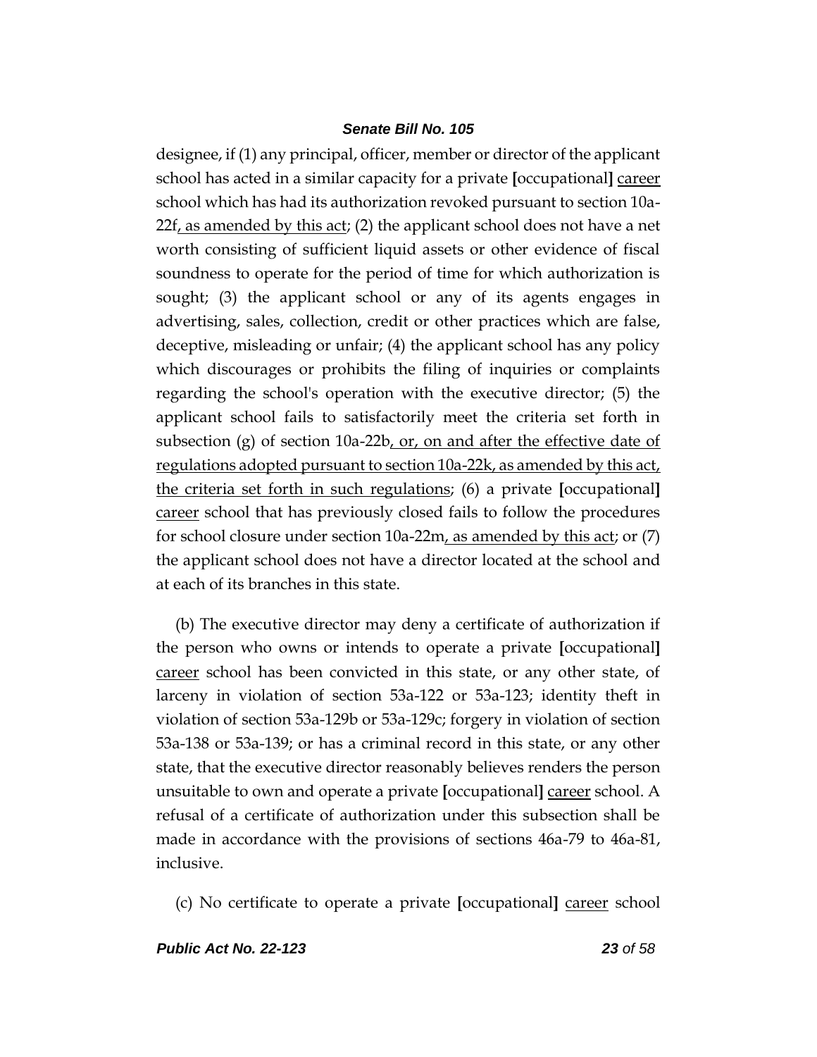designee, if (1) any principal, officer, member or director of the applicant school has acted in a similar capacity for a private **[**occupational**]** <u>career</u> school which has had its authorization revoked pursuant to section 10a-22f<u>, as amended by this act</u>; (2) the applicant school does not have a net worth consisting of sufficient liquid assets or other evidence of fiscal soundness to operate for the period of time for which authorization is sought; (3) the applicant school or any of its agents engages in advertising, sales, collection, credit or other practices which are false, deceptive, misleading or unfair; (4) the applicant school has any policy which discourages or prohibits the filing of inquiries or complaints regarding the school's operation with the executive director; (5) the applicant school fails to satisfactorily meet the criteria set forth in subsection (g) of section 10a-22b<u>, or, on and after the effective date of regulations adopted pursuant to section 10a-22k, as amended by this act, the criteria set forth in such regulations</u>; (6) a private **[**occupational**]** <u>career</u> school that has previously closed fails to follow the procedures for school closure under section 10a-22m<u>, as amended by this act</u>; or (7) the applicant school does not have a director located at the school and at each of its branches in this state.

(b) The executive director may deny a certificate of authorization if the person who owns or intends to operate a private **[**occupational**]** <u>career</u> school has been convicted in this state, or any other state, of larceny in violation of section 53a-122 or 53a-123; identity theft in violation of section 53a-129b or 53a-129c; forgery in violation of section 53a-138 or 53a-139; or has a criminal record in this state, or any other state, that the executive director reasonably believes renders the person unsuitable to own and operate a private **[**occupational**]** <u>career</u> school. A refusal of a certificate of authorization under this subsection shall be made in accordance with the provisions of sections 46a-79 to 46a-81, inclusive.

(c) No certificate to operate a private **[**occupational**]** <u>career</u> school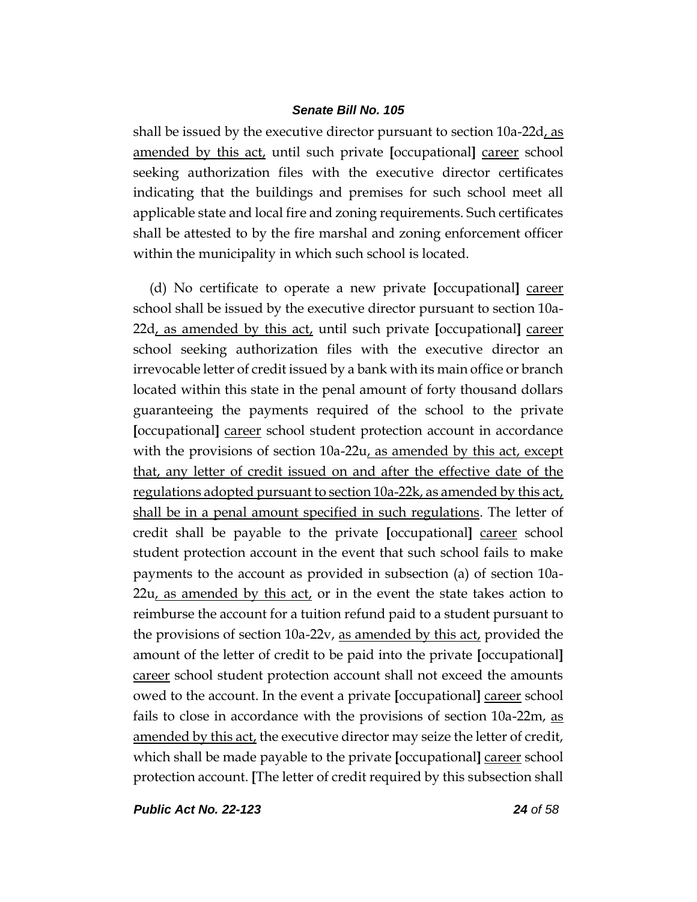shall be issued by the executive director pursuant to section 10a-22d, as amended by this act, until such private [occupational] career school seeking authorization files with the executive director certificates indicating that the buildings and premises for such school meet all applicable state and local fire and zoning requirements. Such certificates shall be attested to by the fire marshal and zoning enforcement officer within the municipality in which such school is located.

(d) No certificate to operate a new private [occupational] career school shall be issued by the executive director pursuant to section 10a-22d, as amended by this act, until such private [occupational] career school seeking authorization files with the executive director an irrevocable letter of credit issued by a bank with its main office or branch located within this state in the penal amount of forty thousand dollars guaranteeing the payments required of the school to the private [occupational] career school student protection account in accordance with the provisions of section 10a-22u, as amended by this act, except that, any letter of credit issued on and after the effective date of the regulations adopted pursuant to section 10a-22k, as amended by this act, shall be in a penal amount specified in such regulations. The letter of credit shall be payable to the private [occupational] career school student protection account in the event that such school fails to make payments to the account as provided in subsection (a) of section 10a-22u, as amended by this act, or in the event the state takes action to reimburse the account for a tuition refund paid to a student pursuant to the provisions of section 10a-22v, as amended by this act, provided the amount of the letter of credit to be paid into the private [occupational] career school student protection account shall not exceed the amounts owed to the account. In the event a private [occupational] career school fails to close in accordance with the provisions of section 10a-22m, as amended by this act, the executive director may seize the letter of credit, which shall be made payable to the private [occupational] career school protection account. [The letter of credit required by this subsection shall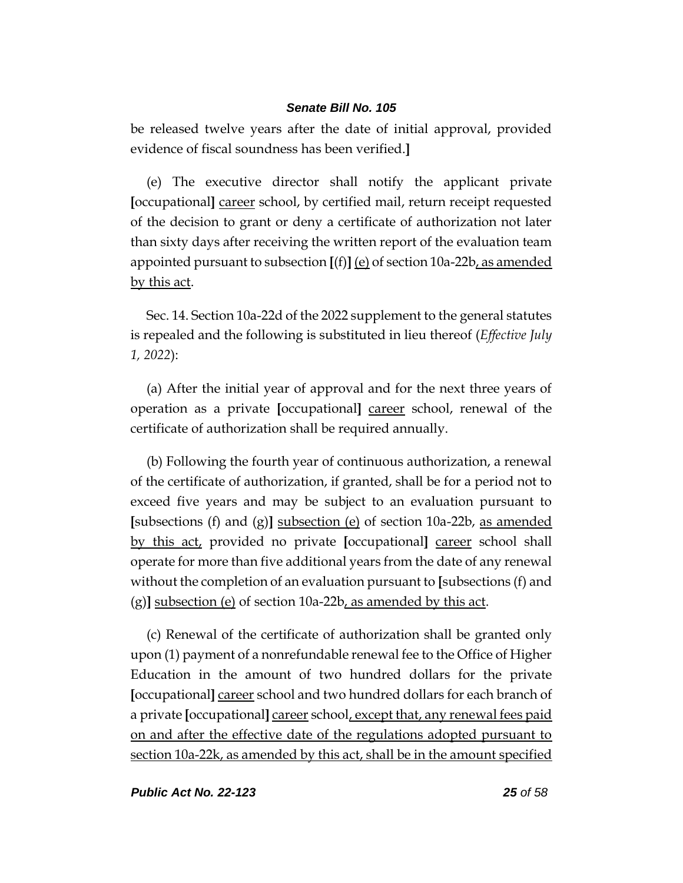be released twelve years after the date of initial approval, provided evidence of fiscal soundness has been verified.]

(e) The executive director shall notify the applicant private [occupational] career school, by certified mail, return receipt requested of the decision to grant or deny a certificate of authorization not later than sixty days after receiving the written report of the evaluation team appointed pursuant to subsection [(f)] (e) of section 10a-22b, as amended by this act.

Sec. 14. Section 10a-22d of the 2022 supplement to the general statutes is repealed and the following is substituted in lieu thereof (*Effective July 1, 2022*):

(a) After the initial year of approval and for the next three years of operation as a private [occupational] career school, renewal of the certificate of authorization shall be required annually.

(b) Following the fourth year of continuous authorization, a renewal of the certificate of authorization, if granted, shall be for a period not to exceed five years and may be subject to an evaluation pursuant to [subsections (f) and (g)] subsection (e) of section 10a-22b, as amended by this act, provided no private [occupational] career school shall operate for more than five additional years from the date of any renewal without the completion of an evaluation pursuant to [subsections (f) and (g)] subsection (e) of section 10a-22b, as amended by this act.

(c) Renewal of the certificate of authorization shall be granted only upon (1) payment of a nonrefundable renewal fee to the Office of Higher Education in the amount of two hundred dollars for the private [occupational] career school and two hundred dollars for each branch of a private [occupational] career school, except that, any renewal fees paid on and after the effective date of the regulations adopted pursuant to section 10a-22k, as amended by this act, shall be in the amount specified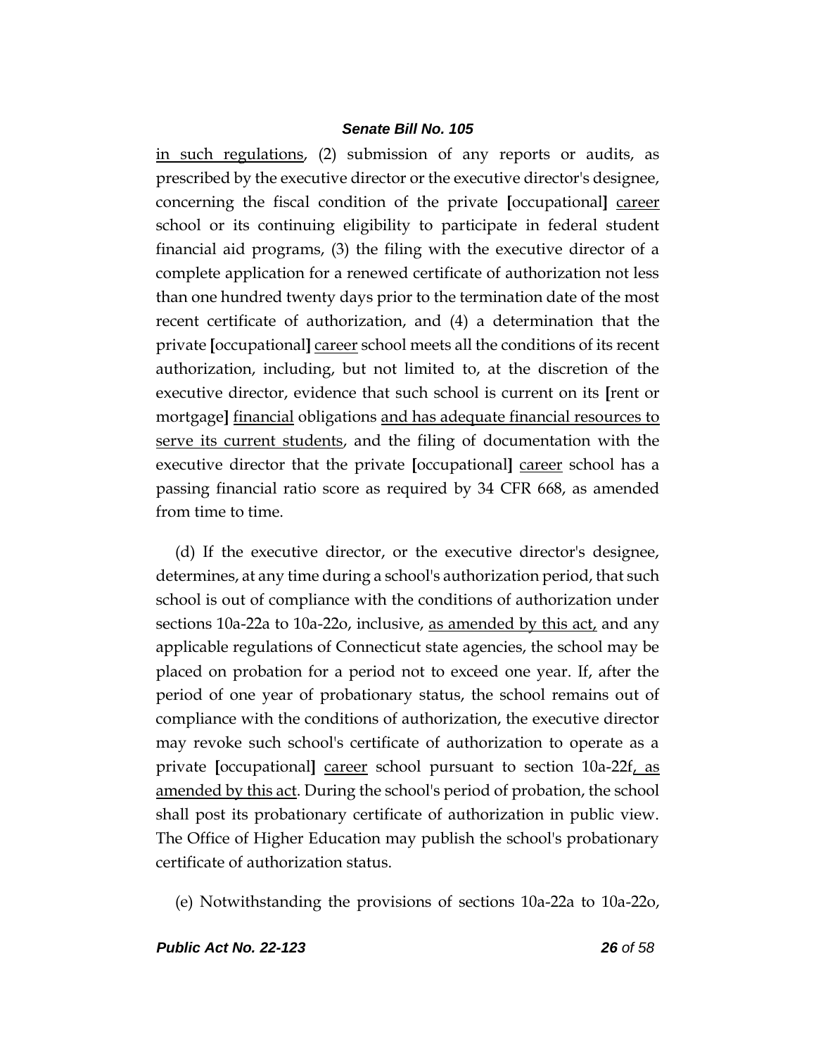in such regulations, (2) submission of any reports or audits, as prescribed by the executive director or the executive director's designee, concerning the fiscal condition of the private [occupational] career school or its continuing eligibility to participate in federal student financial aid programs, (3) the filing with the executive director of a complete application for a renewed certificate of authorization not less than one hundred twenty days prior to the termination date of the most recent certificate of authorization, and (4) a determination that the private [occupational] career school meets all the conditions of its recent authorization, including, but not limited to, at the discretion of the executive director, evidence that such school is current on its [rent or mortgage] financial obligations and has adequate financial resources to serve its current students, and the filing of documentation with the executive director that the private [occupational] career school has a passing financial ratio score as required by 34 CFR 668, as amended from time to time.

(d) If the executive director, or the executive director's designee, determines, at any time during a school's authorization period, that such school is out of compliance with the conditions of authorization under sections 10a-22a to 10a-22o, inclusive, as amended by this act, and any applicable regulations of Connecticut state agencies, the school may be placed on probation for a period not to exceed one year. If, after the period of one year of probationary status, the school remains out of compliance with the conditions of authorization, the executive director may revoke such school's certificate of authorization to operate as a private [occupational] career school pursuant to section 10a-22f, as amended by this act. During the school's period of probation, the school shall post its probationary certificate of authorization in public view. The Office of Higher Education may publish the school's probationary certificate of authorization status.

(e) Notwithstanding the provisions of sections 10a-22a to 10a-22o,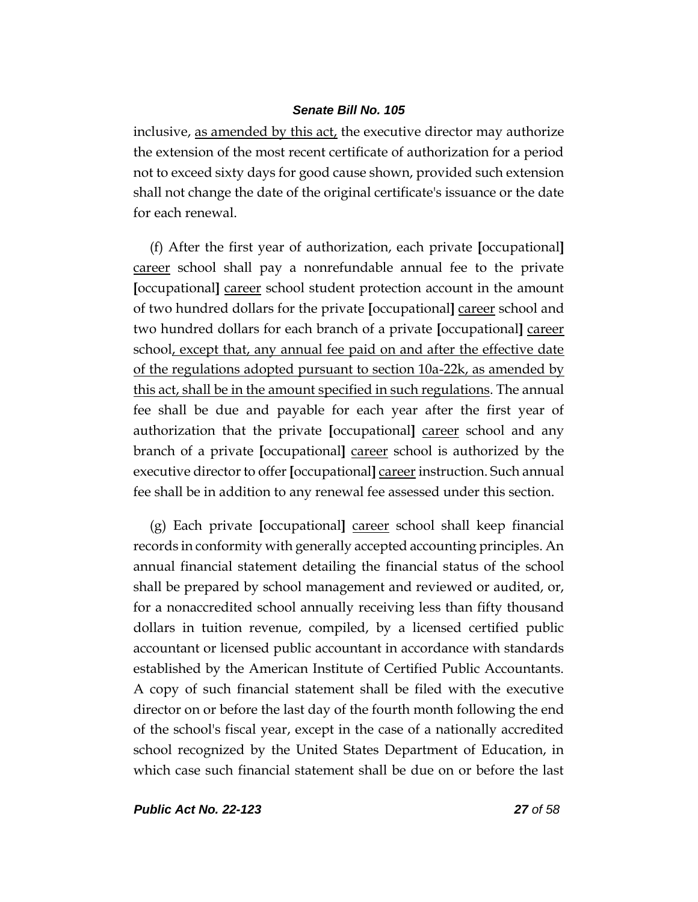inclusive, as amended by this act, the executive director may authorize the extension of the most recent certificate of authorization for a period not to exceed sixty days for good cause shown, provided such extension shall not change the date of the original certificate's issuance or the date for each renewal.

(f) After the first year of authorization, each private **[**occupational**]** career school shall pay a nonrefundable annual fee to the private **[**occupational**]** career school student protection account in the amount of two hundred dollars for the private **[**occupational**]** career school and two hundred dollars for each branch of a private **[**occupational**]** career school, except that, any annual fee paid on and after the effective date of the regulations adopted pursuant to section 10a-22k, as amended by this act, shall be in the amount specified in such regulations. The annual fee shall be due and payable for each year after the first year of authorization that the private **[**occupational**]** career school and any branch of a private **[**occupational**]** career school is authorized by the executive director to offer **[**occupational**]** career instruction. Such annual fee shall be in addition to any renewal fee assessed under this section.

(g) Each private **[**occupational**]** career school shall keep financial records in conformity with generally accepted accounting principles. An annual financial statement detailing the financial status of the school shall be prepared by school management and reviewed or audited, or, for a nonaccredited school annually receiving less than fifty thousand dollars in tuition revenue, compiled, by a licensed certified public accountant or licensed public accountant in accordance with standards established by the American Institute of Certified Public Accountants. A copy of such financial statement shall be filed with the executive director on or before the last day of the fourth month following the end of the school's fiscal year, except in the case of a nationally accredited school recognized by the United States Department of Education, in which case such financial statement shall be due on or before the last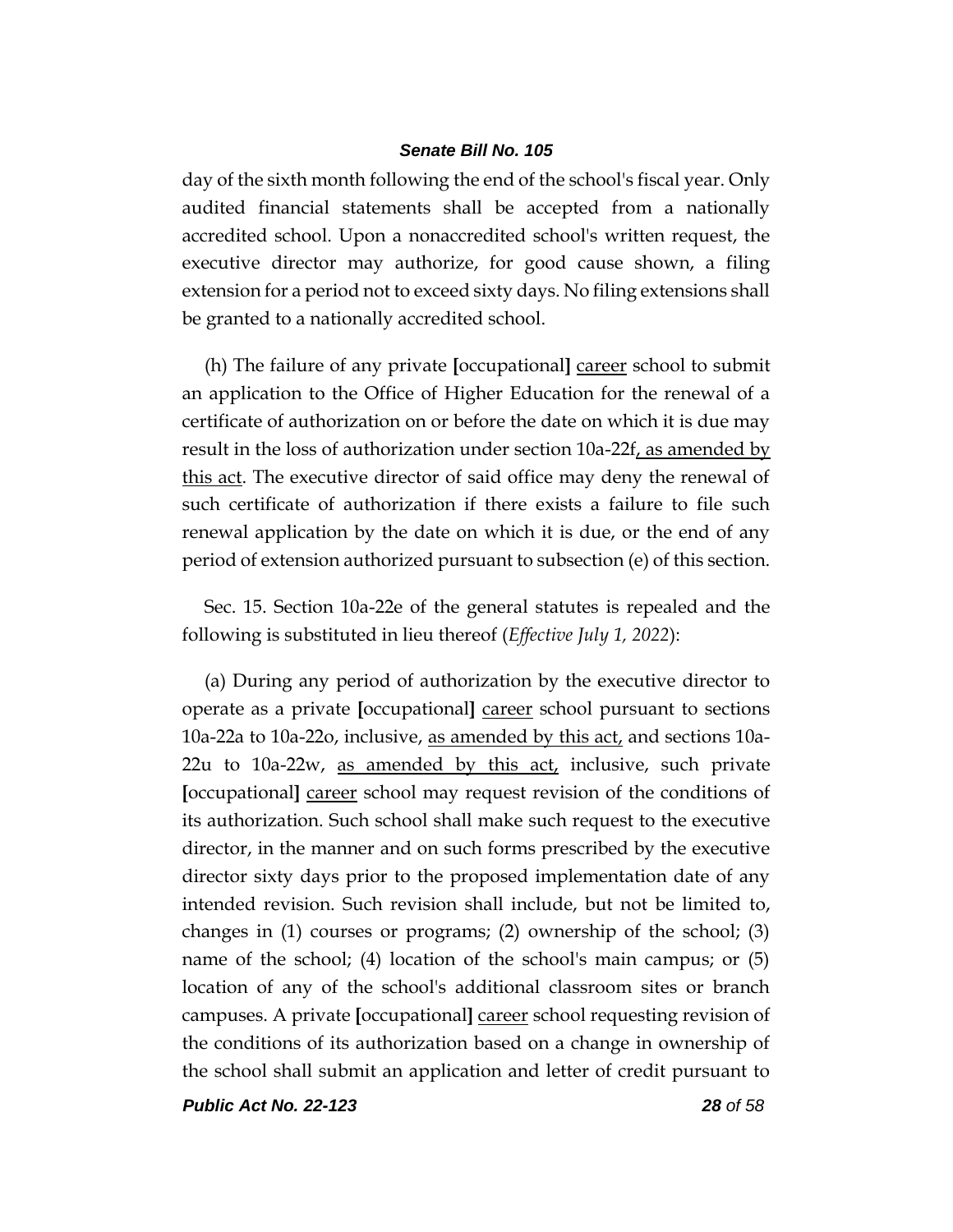day of the sixth month following the end of the school's fiscal year. Only audited financial statements shall be accepted from a nationally accredited school. Upon a nonaccredited school's written request, the executive director may authorize, for good cause shown, a filing extension for a period not to exceed sixty days. No filing extensions shall be granted to a nationally accredited school.

(h) The failure of any private [occupational] <u>career</u> school to submit an application to the Office of Higher Education for the renewal of a certificate of authorization on or before the date on which it is due may result in the loss of authorization under section 10a-22f<u>, as amended by this act</u>. The executive director of said office may deny the renewal of such certificate of authorization if there exists a failure to file such renewal application by the date on which it is due, or the end of any period of extension authorized pursuant to subsection (e) of this section.

Sec. 15. Section 10a-22e of the general statutes is repealed and the following is substituted in lieu thereof (*Effective July 1, 2022*):

(a) During any period of authorization by the executive director to operate as a private [occupational] <u>career</u> school pursuant to sections 10a-22a to 10a-22o, inclusive, <u>as amended by this act,</u> and sections 10a-22u to 10a-22w, <u>as amended by this act,</u> inclusive, such private [occupational] <u>career</u> school may request revision of the conditions of its authorization. Such school shall make such request to the executive director, in the manner and on such forms prescribed by the executive director sixty days prior to the proposed implementation date of any intended revision. Such revision shall include, but not be limited to, changes in (1) courses or programs; (2) ownership of the school; (3) name of the school; (4) location of the school's main campus; or (5) location of any of the school's additional classroom sites or branch campuses. A private [occupational] <u>career</u> school requesting revision of the conditions of its authorization based on a change in ownership of the school shall submit an application and letter of credit pursuant to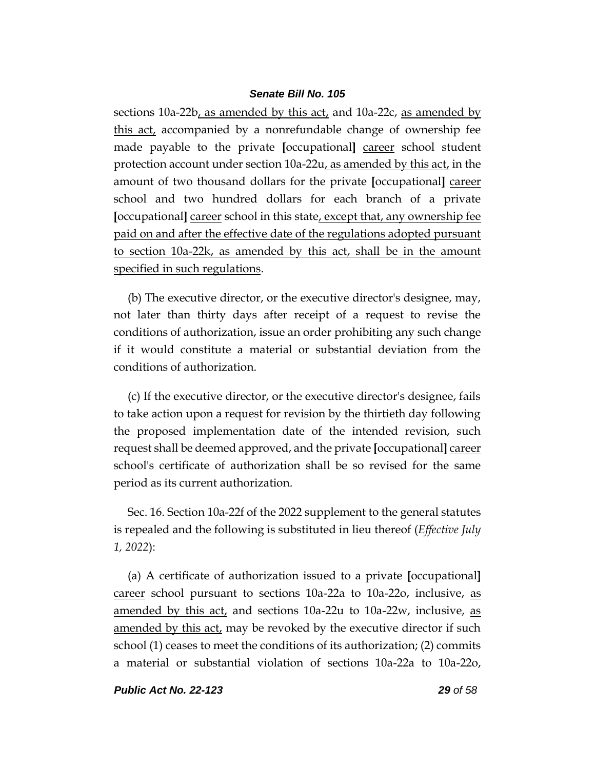sections 10a-22b, as amended by this act, and 10a-22c, as amended by this act, accompanied by a nonrefundable change of ownership fee made payable to the private [occupational] career school student protection account under section 10a-22u, as amended by this act, in the amount of two thousand dollars for the private [occupational] career school and two hundred dollars for each branch of a private [occupational] career school in this state, except that, any ownership fee paid on and after the effective date of the regulations adopted pursuant to section 10a-22k, as amended by this act, shall be in the amount specified in such regulations.

(b) The executive director, or the executive director's designee, may, not later than thirty days after receipt of a request to revise the conditions of authorization, issue an order prohibiting any such change if it would constitute a material or substantial deviation from the conditions of authorization.

(c) If the executive director, or the executive director's designee, fails to take action upon a request for revision by the thirtieth day following the proposed implementation date of the intended revision, such request shall be deemed approved, and the private [occupational] career school's certificate of authorization shall be so revised for the same period as its current authorization.

Sec. 16. Section 10a-22f of the 2022 supplement to the general statutes is repealed and the following is substituted in lieu thereof (*Effective July 1, 2022*):

(a) A certificate of authorization issued to a private [occupational] career school pursuant to sections 10a-22a to 10a-22o, inclusive, as amended by this act, and sections 10a-22u to 10a-22w, inclusive, as amended by this act, may be revoked by the executive director if such school (1) ceases to meet the conditions of its authorization; (2) commits a material or substantial violation of sections 10a-22a to 10a-22o,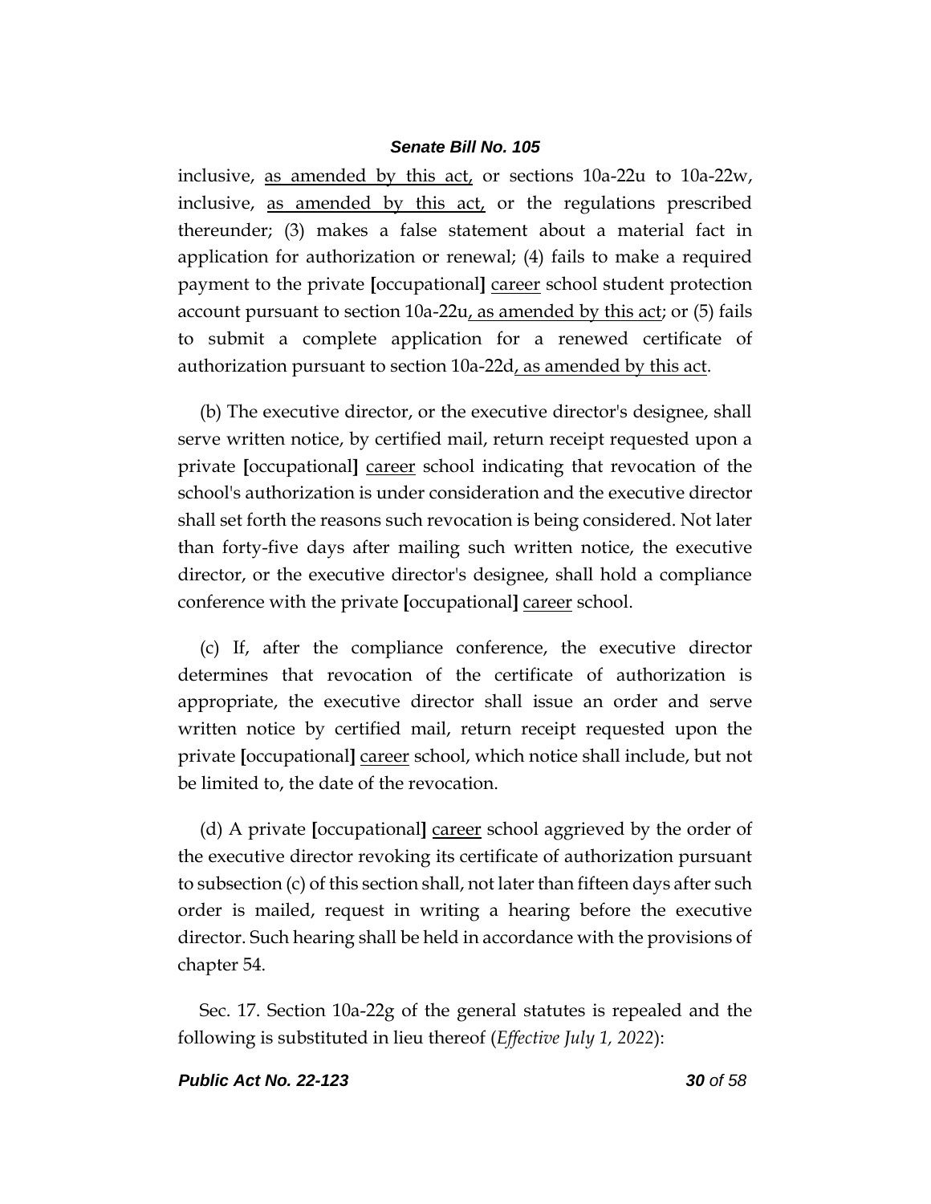inclusive, <u>as amended by this act,</u> or sections 10a-22u to 10a-22w, inclusive, <u>as amended by this act,</u> or the regulations prescribed thereunder; (3) makes a false statement about a material fact in application for authorization or renewal; (4) fails to make a required payment to the private **[**occupational**]** <u>career</u> school student protection account pursuant to section 10a-22u<u>, as amended by this act</u>; or (5) fails to submit a complete application for a renewed certificate of authorization pursuant to section 10a-22d<u>, as amended by this act</u>.

(b) The executive director, or the executive director's designee, shall serve written notice, by certified mail, return receipt requested upon a private **[**occupational**]** <u>career</u> school indicating that revocation of the school's authorization is under consideration and the executive director shall set forth the reasons such revocation is being considered. Not later than forty-five days after mailing such written notice, the executive director, or the executive director's designee, shall hold a compliance conference with the private **[**occupational**]** <u>career</u> school.

(c) If, after the compliance conference, the executive director determines that revocation of the certificate of authorization is appropriate, the executive director shall issue an order and serve written notice by certified mail, return receipt requested upon the private **[**occupational**]** <u>career</u> school, which notice shall include, but not be limited to, the date of the revocation.

(d) A private **[**occupational**]** <u>career</u> school aggrieved by the order of the executive director revoking its certificate of authorization pursuant to subsection (c) of this section shall, not later than fifteen days after such order is mailed, request in writing a hearing before the executive director. Such hearing shall be held in accordance with the provisions of chapter 54.

Sec. 17. Section 10a-22g of the general statutes is repealed and the following is substituted in lieu thereof (*Effective July 1, 2022*):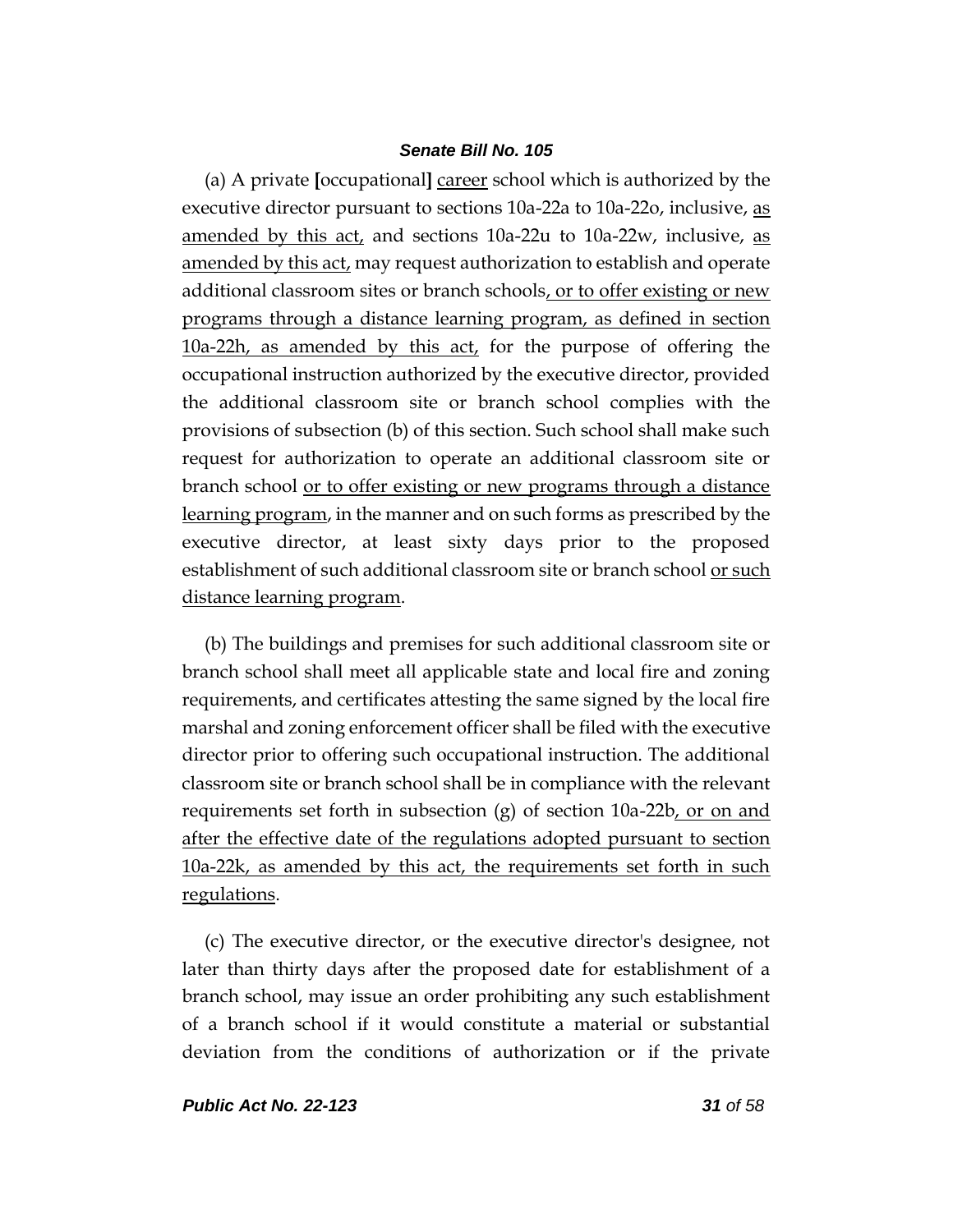(a) A private [occupational] <u>career</u> school which is authorized by the executive director pursuant to sections 10a-22a to 10a-22o, inclusive, <u>as amended by this act,</u> and sections 10a-22u to 10a-22w, inclusive, <u>as amended by this act,</u> may request authorization to establish and operate additional classroom sites or branch schools<u>, or to offer existing or new programs through a distance learning program, as defined in section 10a-22h, as amended by this act,</u> for the purpose of offering the occupational instruction authorized by the executive director, provided the additional classroom site or branch school complies with the provisions of subsection (b) of this section. Such school shall make such request for authorization to operate an additional classroom site or branch school <u>or to offer existing or new programs through a distance learning program</u>, in the manner and on such forms as prescribed by the executive director, at least sixty days prior to the proposed establishment of such additional classroom site or branch school <u>or such distance learning program</u>.

(b) The buildings and premises for such additional classroom site or branch school shall meet all applicable state and local fire and zoning requirements, and certificates attesting the same signed by the local fire marshal and zoning enforcement officer shall be filed with the executive director prior to offering such occupational instruction. The additional classroom site or branch school shall be in compliance with the relevant requirements set forth in subsection (g) of section 10a-22b<u>, or on and after the effective date of the regulations adopted pursuant to section 10a-22k, as amended by this act, the requirements set forth in such regulations</u>.

(c) The executive director, or the executive director's designee, not later than thirty days after the proposed date for establishment of a branch school, may issue an order prohibiting any such establishment of a branch school if it would constitute a material or substantial deviation from the conditions of authorization or if the private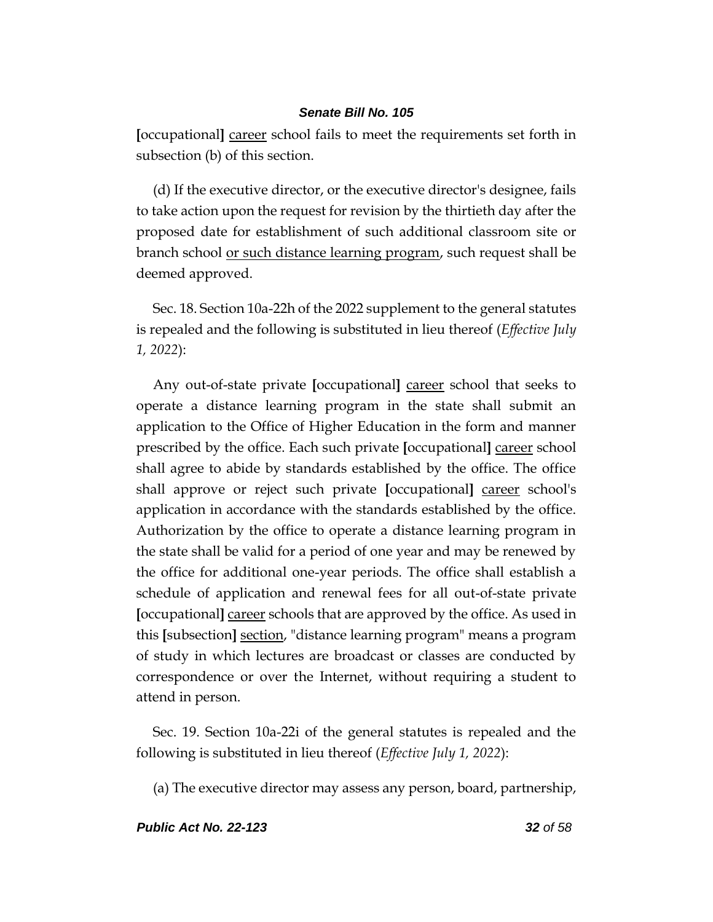[occupational] <u>career</u> school fails to meet the requirements set forth in subsection (b) of this section.

(d) If the executive director, or the executive director's designee, fails to take action upon the request for revision by the thirtieth day after the proposed date for establishment of such additional classroom site or branch school <u>or such distance learning program</u>, such request shall be deemed approved.

Sec. 18. Section 10a-22h of the 2022 supplement to the general statutes is repealed and the following is substituted in lieu thereof (*Effective July 1, 2022*):

Any out-of-state private [occupational] <u>career</u> school that seeks to operate a distance learning program in the state shall submit an application to the Office of Higher Education in the form and manner prescribed by the office. Each such private [occupational] <u>career</u> school shall agree to abide by standards established by the office. The office shall approve or reject such private [occupational] <u>career</u> school's application in accordance with the standards established by the office. Authorization by the office to operate a distance learning program in the state shall be valid for a period of one year and may be renewed by the office for additional one-year periods. The office shall establish a schedule of application and renewal fees for all out-of-state private [occupational] <u>career</u> schools that are approved by the office. As used in this [subsection] <u>section</u>, "distance learning program" means a program of study in which lectures are broadcast or classes are conducted by correspondence or over the Internet, without requiring a student to attend in person.

Sec. 19. Section 10a-22i of the general statutes is repealed and the following is substituted in lieu thereof (*Effective July 1, 2022*):

(a) The executive director may assess any person, board, partnership,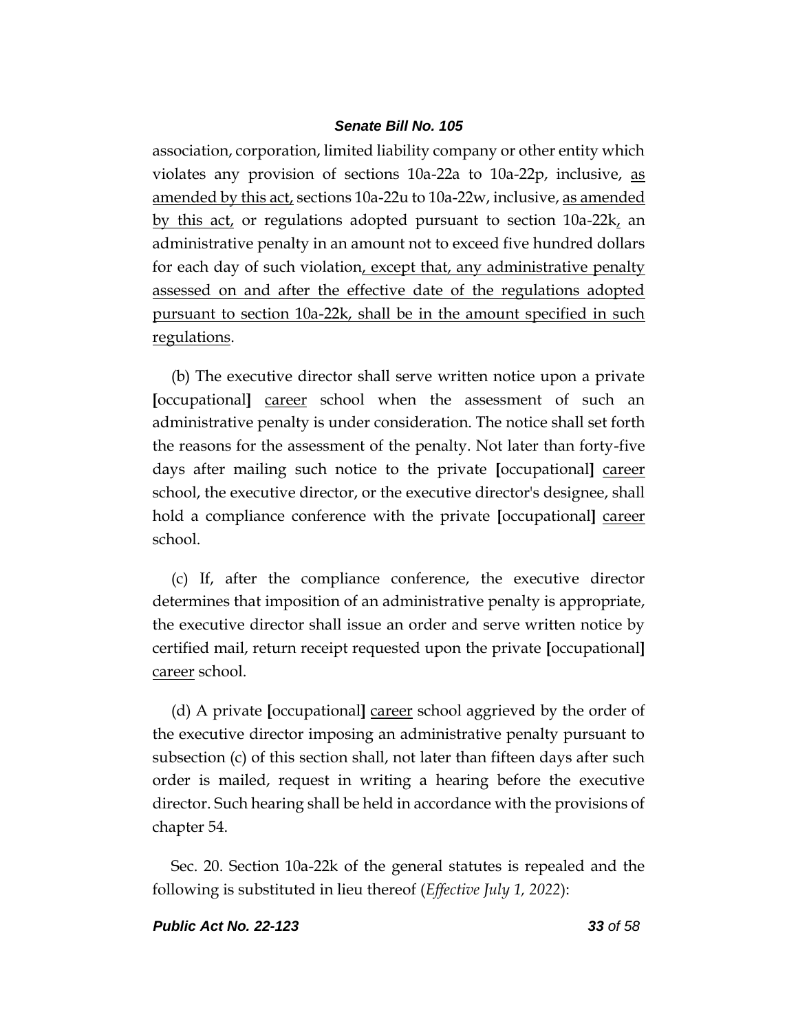association, corporation, limited liability company or other entity which violates any provision of sections 10a-22a to 10a-22p, inclusive, <u>as amended by this act,</u> sections 10a-22u to 10a-22w, inclusive, <u>as amended by this act,</u> or regulations adopted pursuant to section 10a-22k<u>,</u> an administrative penalty in an amount not to exceed five hundred dollars for each day of such violation<u>, except that, any administrative penalty assessed on and after the effective date of the regulations adopted pursuant to section 10a-22k, shall be in the amount specified in such regulations</u>.

(b) The executive director shall serve written notice upon a private **[**occupational**]** <u>career</u> school when the assessment of such an administrative penalty is under consideration. The notice shall set forth the reasons for the assessment of the penalty. Not later than forty-five days after mailing such notice to the private **[**occupational**]** <u>career</u> school, the executive director, or the executive director's designee, shall hold a compliance conference with the private **[**occupational**]** <u>career</u> school.

(c) If, after the compliance conference, the executive director determines that imposition of an administrative penalty is appropriate, the executive director shall issue an order and serve written notice by certified mail, return receipt requested upon the private **[**occupational**]** <u>career</u> school.

(d) A private **[**occupational**]** <u>career</u> school aggrieved by the order of the executive director imposing an administrative penalty pursuant to subsection (c) of this section shall, not later than fifteen days after such order is mailed, request in writing a hearing before the executive director. Such hearing shall be held in accordance with the provisions of chapter 54.

Sec. 20. Section 10a-22k of the general statutes is repealed and the following is substituted in lieu thereof (*Effective July 1, 2022*):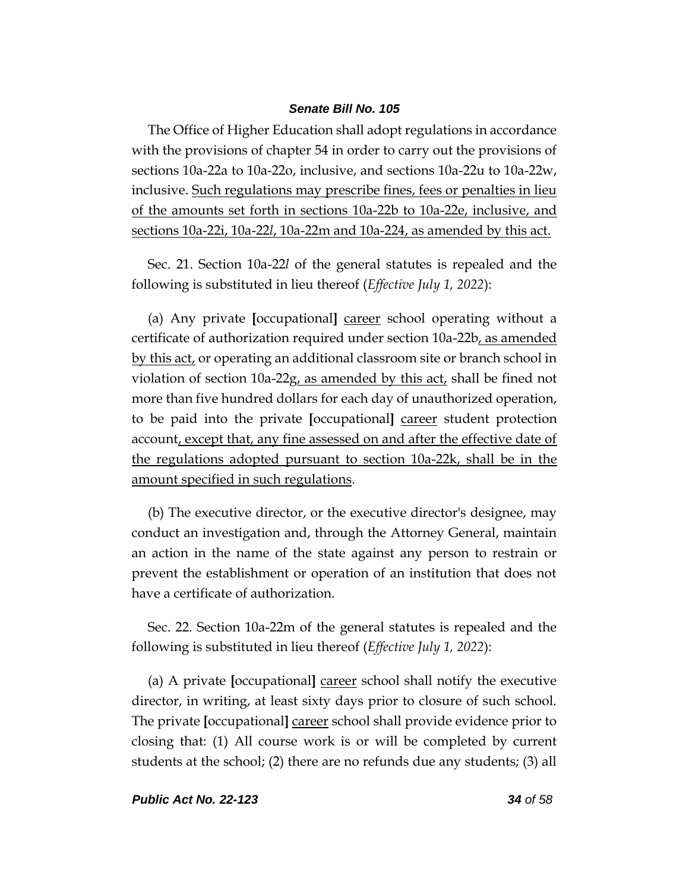The Office of Higher Education shall adopt regulations in accordance with the provisions of chapter 54 in order to carry out the provisions of sections 10a-22a to 10a-22o, inclusive, and sections 10a-22u to 10a-22w, inclusive. <u>Such regulations may prescribe fines, fees or penalties in lieu of the amounts set forth in sections 10a-22b to 10a-22e, inclusive, and sections 10a-22i, 10a-22*l*, 10a-22m and 10a-224, as amended by this act.</u>

Sec. 21. Section 10a-22*l* of the general statutes is repealed and the following is substituted in lieu thereof (*Effective July 1, 2022*):

(a) Any private **[**occupational**]** <u>career</u> school operating without a certificate of authorization required under section 10a-22b<u>, as amended by this act,</u> or operating an additional classroom site or branch school in violation of section 10a-22g<u>, as amended by this act,</u> shall be fined not more than five hundred dollars for each day of unauthorized operation, to be paid into the private **[**occupational**]** <u>career</u> student protection account<u>, except that, any fine assessed on and after the effective date of the regulations adopted pursuant to section 10a-22k, shall be in the amount specified in such regulations</u>.

(b) The executive director, or the executive director's designee, may conduct an investigation and, through the Attorney General, maintain an action in the name of the state against any person to restrain or prevent the establishment or operation of an institution that does not have a certificate of authorization.

Sec. 22. Section 10a-22m of the general statutes is repealed and the following is substituted in lieu thereof (*Effective July 1, 2022*):

(a) A private **[**occupational**]** <u>career</u> school shall notify the executive director, in writing, at least sixty days prior to closure of such school. The private **[**occupational**]** <u>career</u> school shall provide evidence prior to closing that: (1) All course work is or will be completed by current students at the school; (2) there are no refunds due any students; (3) all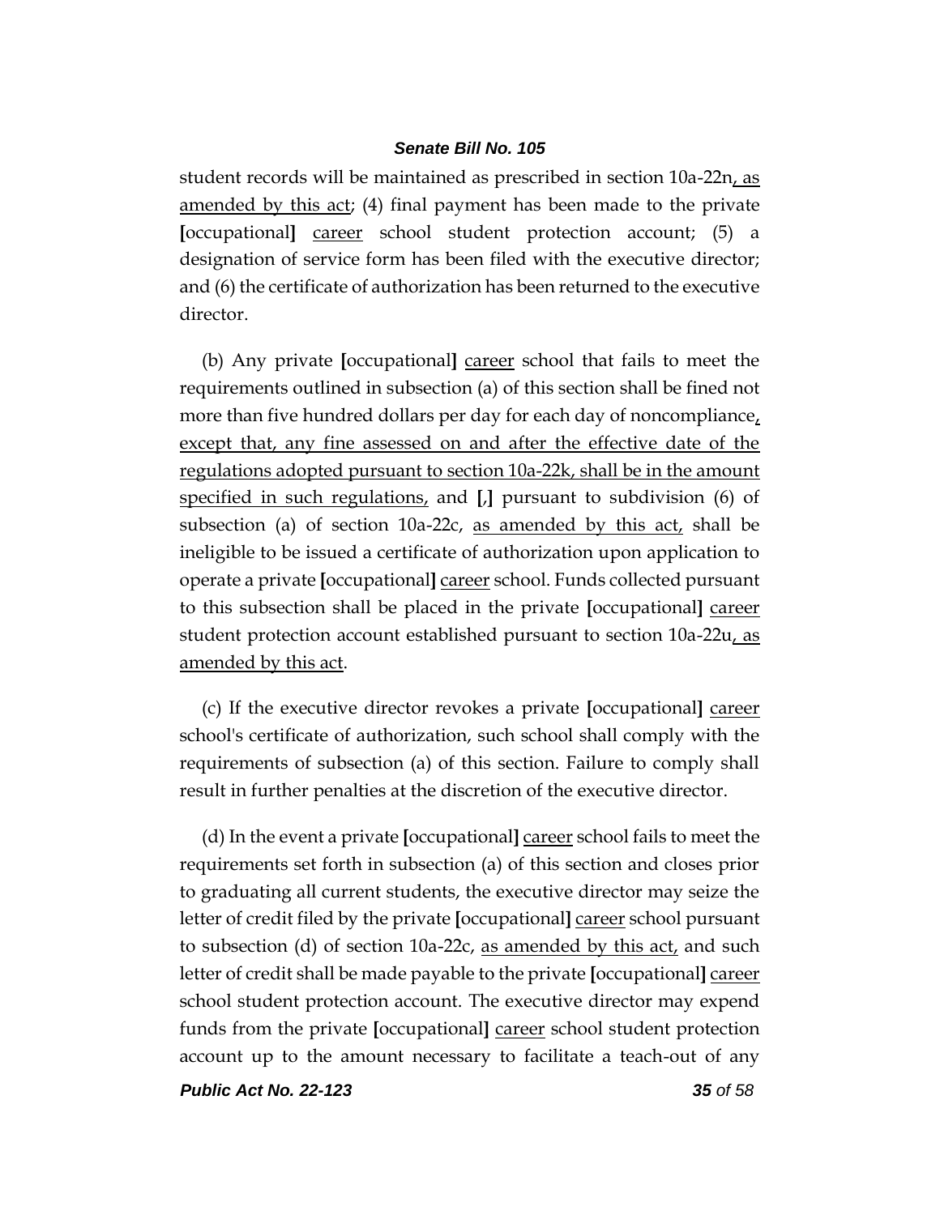student records will be maintained as prescribed in section 10a-22n, as amended by this act; (4) final payment has been made to the private [occupational] career school student protection account; (5) a designation of service form has been filed with the executive director; and (6) the certificate of authorization has been returned to the executive director.

(b) Any private [occupational] career school that fails to meet the requirements outlined in subsection (a) of this section shall be fined not more than five hundred dollars per day for each day of noncompliance, except that, any fine assessed on and after the effective date of the regulations adopted pursuant to section 10a-22k, shall be in the amount specified in such regulations, and [,] pursuant to subdivision (6) of subsection (a) of section 10a-22c, as amended by this act, shall be ineligible to be issued a certificate of authorization upon application to operate a private [occupational] career school. Funds collected pursuant to this subsection shall be placed in the private [occupational] career student protection account established pursuant to section 10a-22u, as amended by this act.

(c) If the executive director revokes a private [occupational] career school's certificate of authorization, such school shall comply with the requirements of subsection (a) of this section. Failure to comply shall result in further penalties at the discretion of the executive director.

(d) In the event a private [occupational] career school fails to meet the requirements set forth in subsection (a) of this section and closes prior to graduating all current students, the executive director may seize the letter of credit filed by the private [occupational] career school pursuant to subsection (d) of section 10a-22c, as amended by this act, and such letter of credit shall be made payable to the private [occupational] career school student protection account. The executive director may expend funds from the private [occupational] career school student protection account up to the amount necessary to facilitate a teach-out of any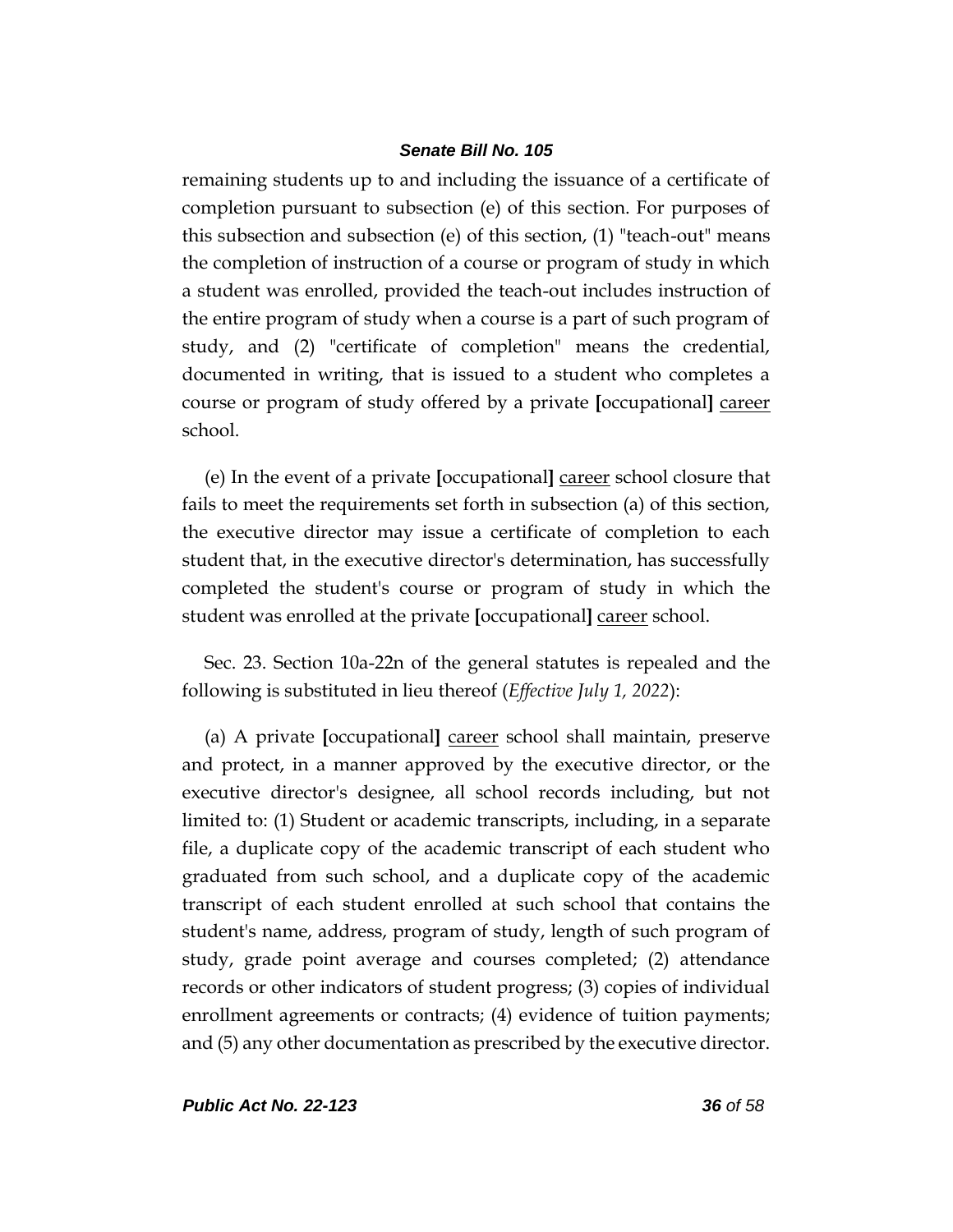remaining students up to and including the issuance of a certificate of completion pursuant to subsection (e) of this section. For purposes of this subsection and subsection (e) of this section, (1) "teach-out" means the completion of instruction of a course or program of study in which a student was enrolled, provided the teach-out includes instruction of the entire program of study when a course is a part of such program of study, and (2) "certificate of completion" means the credential, documented in writing, that is issued to a student who completes a course or program of study offered by a private **[**occupational**]** <u>career</u> school.

(e) In the event of a private **[**occupational**]** <u>career</u> school closure that fails to meet the requirements set forth in subsection (a) of this section, the executive director may issue a certificate of completion to each student that, in the executive director's determination, has successfully completed the student's course or program of study in which the student was enrolled at the private **[**occupational**]** <u>career</u> school.

Sec. 23. Section 10a-22n of the general statutes is repealed and the following is substituted in lieu thereof (*Effective July 1, 2022*):

(a) A private **[**occupational**]** <u>career</u> school shall maintain, preserve and protect, in a manner approved by the executive director, or the executive director's designee, all school records including, but not limited to: (1) Student or academic transcripts, including, in a separate file, a duplicate copy of the academic transcript of each student who graduated from such school, and a duplicate copy of the academic transcript of each student enrolled at such school that contains the student's name, address, program of study, length of such program of study, grade point average and courses completed; (2) attendance records or other indicators of student progress; (3) copies of individual enrollment agreements or contracts; (4) evidence of tuition payments; and (5) any other documentation as prescribed by the executive director.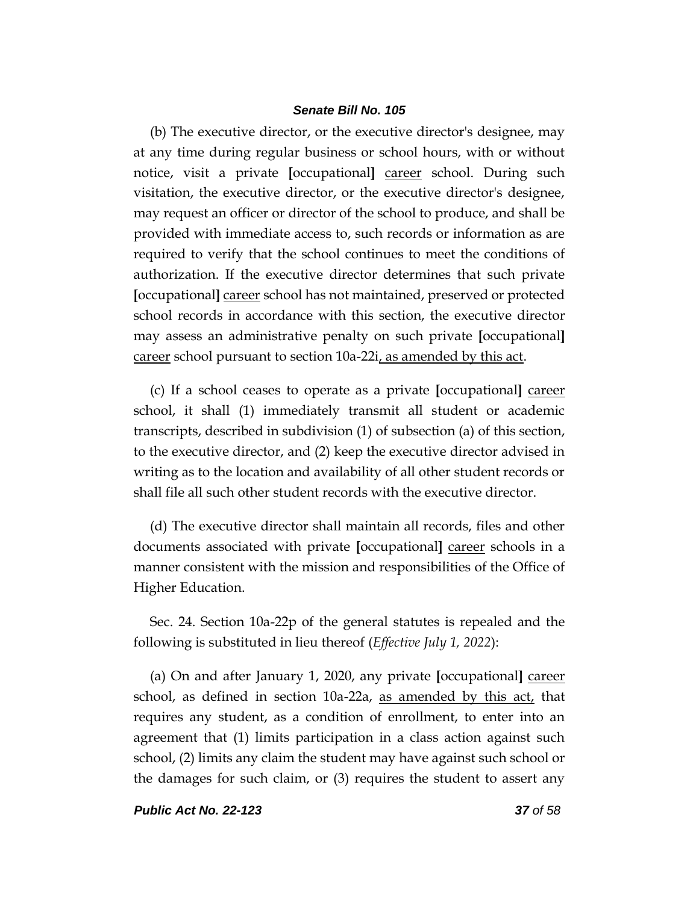(b) The executive director, or the executive director's designee, may at any time during regular business or school hours, with or without notice, visit a private [occupational] <u>career</u> school. During such visitation, the executive director, or the executive director's designee, may request an officer or director of the school to produce, and shall be provided with immediate access to, such records or information as are required to verify that the school continues to meet the conditions of authorization. If the executive director determines that such private [occupational] <u>career</u> school has not maintained, preserved or protected school records in accordance with this section, the executive director may assess an administrative penalty on such private [occupational] <u>career</u> school pursuant to section 10a-22i<u>, as amended by this act</u>.

(c) If a school ceases to operate as a private [occupational] <u>career</u> school, it shall (1) immediately transmit all student or academic transcripts, described in subdivision (1) of subsection (a) of this section, to the executive director, and (2) keep the executive director advised in writing as to the location and availability of all other student records or shall file all such other student records with the executive director.

(d) The executive director shall maintain all records, files and other documents associated with private [occupational] <u>career</u> schools in a manner consistent with the mission and responsibilities of the Office of Higher Education.

Sec. 24. Section 10a-22p of the general statutes is repealed and the following is substituted in lieu thereof (*Effective July 1, 2022*):

(a) On and after January 1, 2020, any private [occupational] <u>career</u> school, as defined in section 10a-22a, <u>as amended by this act,</u> that requires any student, as a condition of enrollment, to enter into an agreement that (1) limits participation in a class action against such school, (2) limits any claim the student may have against such school or the damages for such claim, or (3) requires the student to assert any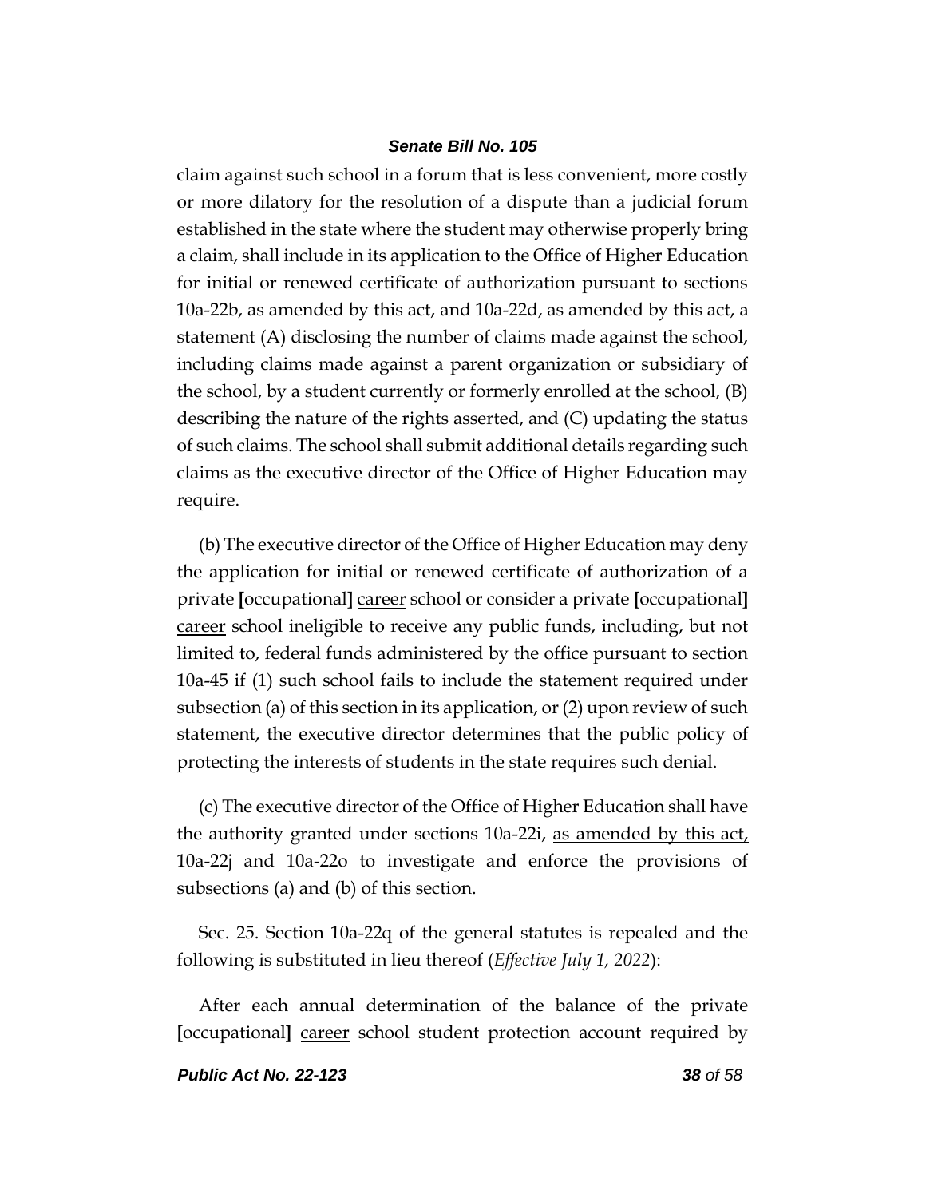claim against such school in a forum that is less convenient, more costly or more dilatory for the resolution of a dispute than a judicial forum established in the state where the student may otherwise properly bring a claim, shall include in its application to the Office of Higher Education for initial or renewed certificate of authorization pursuant to sections 10a-22b, as amended by this act, and 10a-22d, as amended by this act, a statement (A) disclosing the number of claims made against the school, including claims made against a parent organization or subsidiary of the school, by a student currently or formerly enrolled at the school, (B) describing the nature of the rights asserted, and (C) updating the status of such claims. The school shall submit additional details regarding such claims as the executive director of the Office of Higher Education may require.

(b) The executive director of the Office of Higher Education may deny the application for initial or renewed certificate of authorization of a private [occupational] career school or consider a private [occupational] career school ineligible to receive any public funds, including, but not limited to, federal funds administered by the office pursuant to section 10a-45 if (1) such school fails to include the statement required under subsection (a) of this section in its application, or (2) upon review of such statement, the executive director determines that the public policy of protecting the interests of students in the state requires such denial.

(c) The executive director of the Office of Higher Education shall have the authority granted under sections 10a-22i, as amended by this act, 10a-22j and 10a-22o to investigate and enforce the provisions of subsections (a) and (b) of this section.

Sec. 25. Section 10a-22q of the general statutes is repealed and the following is substituted in lieu thereof (*Effective July 1, 2022*):

After each annual determination of the balance of the private [occupational] career school student protection account required by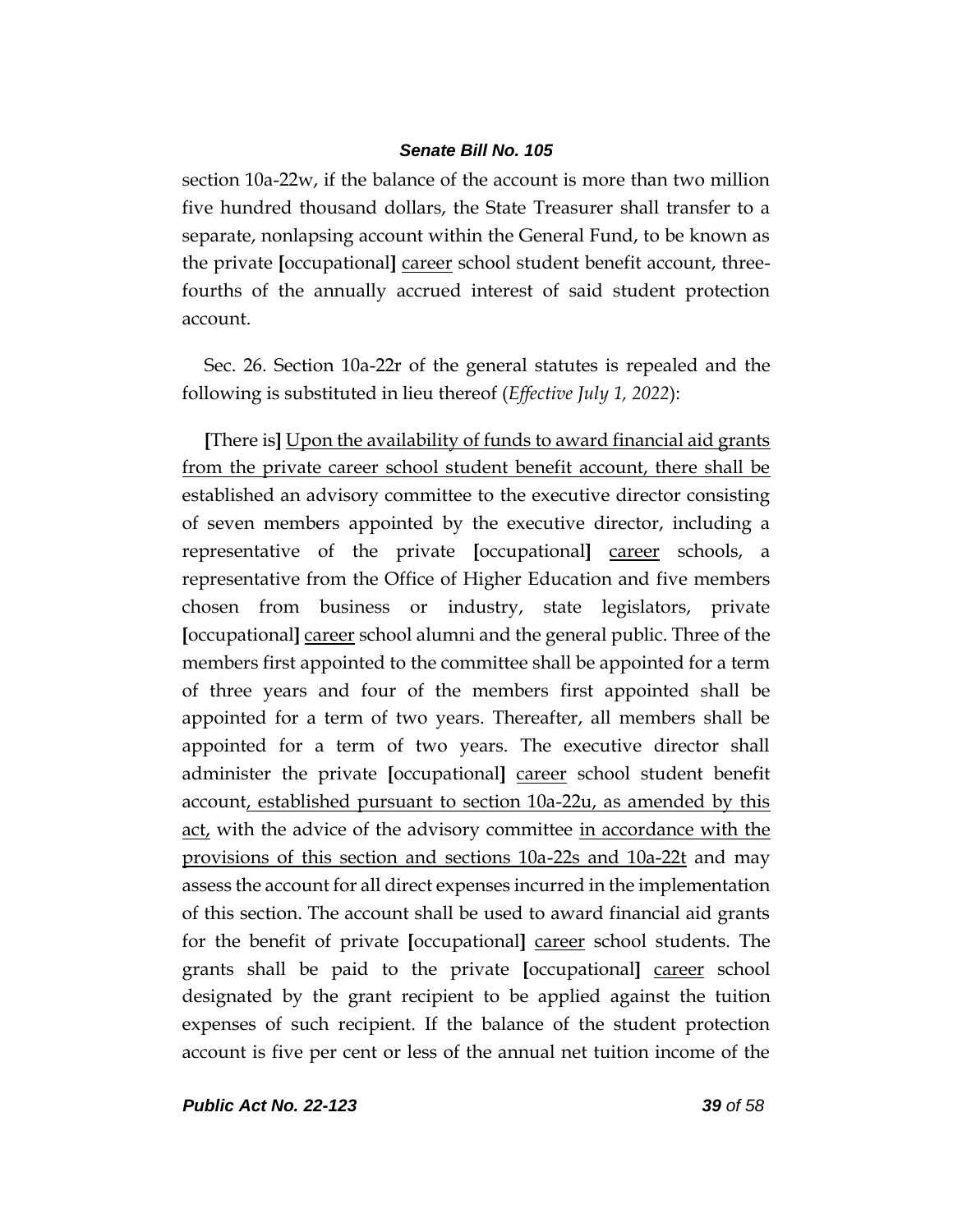section 10a-22w, if the balance of the account is more than two million five hundred thousand dollars, the State Treasurer shall transfer to a separate, nonlapsing account within the General Fund, to be known as the private [occupational] career school student benefit account, three-fourths of the annually accrued interest of said student protection account.

Sec. 26. Section 10a-22r of the general statutes is repealed and the following is substituted in lieu thereof (*Effective July 1, 2022*):

[There is] Upon the availability of funds to award financial aid grants from the private career school student benefit account, there shall be established an advisory committee to the executive director consisting of seven members appointed by the executive director, including a representative of the private [occupational] career schools, a representative from the Office of Higher Education and five members chosen from business or industry, state legislators, private [occupational] career school alumni and the general public. Three of the members first appointed to the committee shall be appointed for a term of three years and four of the members first appointed shall be appointed for a term of two years. Thereafter, all members shall be appointed for a term of two years. The executive director shall administer the private [occupational] career school student benefit account, established pursuant to section 10a-22u, as amended by this act, with the advice of the advisory committee in accordance with the provisions of this section and sections 10a-22s and 10a-22t and may assess the account for all direct expenses incurred in the implementation of this section. The account shall be used to award financial aid grants for the benefit of private [occupational] career school students. The grants shall be paid to the private [occupational] career school designated by the grant recipient to be applied against the tuition expenses of such recipient. If the balance of the student protection account is five per cent or less of the annual net tuition income of the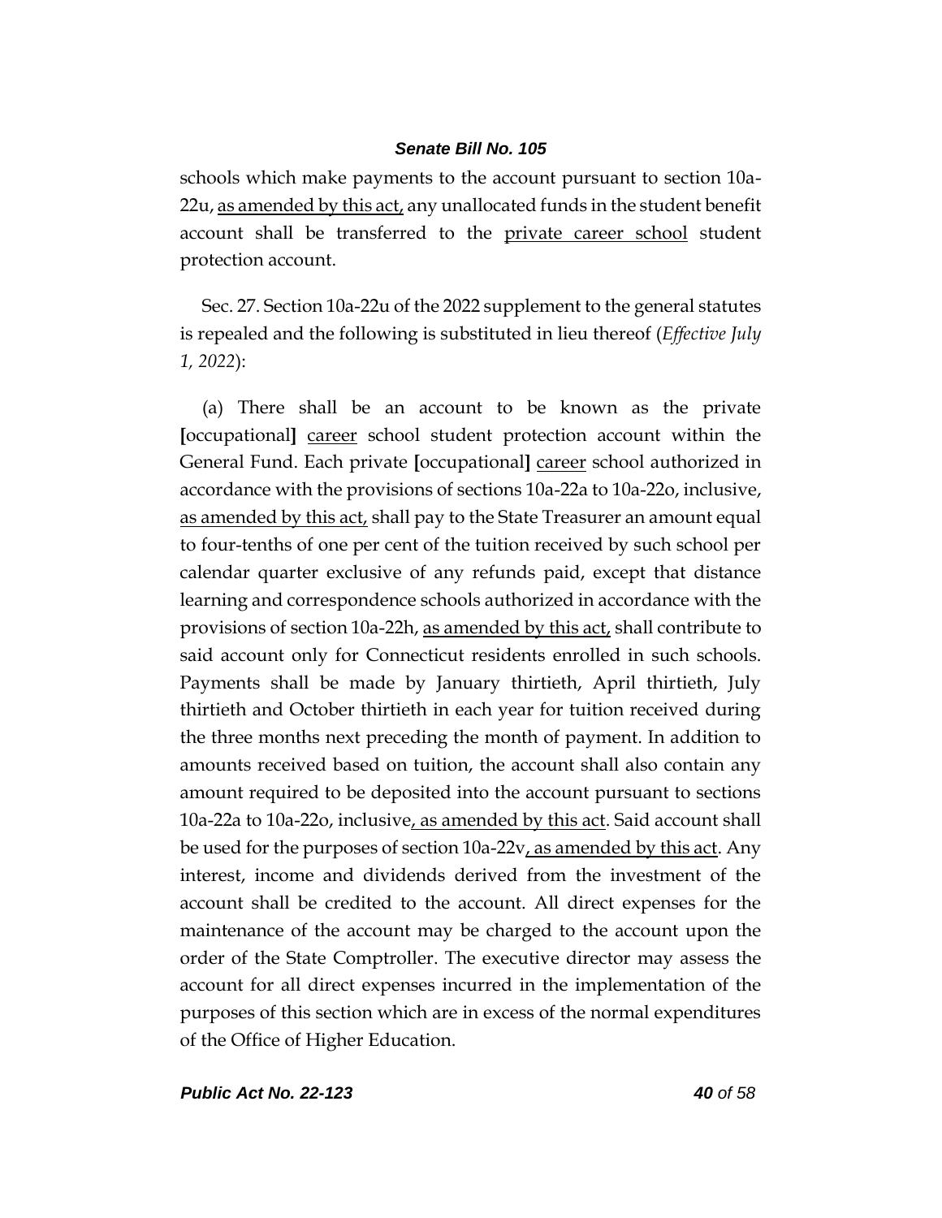schools which make payments to the account pursuant to section 10a-22u, <u>as amended by this act,</u> any unallocated funds in the student benefit account shall be transferred to the <u>private career school</u> student protection account.

Sec. 27. Section 10a-22u of the 2022 supplement to the general statutes is repealed and the following is substituted in lieu thereof (*Effective July 1, 2022*):

(a) There shall be an account to be known as the private **[**occupational**]** <u>career</u> school student protection account within the General Fund. Each private **[**occupational**]** <u>career</u> school authorized in accordance with the provisions of sections 10a-22a to 10a-22o, inclusive, <u>as amended by this act,</u> shall pay to the State Treasurer an amount equal to four-tenths of one per cent of the tuition received by such school per calendar quarter exclusive of any refunds paid, except that distance learning and correspondence schools authorized in accordance with the provisions of section 10a-22h, <u>as amended by this act,</u> shall contribute to said account only for Connecticut residents enrolled in such schools. Payments shall be made by January thirtieth, April thirtieth, July thirtieth and October thirtieth in each year for tuition received during the three months next preceding the month of payment. In addition to amounts received based on tuition, the account shall also contain any amount required to be deposited into the account pursuant to sections 10a-22a to 10a-22o, inclusive<u>, as amended by this act</u>. Said account shall be used for the purposes of section 10a-22v<u>, as amended by this act</u>. Any interest, income and dividends derived from the investment of the account shall be credited to the account. All direct expenses for the maintenance of the account may be charged to the account upon the order of the State Comptroller. The executive director may assess the account for all direct expenses incurred in the implementation of the purposes of this section which are in excess of the normal expenditures of the Office of Higher Education.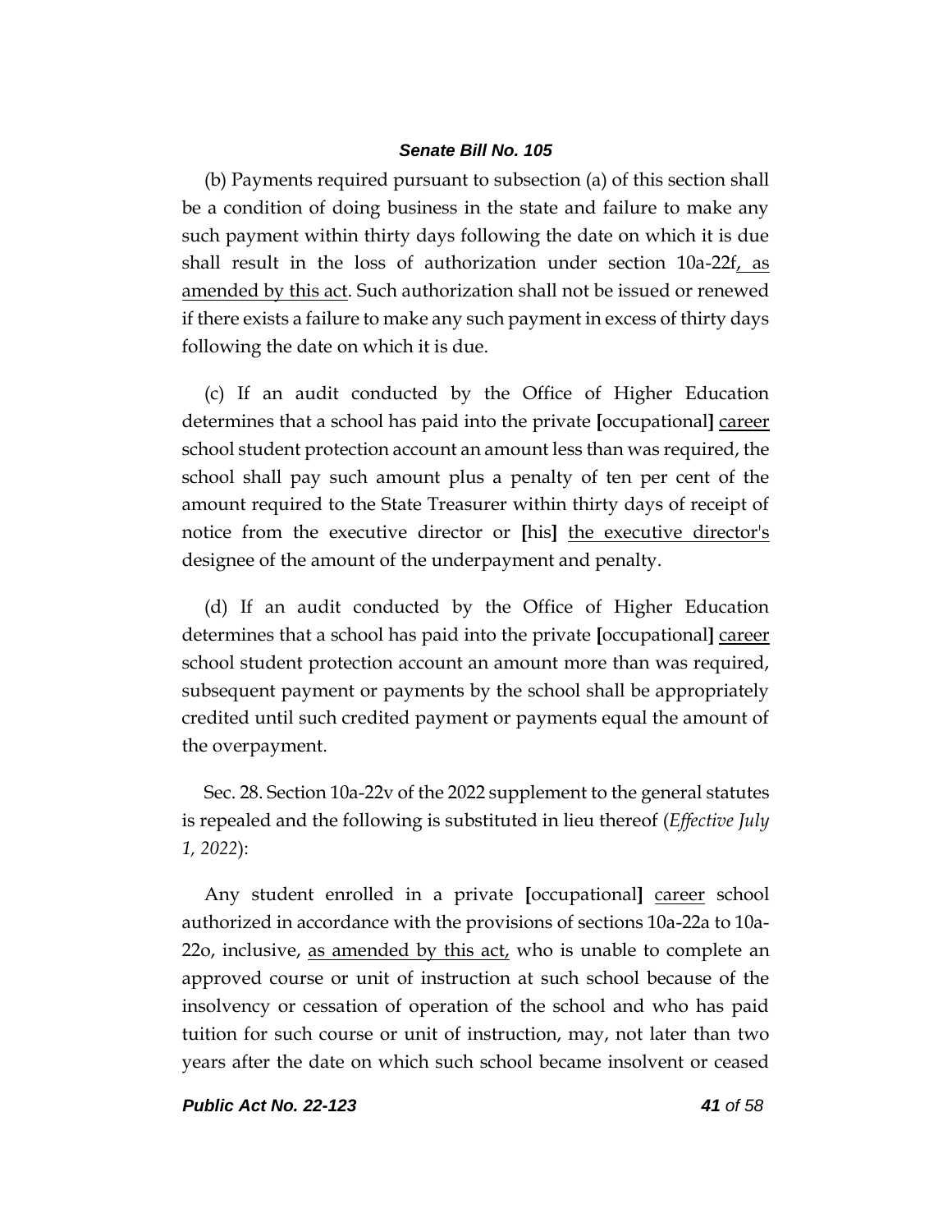(b) Payments required pursuant to subsection (a) of this section shall be a condition of doing business in the state and failure to make any such payment within thirty days following the date on which it is due shall result in the loss of authorization under section 10a-22f<u>, as amended by this act</u>. Such authorization shall not be issued or renewed if there exists a failure to make any such payment in excess of thirty days following the date on which it is due.

(c) If an audit conducted by the Office of Higher Education determines that a school has paid into the private **[**occupational**]** <u>career</u> school student protection account an amount less than was required, the school shall pay such amount plus a penalty of ten per cent of the amount required to the State Treasurer within thirty days of receipt of notice from the executive director or **[**his**]** <u>the executive director's</u> designee of the amount of the underpayment and penalty.

(d) If an audit conducted by the Office of Higher Education determines that a school has paid into the private **[**occupational**]** <u>career</u> school student protection account an amount more than was required, subsequent payment or payments by the school shall be appropriately credited until such credited payment or payments equal the amount of the overpayment.

Sec. 28. Section 10a-22v of the 2022 supplement to the general statutes is repealed and the following is substituted in lieu thereof (*Effective July 1, 2022*):

Any student enrolled in a private **[**occupational**]** <u>career</u> school authorized in accordance with the provisions of sections 10a-22a to 10a-22o, inclusive, <u>as amended by this act,</u> who is unable to complete an approved course or unit of instruction at such school because of the insolvency or cessation of operation of the school and who has paid tuition for such course or unit of instruction, may, not later than two years after the date on which such school became insolvent or ceased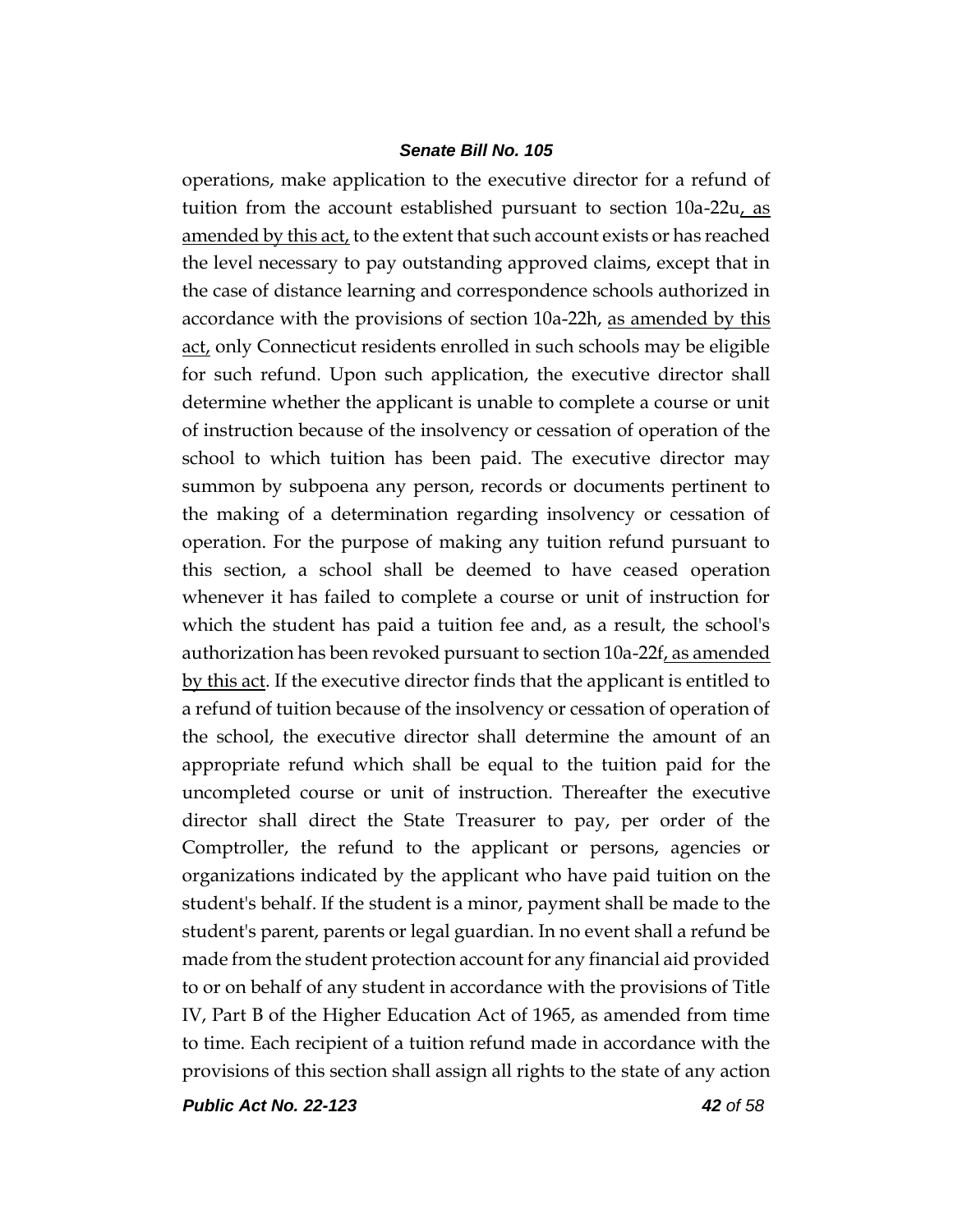operations, make application to the executive director for a refund of tuition from the account established pursuant to section 10a-22u, as amended by this act, to the extent that such account exists or has reached the level necessary to pay outstanding approved claims, except that in the case of distance learning and correspondence schools authorized in accordance with the provisions of section 10a-22h, as amended by this act, only Connecticut residents enrolled in such schools may be eligible for such refund. Upon such application, the executive director shall determine whether the applicant is unable to complete a course or unit of instruction because of the insolvency or cessation of operation of the school to which tuition has been paid. The executive director may summon by subpoena any person, records or documents pertinent to the making of a determination regarding insolvency or cessation of operation. For the purpose of making any tuition refund pursuant to this section, a school shall be deemed to have ceased operation whenever it has failed to complete a course or unit of instruction for which the student has paid a tuition fee and, as a result, the school's authorization has been revoked pursuant to section 10a-22f, as amended by this act. If the executive director finds that the applicant is entitled to a refund of tuition because of the insolvency or cessation of operation of the school, the executive director shall determine the amount of an appropriate refund which shall be equal to the tuition paid for the uncompleted course or unit of instruction. Thereafter the executive director shall direct the State Treasurer to pay, per order of the Comptroller, the refund to the applicant or persons, agencies or organizations indicated by the applicant who have paid tuition on the student's behalf. If the student is a minor, payment shall be made to the student's parent, parents or legal guardian. In no event shall a refund be made from the student protection account for any financial aid provided to or on behalf of any student in accordance with the provisions of Title IV, Part B of the Higher Education Act of 1965, as amended from time to time. Each recipient of a tuition refund made in accordance with the provisions of this section shall assign all rights to the state of any action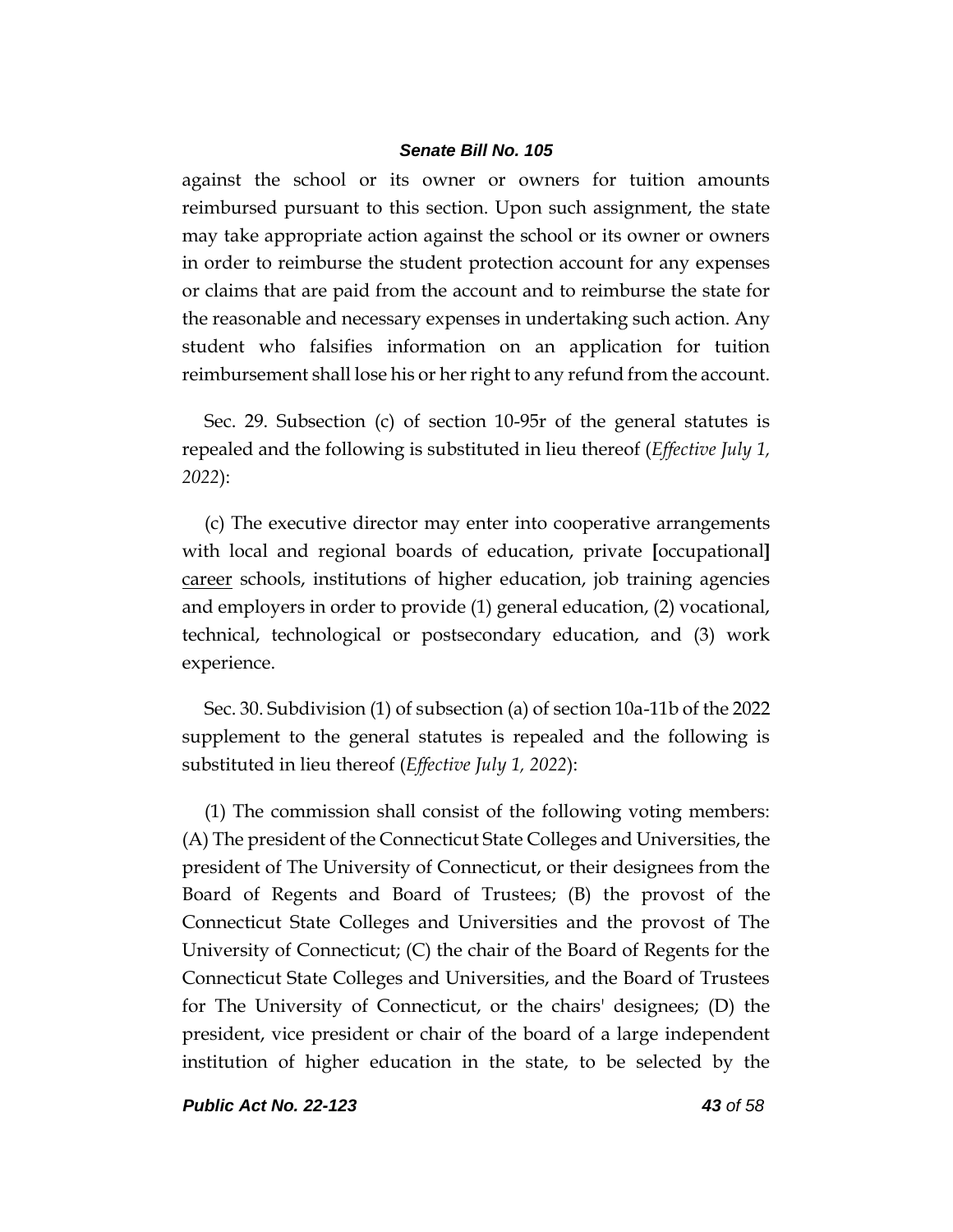against the school or its owner or owners for tuition amounts reimbursed pursuant to this section. Upon such assignment, the state may take appropriate action against the school or its owner or owners in order to reimburse the student protection account for any expenses or claims that are paid from the account and to reimburse the state for the reasonable and necessary expenses in undertaking such action. Any student who falsifies information on an application for tuition reimbursement shall lose his or her right to any refund from the account.

Sec. 29. Subsection (c) of section 10-95r of the general statutes is repealed and the following is substituted in lieu thereof (*Effective July 1, 2022*):

(c) The executive director may enter into cooperative arrangements with local and regional boards of education, private **[**occupational**]** <u>career</u> schools, institutions of higher education, job training agencies and employers in order to provide (1) general education, (2) vocational, technical, technological or postsecondary education, and (3) work experience.

Sec. 30. Subdivision (1) of subsection (a) of section 10a-11b of the 2022 supplement to the general statutes is repealed and the following is substituted in lieu thereof (*Effective July 1, 2022*):

(1) The commission shall consist of the following voting members: (A) The president of the Connecticut State Colleges and Universities, the president of The University of Connecticut, or their designees from the Board of Regents and Board of Trustees; (B) the provost of the Connecticut State Colleges and Universities and the provost of The University of Connecticut; (C) the chair of the Board of Regents for the Connecticut State Colleges and Universities, and the Board of Trustees for The University of Connecticut, or the chairs' designees; (D) the president, vice president or chair of the board of a large independent institution of higher education in the state, to be selected by the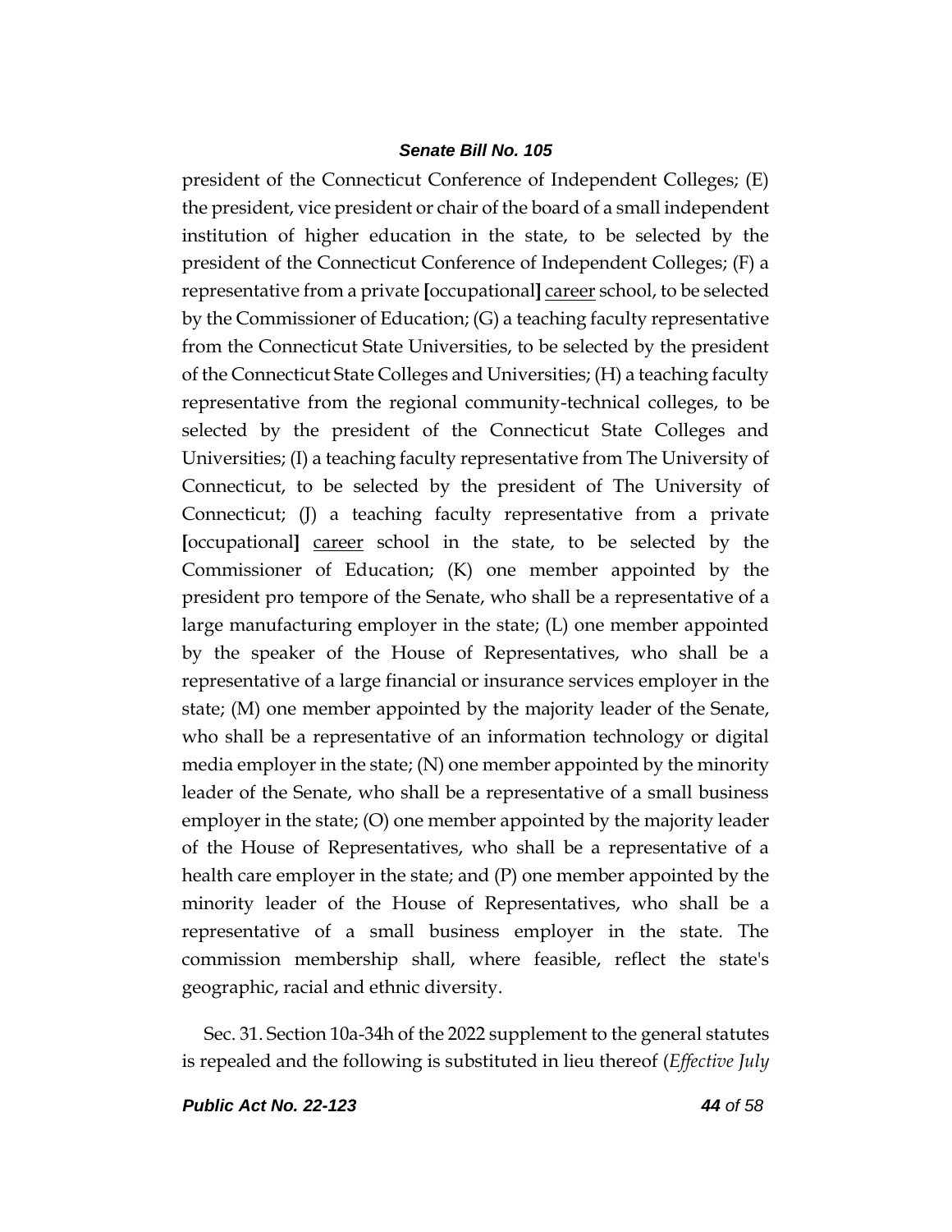president of the Connecticut Conference of Independent Colleges; (E) the president, vice president or chair of the board of a small independent institution of higher education in the state, to be selected by the president of the Connecticut Conference of Independent Colleges; (F) a representative from a private [occupational] <u>career</u> school, to be selected by the Commissioner of Education; (G) a teaching faculty representative from the Connecticut State Universities, to be selected by the president of the Connecticut State Colleges and Universities; (H) a teaching faculty representative from the regional community-technical colleges, to be selected by the president of the Connecticut State Colleges and Universities; (I) a teaching faculty representative from The University of Connecticut, to be selected by the president of The University of Connecticut; (J) a teaching faculty representative from a private [occupational] <u>career</u> school in the state, to be selected by the Commissioner of Education; (K) one member appointed by the president pro tempore of the Senate, who shall be a representative of a large manufacturing employer in the state; (L) one member appointed by the speaker of the House of Representatives, who shall be a representative of a large financial or insurance services employer in the state; (M) one member appointed by the majority leader of the Senate, who shall be a representative of an information technology or digital media employer in the state; (N) one member appointed by the minority leader of the Senate, who shall be a representative of a small business employer in the state; (O) one member appointed by the majority leader of the House of Representatives, who shall be a representative of a health care employer in the state; and (P) one member appointed by the minority leader of the House of Representatives, who shall be a representative of a small business employer in the state. The commission membership shall, where feasible, reflect the state's geographic, racial and ethnic diversity.

Sec. 31. Section 10a-34h of the 2022 supplement to the general statutes is repealed and the following is substituted in lieu thereof (*Effective July*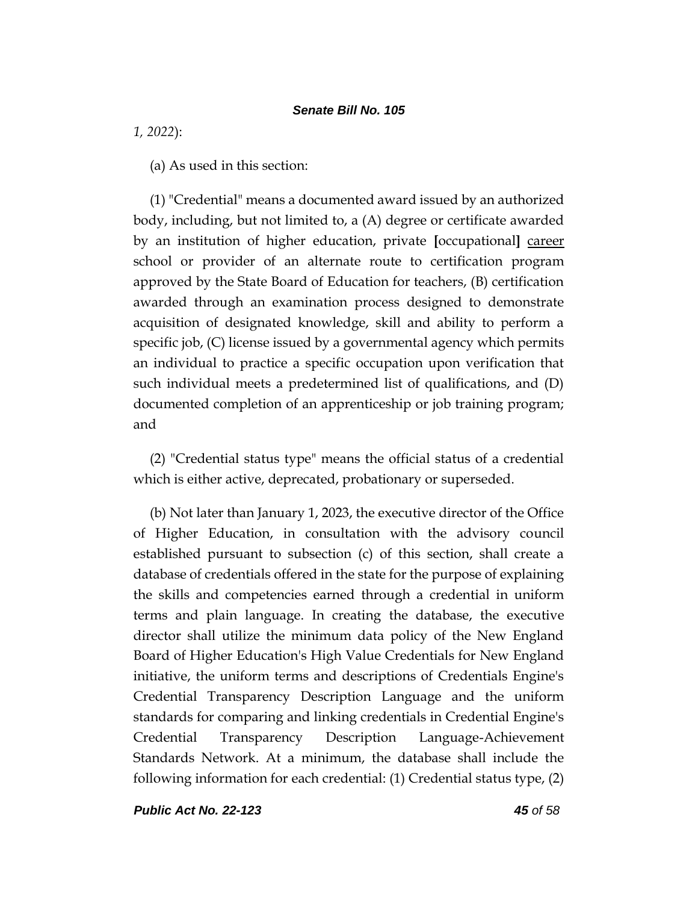*1, 2022*):

(a) As used in this section:

(1) "Credential" means a documented award issued by an authorized body, including, but not limited to, a (A) degree or certificate awarded by an institution of higher education, private **[**occupational**]** <u>career</u> school or provider of an alternate route to certification program approved by the State Board of Education for teachers, (B) certification awarded through an examination process designed to demonstrate acquisition of designated knowledge, skill and ability to perform a specific job, (C) license issued by a governmental agency which permits an individual to practice a specific occupation upon verification that such individual meets a predetermined list of qualifications, and (D) documented completion of an apprenticeship or job training program; and

(2) "Credential status type" means the official status of a credential which is either active, deprecated, probationary or superseded.

(b) Not later than January 1, 2023, the executive director of the Office of Higher Education, in consultation with the advisory council established pursuant to subsection (c) of this section, shall create a database of credentials offered in the state for the purpose of explaining the skills and competencies earned through a credential in uniform terms and plain language. In creating the database, the executive director shall utilize the minimum data policy of the New England Board of Higher Education's High Value Credentials for New England initiative, the uniform terms and descriptions of Credentials Engine's Credential Transparency Description Language and the uniform standards for comparing and linking credentials in Credential Engine's Credential Transparency Description Language-Achievement Standards Network. At a minimum, the database shall include the following information for each credential: (1) Credential status type, (2)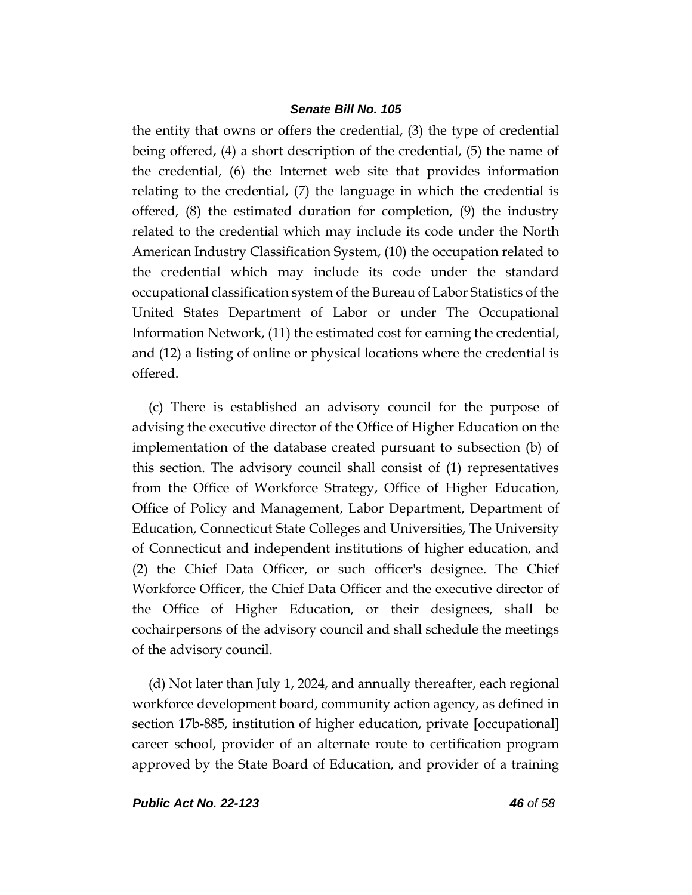the entity that owns or offers the credential, (3) the type of credential being offered, (4) a short description of the credential, (5) the name of the credential, (6) the Internet web site that provides information relating to the credential, (7) the language in which the credential is offered, (8) the estimated duration for completion, (9) the industry related to the credential which may include its code under the North American Industry Classification System, (10) the occupation related to the credential which may include its code under the standard occupational classification system of the Bureau of Labor Statistics of the United States Department of Labor or under The Occupational Information Network, (11) the estimated cost for earning the credential, and (12) a listing of online or physical locations where the credential is offered.

(c) There is established an advisory council for the purpose of advising the executive director of the Office of Higher Education on the implementation of the database created pursuant to subsection (b) of this section. The advisory council shall consist of (1) representatives from the Office of Workforce Strategy, Office of Higher Education, Office of Policy and Management, Labor Department, Department of Education, Connecticut State Colleges and Universities, The University of Connecticut and independent institutions of higher education, and (2) the Chief Data Officer, or such officer's designee. The Chief Workforce Officer, the Chief Data Officer and the executive director of the Office of Higher Education, or their designees, shall be cochairpersons of the advisory council and shall schedule the meetings of the advisory council.

(d) Not later than July 1, 2024, and annually thereafter, each regional workforce development board, community action agency, as defined in section 17b-885, institution of higher education, private **[**occupational**]** <u>career</u> school, provider of an alternate route to certification program approved by the State Board of Education, and provider of a training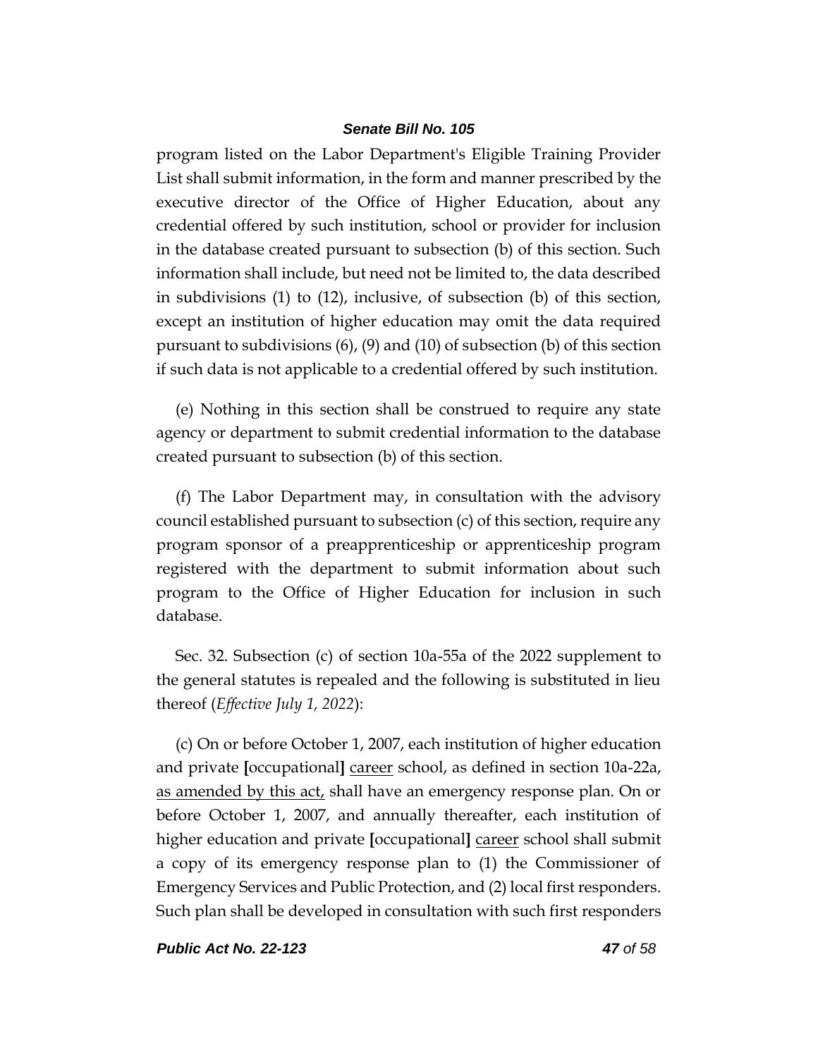program listed on the Labor Department's Eligible Training Provider List shall submit information, in the form and manner prescribed by the executive director of the Office of Higher Education, about any credential offered by such institution, school or provider for inclusion in the database created pursuant to subsection (b) of this section. Such information shall include, but need not be limited to, the data described in subdivisions (1) to (12), inclusive, of subsection (b) of this section, except an institution of higher education may omit the data required pursuant to subdivisions (6), (9) and (10) of subsection (b) of this section if such data is not applicable to a credential offered by such institution.

(e) Nothing in this section shall be construed to require any state agency or department to submit credential information to the database created pursuant to subsection (b) of this section.

(f) The Labor Department may, in consultation with the advisory council established pursuant to subsection (c) of this section, require any program sponsor of a preapprenticeship or apprenticeship program registered with the department to submit information about such program to the Office of Higher Education for inclusion in such database.

Sec. 32. Subsection (c) of section 10a-55a of the 2022 supplement to the general statutes is repealed and the following is substituted in lieu thereof (*Effective July 1, 2022*):

(c) On or before October 1, 2007, each institution of higher education and private [occupational] <u>career</u> school, as defined in section 10a-22a, <u>as amended by this act,</u> shall have an emergency response plan. On or before October 1, 2007, and annually thereafter, each institution of higher education and private [occupational] <u>career</u> school shall submit a copy of its emergency response plan to (1) the Commissioner of Emergency Services and Public Protection, and (2) local first responders. Such plan shall be developed in consultation with such first responders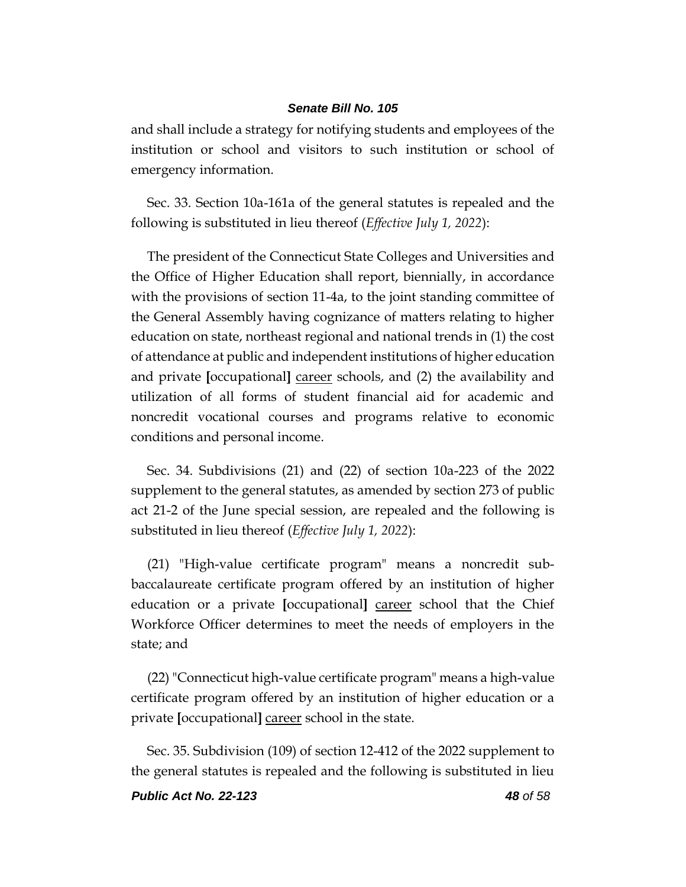and shall include a strategy for notifying students and employees of the institution or school and visitors to such institution or school of emergency information.

Sec. 33. Section 10a-161a of the general statutes is repealed and the following is substituted in lieu thereof (*Effective July 1, 2022*):

The president of the Connecticut State Colleges and Universities and the Office of Higher Education shall report, biennially, in accordance with the provisions of section 11-4a, to the joint standing committee of the General Assembly having cognizance of matters relating to higher education on state, northeast regional and national trends in (1) the cost of attendance at public and independent institutions of higher education and private **[**occupational**]** <u>career</u> schools, and (2) the availability and utilization of all forms of student financial aid for academic and noncredit vocational courses and programs relative to economic conditions and personal income.

Sec. 34. Subdivisions (21) and (22) of section 10a-223 of the 2022 supplement to the general statutes, as amended by section 273 of public act 21-2 of the June special session, are repealed and the following is substituted in lieu thereof (*Effective July 1, 2022*):

(21) "High-value certificate program" means a noncredit sub-baccalaureate certificate program offered by an institution of higher education or a private **[**occupational**]** <u>career</u> school that the Chief Workforce Officer determines to meet the needs of employers in the state; and

(22) "Connecticut high-value certificate program" means a high-value certificate program offered by an institution of higher education or a private **[**occupational**]** <u>career</u> school in the state.

Sec. 35. Subdivision (109) of section 12-412 of the 2022 supplement to the general statutes is repealed and the following is substituted in lieu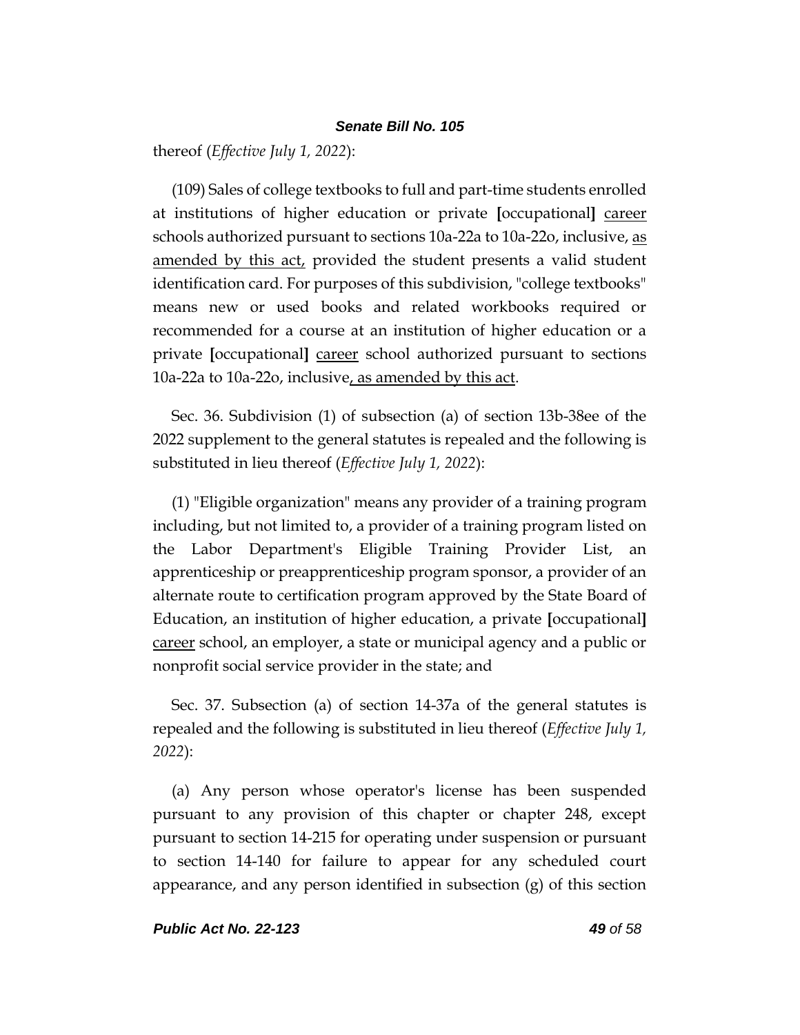thereof (*Effective July 1, 2022*):

(109) Sales of college textbooks to full and part-time students enrolled at institutions of higher education or private [occupational] career schools authorized pursuant to sections 10a-22a to 10a-22o, inclusive, as amended by this act, provided the student presents a valid student identification card. For purposes of this subdivision, "college textbooks" means new or used books and related workbooks required or recommended for a course at an institution of higher education or a private [occupational] career school authorized pursuant to sections 10a-22a to 10a-22o, inclusive, as amended by this act.

Sec. 36. Subdivision (1) of subsection (a) of section 13b-38ee of the 2022 supplement to the general statutes is repealed and the following is substituted in lieu thereof (*Effective July 1, 2022*):

(1) "Eligible organization" means any provider of a training program including, but not limited to, a provider of a training program listed on the Labor Department's Eligible Training Provider List, an apprenticeship or preapprenticeship program sponsor, a provider of an alternate route to certification program approved by the State Board of Education, an institution of higher education, a private [occupational] career school, an employer, a state or municipal agency and a public or nonprofit social service provider in the state; and

Sec. 37. Subsection (a) of section 14-37a of the general statutes is repealed and the following is substituted in lieu thereof (*Effective July 1, 2022*):

(a) Any person whose operator's license has been suspended pursuant to any provision of this chapter or chapter 248, except pursuant to section 14-215 for operating under suspension or pursuant to section 14-140 for failure to appear for any scheduled court appearance, and any person identified in subsection (g) of this section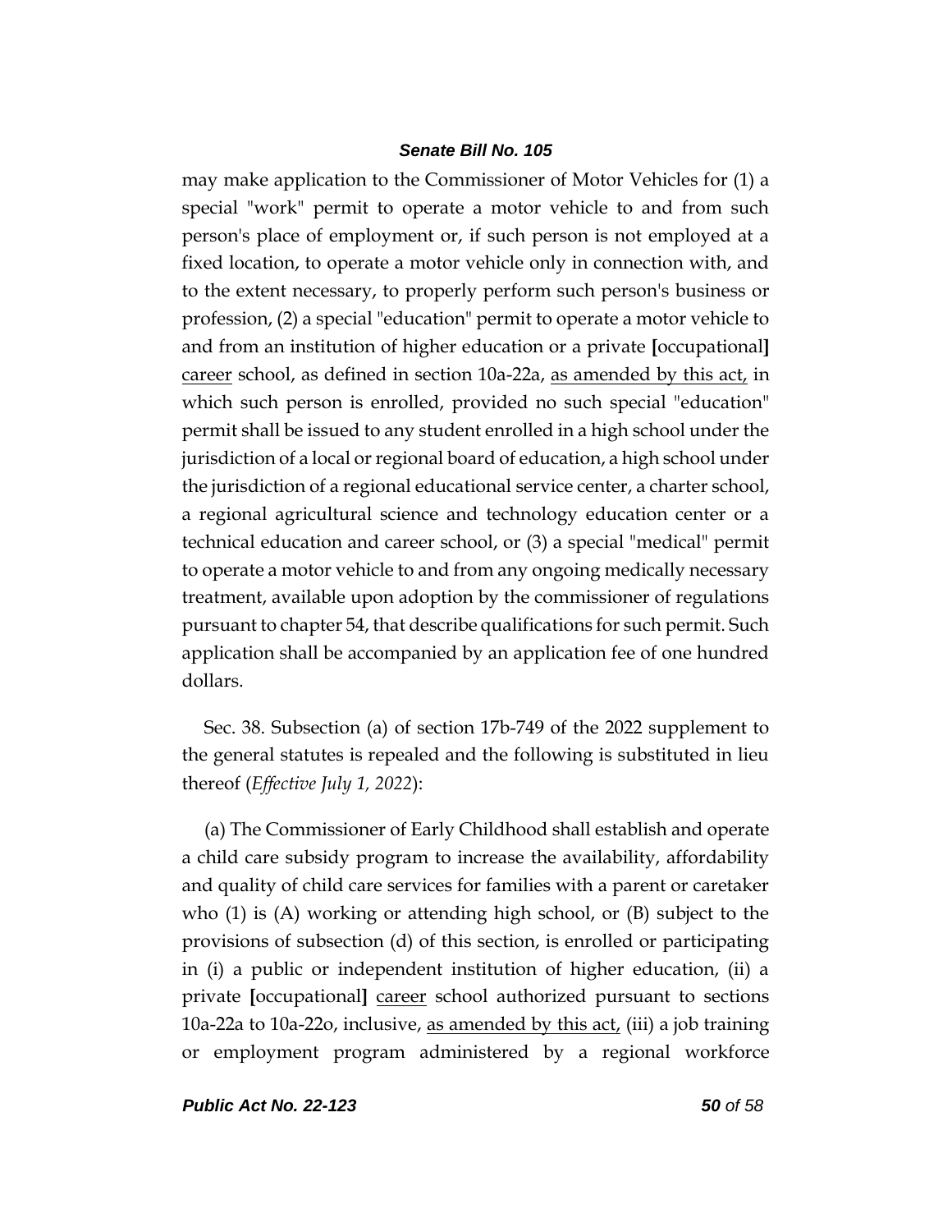may make application to the Commissioner of Motor Vehicles for (1) a special "work" permit to operate a motor vehicle to and from such person's place of employment or, if such person is not employed at a fixed location, to operate a motor vehicle only in connection with, and to the extent necessary, to properly perform such person's business or profession, (2) a special "education" permit to operate a motor vehicle to and from an institution of higher education or a private [occupational] <u>career</u> school, as defined in section 10a-22a, <u>as amended by this act,</u> in which such person is enrolled, provided no such special "education" permit shall be issued to any student enrolled in a high school under the jurisdiction of a local or regional board of education, a high school under the jurisdiction of a regional educational service center, a charter school, a regional agricultural science and technology education center or a technical education and career school, or (3) a special "medical" permit to operate a motor vehicle to and from any ongoing medically necessary treatment, available upon adoption by the commissioner of regulations pursuant to chapter 54, that describe qualifications for such permit. Such application shall be accompanied by an application fee of one hundred dollars.

Sec. 38. Subsection (a) of section 17b-749 of the 2022 supplement to the general statutes is repealed and the following is substituted in lieu thereof (*Effective July 1, 2022*):

(a) The Commissioner of Early Childhood shall establish and operate a child care subsidy program to increase the availability, affordability and quality of child care services for families with a parent or caretaker who (1) is (A) working or attending high school, or (B) subject to the provisions of subsection (d) of this section, is enrolled or participating in (i) a public or independent institution of higher education, (ii) a private [occupational] <u>career</u> school authorized pursuant to sections 10a-22a to 10a-22o, inclusive, <u>as amended by this act,</u> (iii) a job training or employment program administered by a regional workforce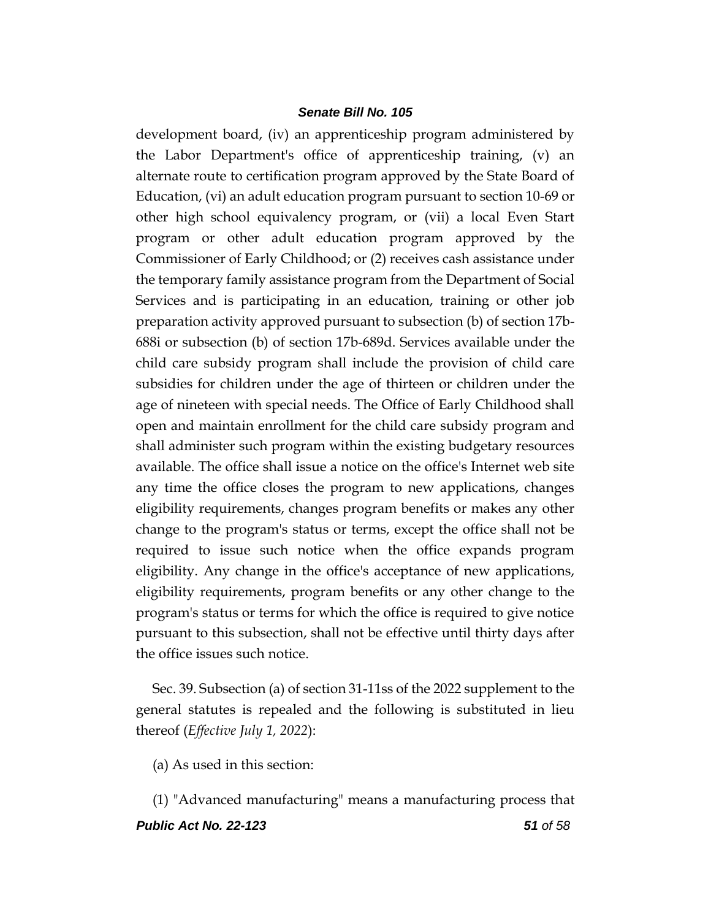development board, (iv) an apprenticeship program administered by the Labor Department's office of apprenticeship training, (v) an alternate route to certification program approved by the State Board of Education, (vi) an adult education program pursuant to section 10-69 or other high school equivalency program, or (vii) a local Even Start program or other adult education program approved by the Commissioner of Early Childhood; or (2) receives cash assistance under the temporary family assistance program from the Department of Social Services and is participating in an education, training or other job preparation activity approved pursuant to subsection (b) of section 17b-688i or subsection (b) of section 17b-689d. Services available under the child care subsidy program shall include the provision of child care subsidies for children under the age of thirteen or children under the age of nineteen with special needs. The Office of Early Childhood shall open and maintain enrollment for the child care subsidy program and shall administer such program within the existing budgetary resources available. The office shall issue a notice on the office's Internet web site any time the office closes the program to new applications, changes eligibility requirements, changes program benefits or makes any other change to the program's status or terms, except the office shall not be required to issue such notice when the office expands program eligibility. Any change in the office's acceptance of new applications, eligibility requirements, program benefits or any other change to the program's status or terms for which the office is required to give notice pursuant to this subsection, shall not be effective until thirty days after the office issues such notice.

Sec. 39. Subsection (a) of section 31-11ss of the 2022 supplement to the general statutes is repealed and the following is substituted in lieu thereof (*Effective July 1, 2022*):

(a) As used in this section:

(1) "Advanced manufacturing" means a manufacturing process that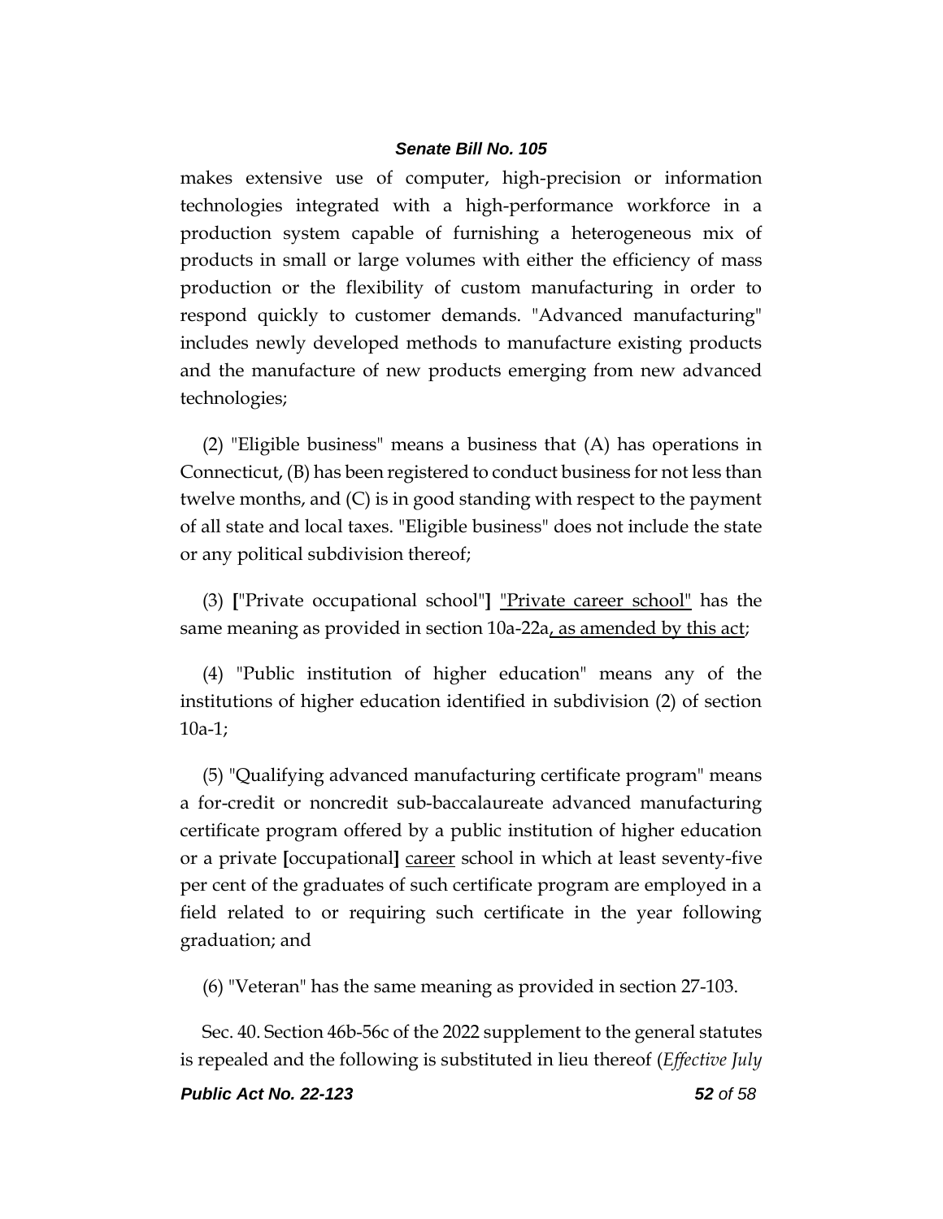makes extensive use of computer, high-precision or information technologies integrated with a high-performance workforce in a production system capable of furnishing a heterogeneous mix of products in small or large volumes with either the efficiency of mass production or the flexibility of custom manufacturing in order to respond quickly to customer demands. "Advanced manufacturing" includes newly developed methods to manufacture existing products and the manufacture of new products emerging from new advanced technologies;

(2) "Eligible business" means a business that (A) has operations in Connecticut, (B) has been registered to conduct business for not less than twelve months, and (C) is in good standing with respect to the payment of all state and local taxes. "Eligible business" does not include the state or any political subdivision thereof;

(3) ["Private occupational school"] <u>"Private career school"</u> has the same meaning as provided in section 10a-22a<u>, as amended by this act</u>;

(4) "Public institution of higher education" means any of the institutions of higher education identified in subdivision (2) of section 10a-1;

(5) "Qualifying advanced manufacturing certificate program" means a for-credit or noncredit sub-baccalaureate advanced manufacturing certificate program offered by a public institution of higher education or a private [occupational] <u>career</u> school in which at least seventy-five per cent of the graduates of such certificate program are employed in a field related to or requiring such certificate in the year following graduation; and

(6) "Veteran" has the same meaning as provided in section 27-103.

Sec. 40. Section 46b-56c of the 2022 supplement to the general statutes is repealed and the following is substituted in lieu thereof (*Effective July*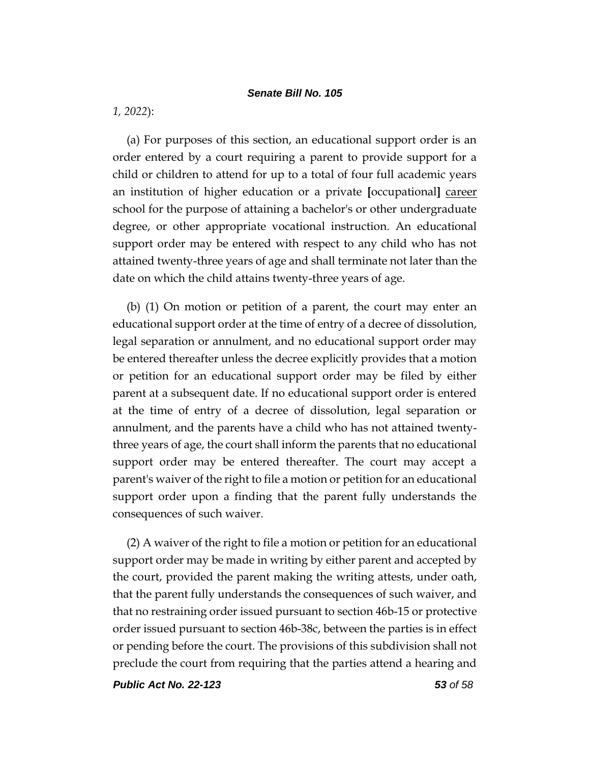*1, 2022*):

(a) For purposes of this section, an educational support order is an order entered by a court requiring a parent to provide support for a child or children to attend for up to a total of four full academic years an institution of higher education or a private **[**occupational**]** <u>career</u> school for the purpose of attaining a bachelor's or other undergraduate degree, or other appropriate vocational instruction. An educational support order may be entered with respect to any child who has not attained twenty-three years of age and shall terminate not later than the date on which the child attains twenty-three years of age.

(b) (1) On motion or petition of a parent, the court may enter an educational support order at the time of entry of a decree of dissolution, legal separation or annulment, and no educational support order may be entered thereafter unless the decree explicitly provides that a motion or petition for an educational support order may be filed by either parent at a subsequent date. If no educational support order is entered at the time of entry of a decree of dissolution, legal separation or annulment, and the parents have a child who has not attained twenty-three years of age, the court shall inform the parents that no educational support order may be entered thereafter. The court may accept a parent's waiver of the right to file a motion or petition for an educational support order upon a finding that the parent fully understands the consequences of such waiver.

(2) A waiver of the right to file a motion or petition for an educational support order may be made in writing by either parent and accepted by the court, provided the parent making the writing attests, under oath, that the parent fully understands the consequences of such waiver, and that no restraining order issued pursuant to section 46b-15 or protective order issued pursuant to section 46b-38c, between the parties is in effect or pending before the court. The provisions of this subdivision shall not preclude the court from requiring that the parties attend a hearing and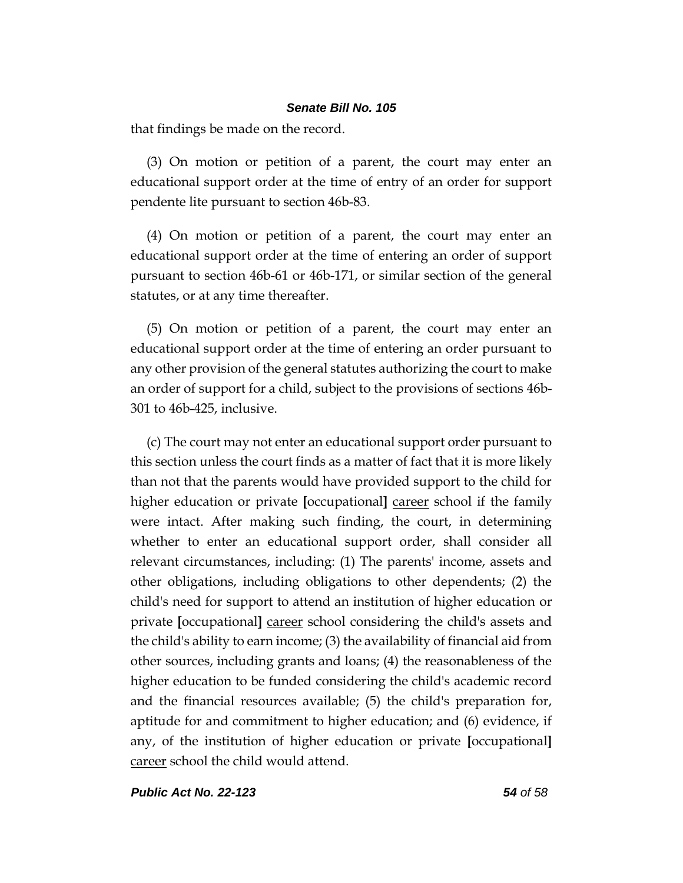that findings be made on the record.

(3) On motion or petition of a parent, the court may enter an educational support order at the time of entry of an order for support pendente lite pursuant to section 46b-83.

(4) On motion or petition of a parent, the court may enter an educational support order at the time of entering an order of support pursuant to section 46b-61 or 46b-171, or similar section of the general statutes, or at any time thereafter.

(5) On motion or petition of a parent, the court may enter an educational support order at the time of entering an order pursuant to any other provision of the general statutes authorizing the court to make an order of support for a child, subject to the provisions of sections 46b-301 to 46b-425, inclusive.

(c) The court may not enter an educational support order pursuant to this section unless the court finds as a matter of fact that it is more likely than not that the parents would have provided support to the child for higher education or private **[**occupational**]** <u>career</u> school if the family were intact. After making such finding, the court, in determining whether to enter an educational support order, shall consider all relevant circumstances, including: (1) The parents' income, assets and other obligations, including obligations to other dependents; (2) the child's need for support to attend an institution of higher education or private **[**occupational**]** <u>career</u> school considering the child's assets and the child's ability to earn income; (3) the availability of financial aid from other sources, including grants and loans; (4) the reasonableness of the higher education to be funded considering the child's academic record and the financial resources available; (5) the child's preparation for, aptitude for and commitment to higher education; and (6) evidence, if any, of the institution of higher education or private **[**occupational**]** <u>career</u> school the child would attend.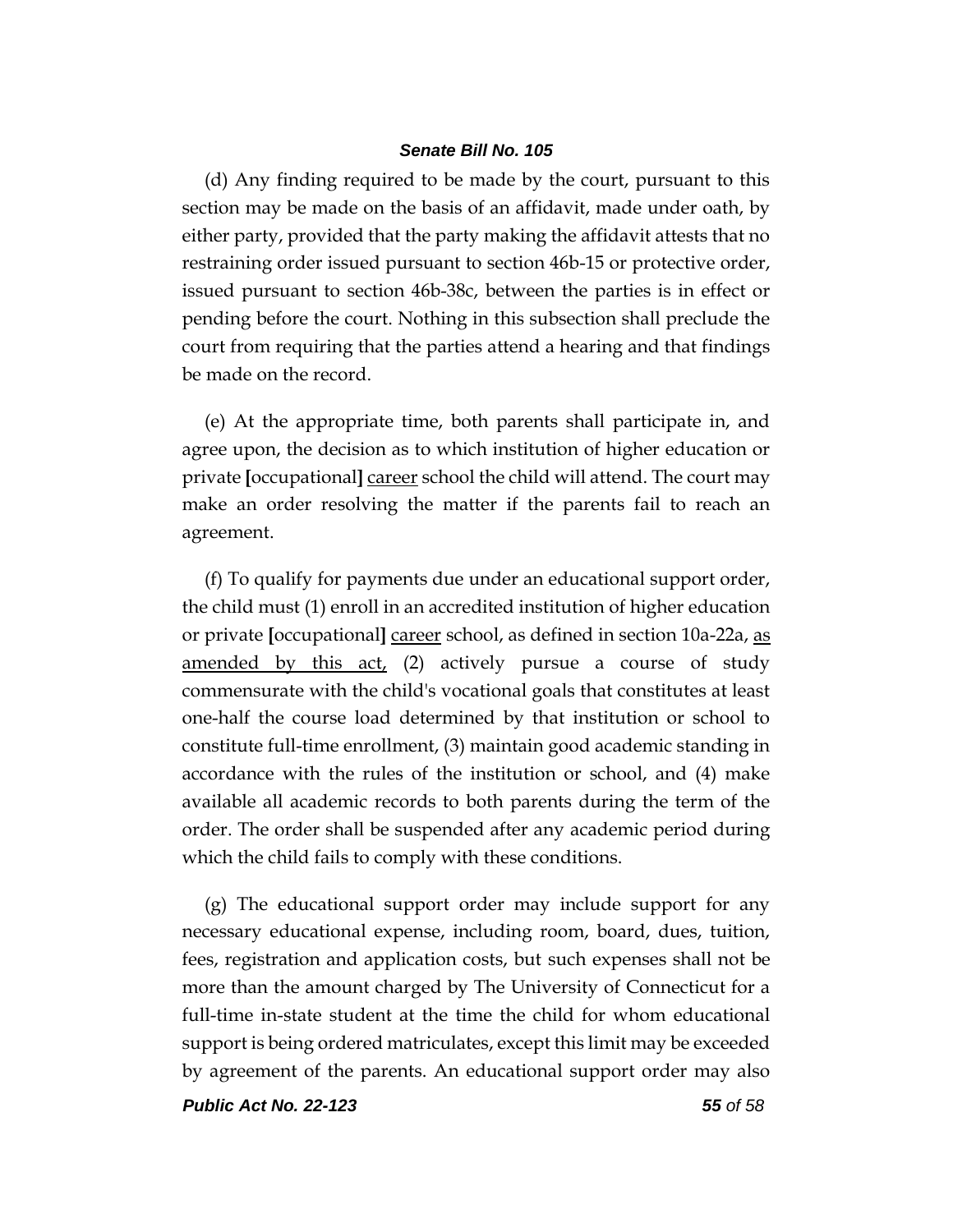(d) Any finding required to be made by the court, pursuant to this section may be made on the basis of an affidavit, made under oath, by either party, provided that the party making the affidavit attests that no restraining order issued pursuant to section 46b-15 or protective order, issued pursuant to section 46b-38c, between the parties is in effect or pending before the court. Nothing in this subsection shall preclude the court from requiring that the parties attend a hearing and that findings be made on the record.

(e) At the appropriate time, both parents shall participate in, and agree upon, the decision as to which institution of higher education or private [occupational] career school the child will attend. The court may make an order resolving the matter if the parents fail to reach an agreement.

(f) To qualify for payments due under an educational support order, the child must (1) enroll in an accredited institution of higher education or private [occupational] career school, as defined in section 10a-22a, as amended by this act, (2) actively pursue a course of study commensurate with the child's vocational goals that constitutes at least one-half the course load determined by that institution or school to constitute full-time enrollment, (3) maintain good academic standing in accordance with the rules of the institution or school, and (4) make available all academic records to both parents during the term of the order. The order shall be suspended after any academic period during which the child fails to comply with these conditions.

(g) The educational support order may include support for any necessary educational expense, including room, board, dues, tuition, fees, registration and application costs, but such expenses shall not be more than the amount charged by The University of Connecticut for a full-time in-state student at the time the child for whom educational support is being ordered matriculates, except this limit may be exceeded by agreement of the parents. An educational support order may also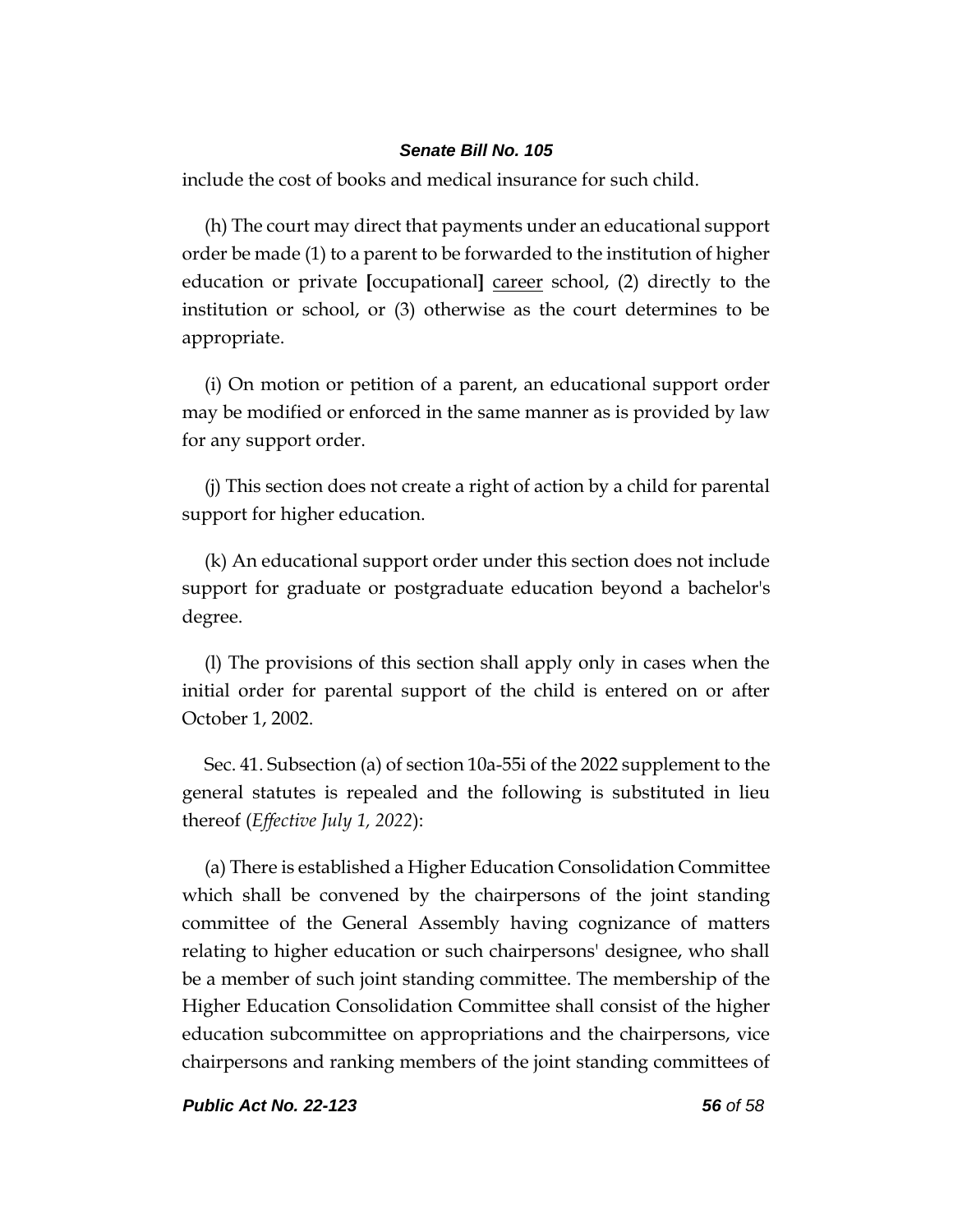include the cost of books and medical insurance for such child.

(h) The court may direct that payments under an educational support order be made (1) to a parent to be forwarded to the institution of higher education or private [occupational] career school, (2) directly to the institution or school, or (3) otherwise as the court determines to be appropriate.

(i) On motion or petition of a parent, an educational support order may be modified or enforced in the same manner as is provided by law for any support order.

(j) This section does not create a right of action by a child for parental support for higher education.

(k) An educational support order under this section does not include support for graduate or postgraduate education beyond a bachelor's degree.

(l) The provisions of this section shall apply only in cases when the initial order for parental support of the child is entered on or after October 1, 2002.

Sec. 41. Subsection (a) of section 10a-55i of the 2022 supplement to the general statutes is repealed and the following is substituted in lieu thereof (*Effective July 1, 2022*):

(a) There is established a Higher Education Consolidation Committee which shall be convened by the chairpersons of the joint standing committee of the General Assembly having cognizance of matters relating to higher education or such chairpersons' designee, who shall be a member of such joint standing committee. The membership of the Higher Education Consolidation Committee shall consist of the higher education subcommittee on appropriations and the chairpersons, vice chairpersons and ranking members of the joint standing committees of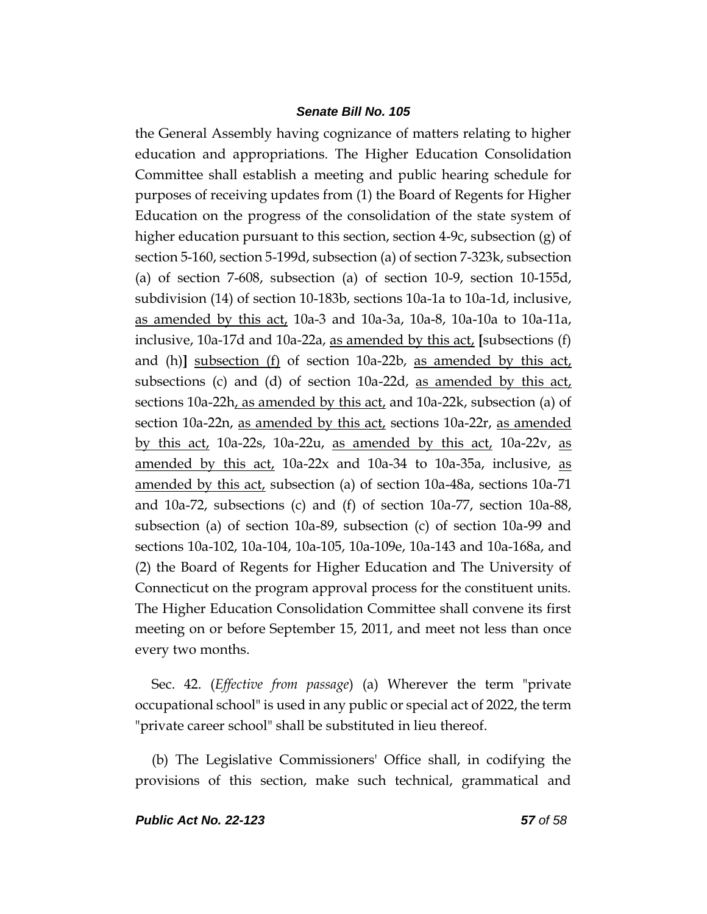the General Assembly having cognizance of matters relating to higher education and appropriations. The Higher Education Consolidation Committee shall establish a meeting and public hearing schedule for purposes of receiving updates from (1) the Board of Regents for Higher Education on the progress of the consolidation of the state system of higher education pursuant to this section, section 4-9c, subsection (g) of section 5-160, section 5-199d, subsection (a) of section 7-323k, subsection (a) of section 7-608, subsection (a) of section 10-9, section 10-155d, subdivision (14) of section 10-183b, sections 10a-1a to 10a-1d, inclusive, <u>as amended by this act,</u> 10a-3 and 10a-3a, 10a-8, 10a-10a to 10a-11a, inclusive, 10a-17d and 10a-22a, <u>as amended by this act,</u> **[**subsections (f) and (h)**]** <u>subsection (f)</u> of section 10a-22b, <u>as amended by this act,</u> subsections (c) and (d) of section 10a-22d, <u>as amended by this act,</u> sections 10a-22h<u>, as amended by this act,</u> and 10a-22k, subsection (a) of section 10a-22n, <u>as amended by this act,</u> sections 10a-22r, <u>as amended by this act,</u> 10a-22s, 10a-22u, <u>as amended by this act,</u> 10a-22v, <u>as amended by this act,</u> 10a-22x and 10a-34 to 10a-35a, inclusive, <u>as amended by this act,</u> subsection (a) of section 10a-48a, sections 10a-71 and 10a-72, subsections (c) and (f) of section 10a-77, section 10a-88, subsection (a) of section 10a-89, subsection (c) of section 10a-99 and sections 10a-102, 10a-104, 10a-105, 10a-109e, 10a-143 and 10a-168a, and (2) the Board of Regents for Higher Education and The University of Connecticut on the program approval process for the constituent units. The Higher Education Consolidation Committee shall convene its first meeting on or before September 15, 2011, and meet not less than once every two months.

Sec. 42. (*Effective from passage*) (a) Wherever the term "private occupational school" is used in any public or special act of 2022, the term "private career school" shall be substituted in lieu thereof.

(b) The Legislative Commissioners' Office shall, in codifying the provisions of this section, make such technical, grammatical and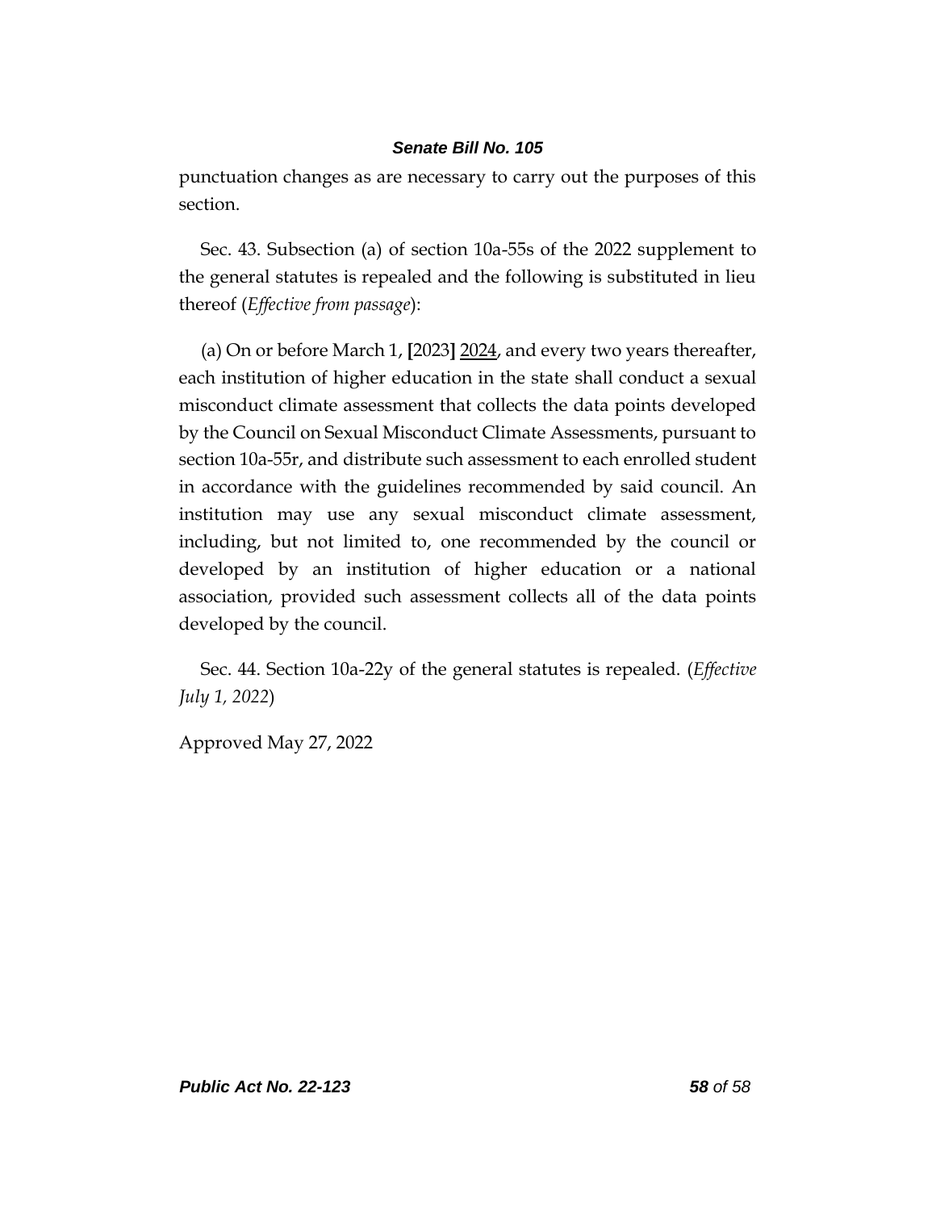punctuation changes as are necessary to carry out the purposes of this section.

Sec. 43. Subsection (a) of section 10a-55s of the 2022 supplement to the general statutes is repealed and the following is substituted in lieu thereof (*Effective from passage*):

(a) On or before March 1, **[**2023**]** <u>2024</u>, and every two years thereafter, each institution of higher education in the state shall conduct a sexual misconduct climate assessment that collects the data points developed by the Council on Sexual Misconduct Climate Assessments, pursuant to section 10a-55r, and distribute such assessment to each enrolled student in accordance with the guidelines recommended by said council. An institution may use any sexual misconduct climate assessment, including, but not limited to, one recommended by the council or developed by an institution of higher education or a national association, provided such assessment collects all of the data points developed by the council.

Sec. 44. Section 10a-22y of the general statutes is repealed. (*Effective July 1, 2022*)

Approved May 27, 2022